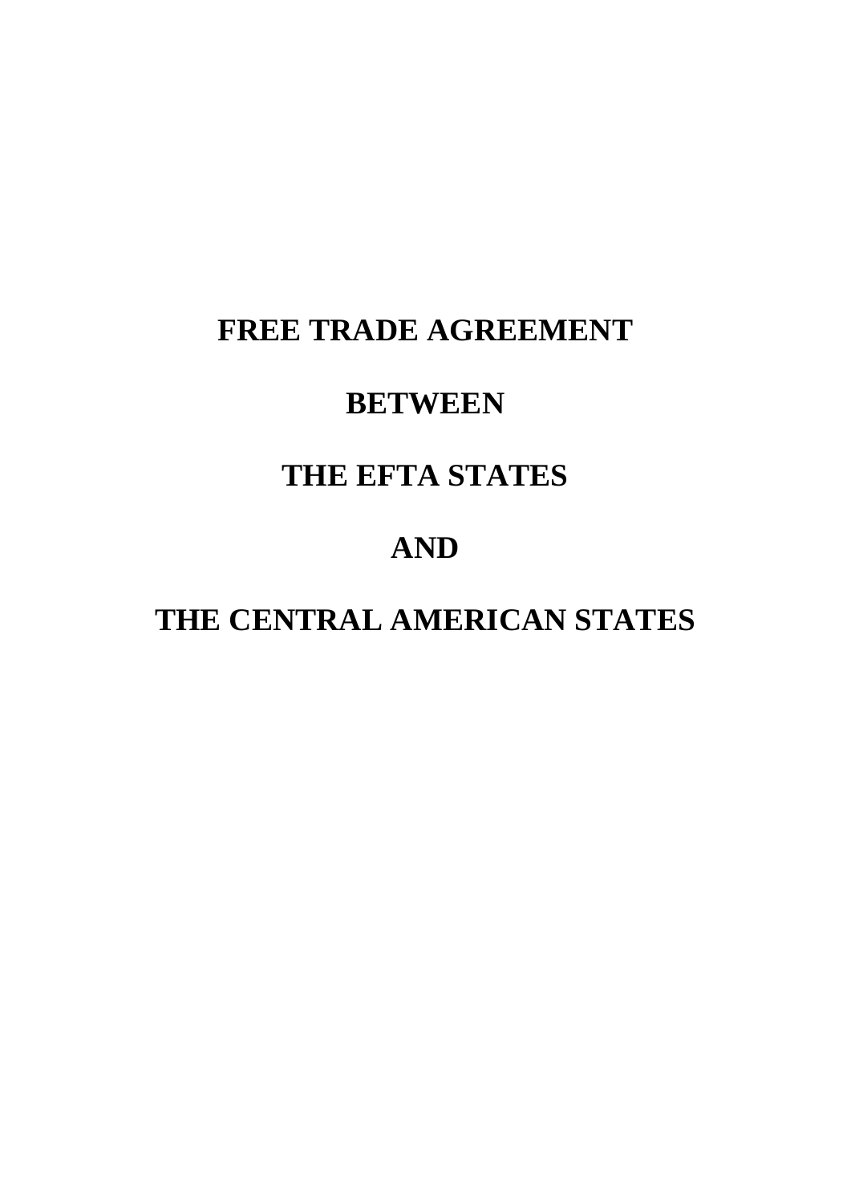# FREE TRADE AGREEMENT

# BETWEEN

# THE EFTA STATES

# AND

# THE CENTRAL AMERICAN STATES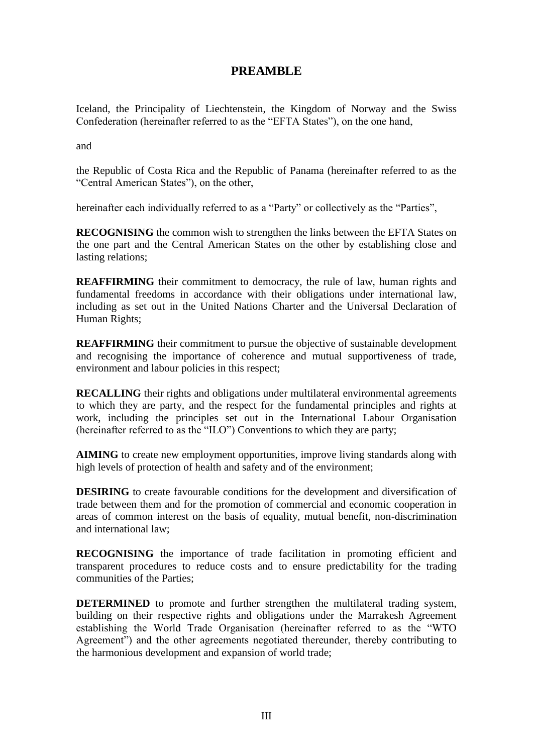# PREAMBLE

Iceland, the Principality of Liechtenstein, the Kingdom of Norway and the Swiss Confederation (hereinafter referred to as the "EFTA States"), on the one hand,

and

the Republic of Costa Rica and the Republic of Panama (hereinafter referred to as the "Central American States"), on the other,

hereinafter each individually referred to as a "Party" or collectively as the "Parties",

**RECOGNISING** the common wish to strengthen the links between the EFTA States on the one part and the Central American States on the other by establishing close and lasting relations;

**REAFFIRMING** their commitment to democracy, the rule of law, human rights and fundamental freedoms in accordance with their obligations under international law, including as set out in the United Nations Charter and the Universal Declaration of Human Rights;

**REAFFIRMING** their commitment to pursue the objective of sustainable development and recognising the importance of coherence and mutual supportiveness of trade, environment and labour policies in this respect;

**RECALLING** their rights and obligations under multilateral environmental agreements to which they are party, and the respect for the fundamental principles and rights at work, including the principles set out in the International Labour Organisation (hereinafter referred to as the "ILO") Conventions to which they are party;

**AIMING** to create new employment opportunities, improve living standards along with high levels of protection of health and safety and of the environment;

**DESIRING** to create favourable conditions for the development and diversification of trade between them and for the promotion of commercial and economic cooperation in areas of common interest on the basis of equality, mutual benefit, non-discrimination and international law;

**RECOGNISING** the importance of trade facilitation in promoting efficient and transparent procedures to reduce costs and to ensure predictability for the trading communities of the Parties;

**DETERMINED** to promote and further strengthen the multilateral trading system, building on their respective rights and obligations under the Marrakesh Agreement establishing the World Trade Organisation (hereinafter referred to as the "WTO Agreement") and the other agreements negotiated thereunder, thereby contributing to the harmonious development and expansion of world trade;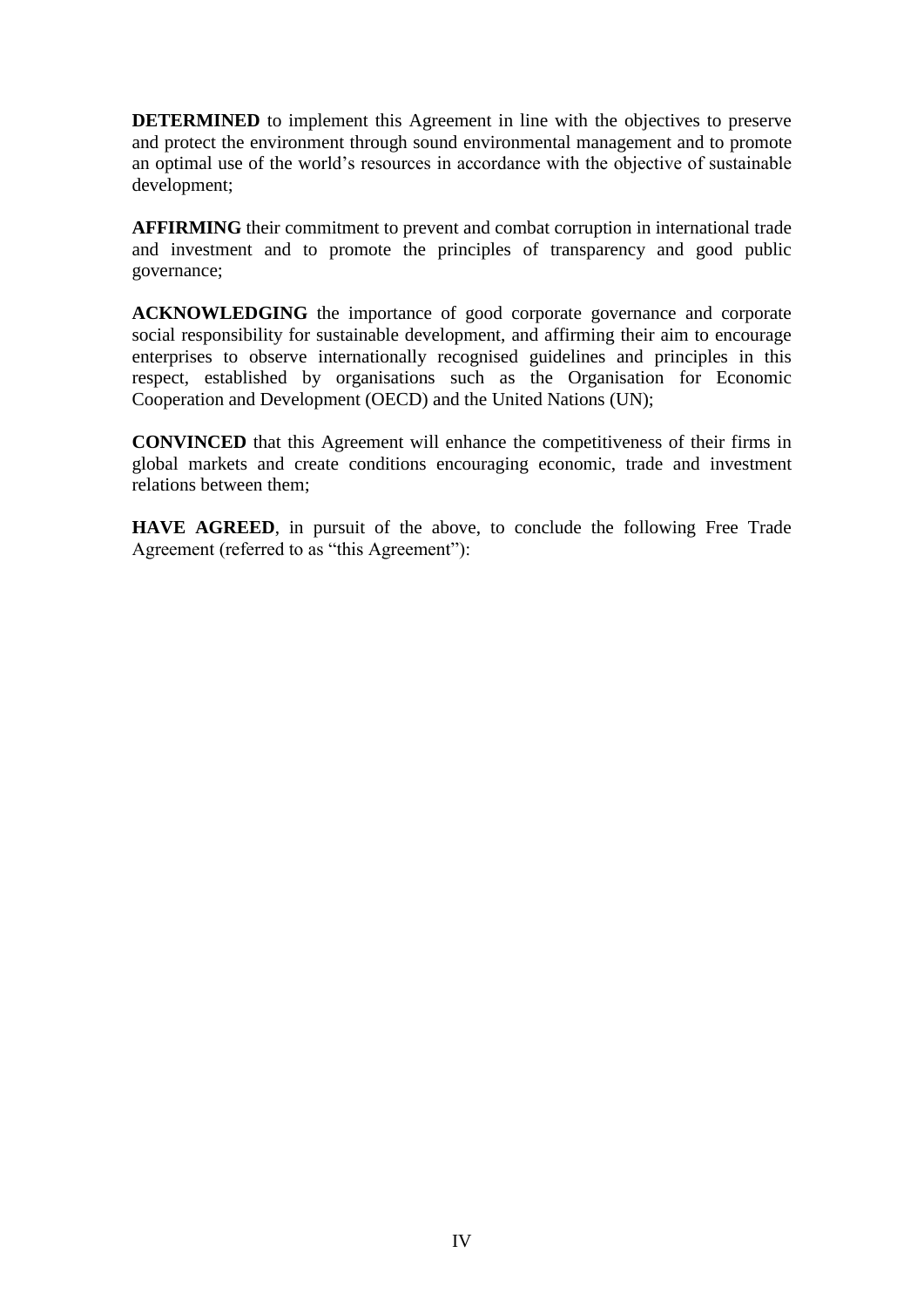**DETERMINED** to implement this Agreement in line with the objectives to preserve and protect the environment through sound environmental management and to promote an optimal use of the world's resources in accordance with the objective of sustainable development;

**AFFIRMING** their commitment to prevent and combat corruption in international trade and investment and to promote the principles of transparency and good public governance;

**ACKNOWLEDGING** the importance of good corporate governance and corporate social responsibility for sustainable development, and affirming their aim to encourage enterprises to observe internationally recognised guidelines and principles in this respect, established by organisations such as the Organisation for Economic Cooperation and Development (OECD) and the United Nations (UN);

**CONVINCED** that this Agreement will enhance the competitiveness of their firms in global markets and create conditions encouraging economic, trade and investment relations between them;

**HAVE AGREED**, in pursuit of the above, to conclude the following Free Trade Agreement (referred to as "this Agreement"):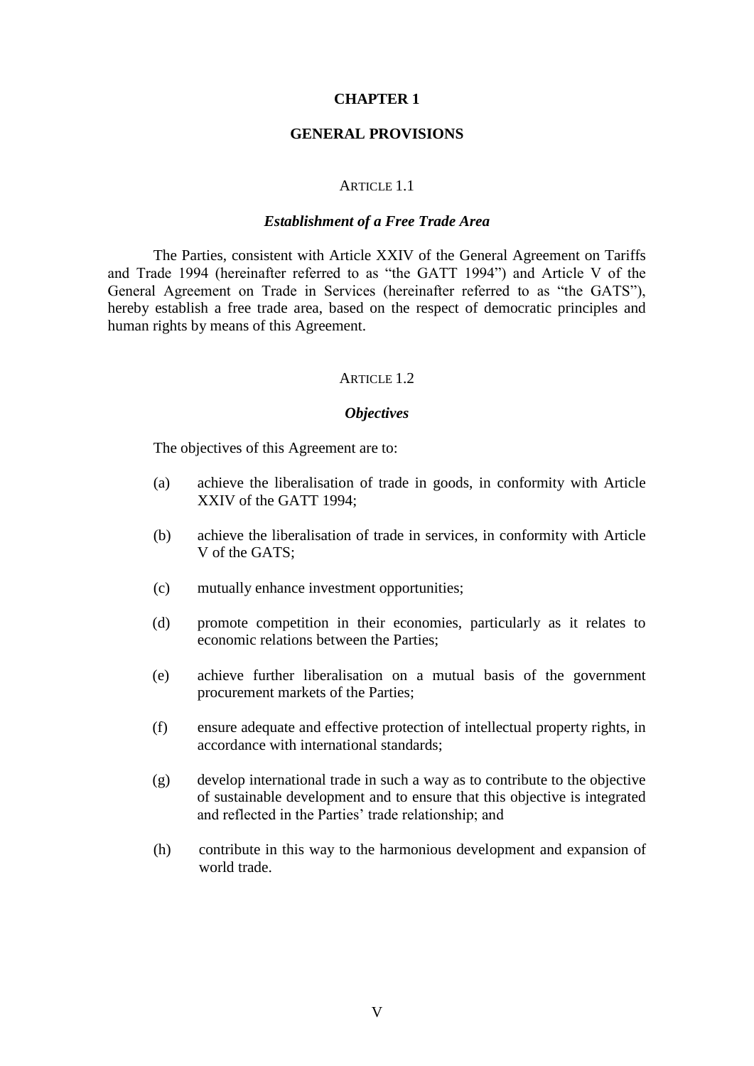# CHAPTER 1

## GENERAL PROVISIONS

### ARTICLE 1.1

***Establishment of a Free Trade Area***

The Parties, consistent with Article XXIV of the General Agreement on Tariffs and Trade 1994 (hereinafter referred to as "the GATT 1994") and Article V of the General Agreement on Trade in Services (hereinafter referred to as "the GATS"), hereby establish a free trade area, based on the respect of democratic principles and human rights by means of this Agreement.

### ARTICLE 1.2

***Objectives***

The objectives of this Agreement are to:

(a) achieve the liberalisation of trade in goods, in conformity with Article XXIV of the GATT 1994;

(b) achieve the liberalisation of trade in services, in conformity with Article V of the GATS;

(c) mutually enhance investment opportunities;

(d) promote competition in their economies, particularly as it relates to economic relations between the Parties;

(e) achieve further liberalisation on a mutual basis of the government procurement markets of the Parties;

(f) ensure adequate and effective protection of intellectual property rights, in accordance with international standards;

(g) develop international trade in such a way as to contribute to the objective of sustainable development and to ensure that this objective is integrated and reflected in the Parties' trade relationship; and

(h) contribute in this way to the harmonious development and expansion of world trade.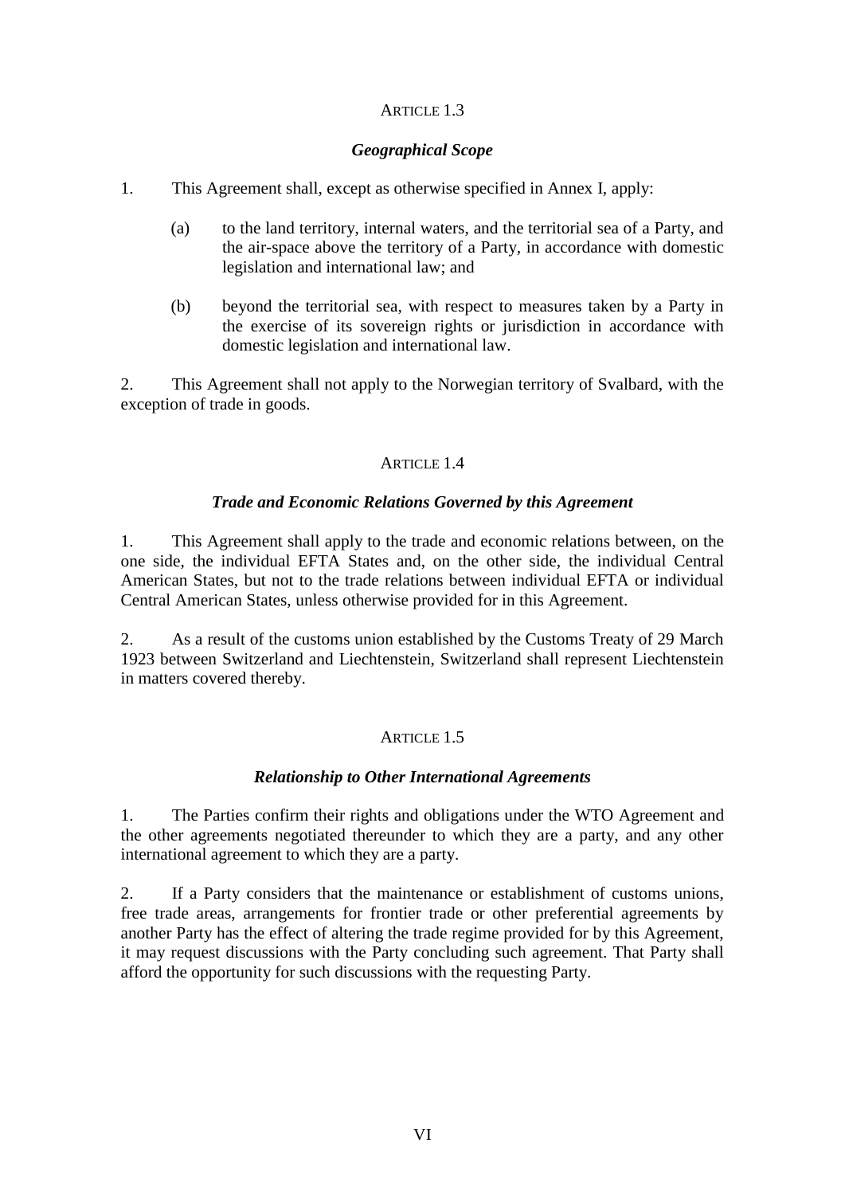ARTICLE 1.3

***Geographical Scope***

1. This Agreement shall, except as otherwise specified in Annex I, apply:

   (a) to the land territory, internal waters, and the territorial sea of a Party, and the air-space above the territory of a Party, in accordance with domestic legislation and international law; and

   (b) beyond the territorial sea, with respect to measures taken by a Party in the exercise of its sovereign rights or jurisdiction in accordance with domestic legislation and international law.

2. This Agreement shall not apply to the Norwegian territory of Svalbard, with the exception of trade in goods.

ARTICLE 1.4

***Trade and Economic Relations Governed by this Agreement***

1. This Agreement shall apply to the trade and economic relations between, on the one side, the individual EFTA States and, on the other side, the individual Central American States, but not to the trade relations between individual EFTA or individual Central American States, unless otherwise provided for in this Agreement.

2. As a result of the customs union established by the Customs Treaty of 29 March 1923 between Switzerland and Liechtenstein, Switzerland shall represent Liechtenstein in matters covered thereby.

ARTICLE 1.5

***Relationship to Other International Agreements***

1. The Parties confirm their rights and obligations under the WTO Agreement and the other agreements negotiated thereunder to which they are a party, and any other international agreement to which they are a party.

2. If a Party considers that the maintenance or establishment of customs unions, free trade areas, arrangements for frontier trade or other preferential agreements by another Party has the effect of altering the trade regime provided for by this Agreement, it may request discussions with the Party concluding such agreement. That Party shall afford the opportunity for such discussions with the requesting Party.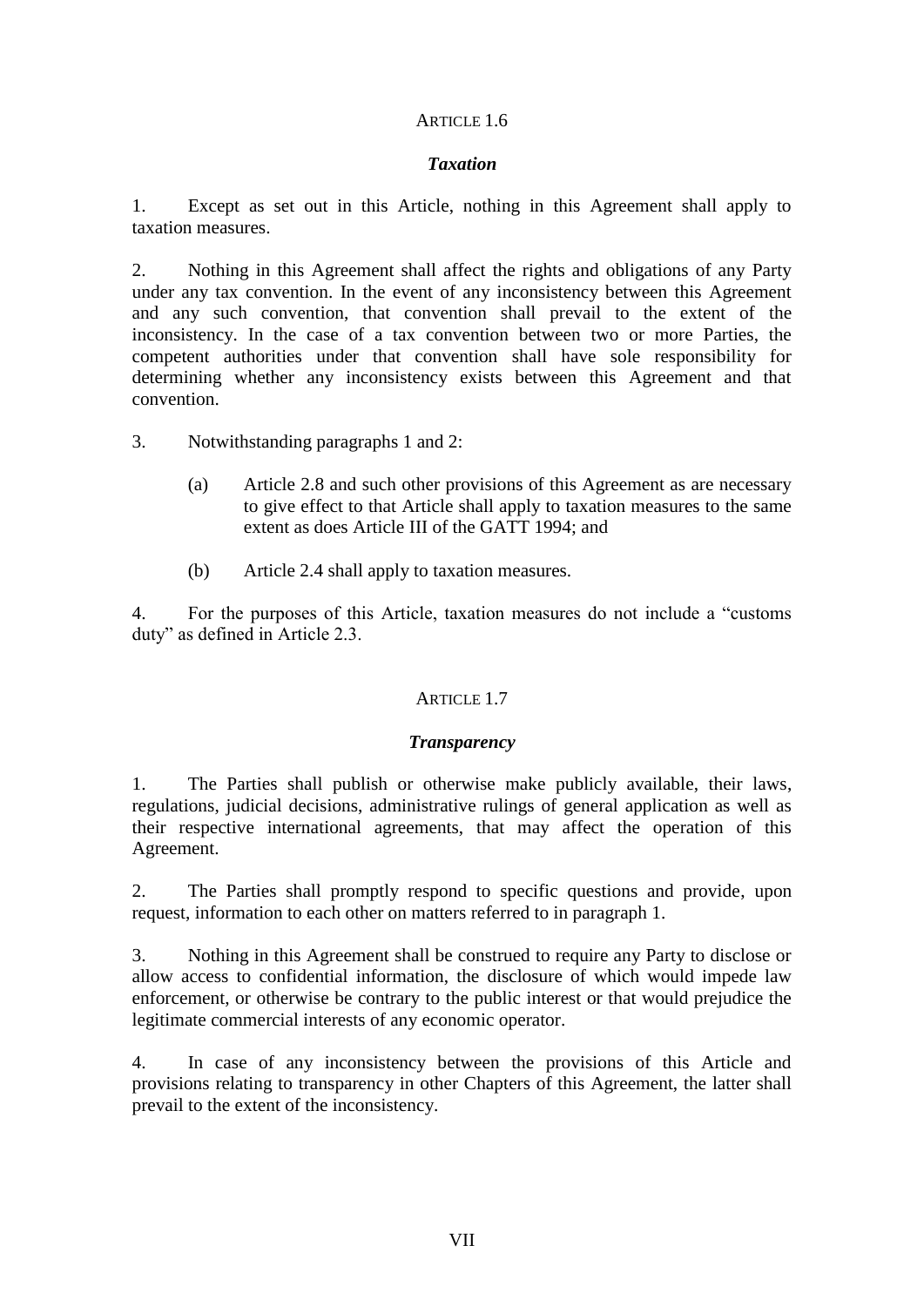## ARTICLE 1.6

### *Taxation*

1. Except as set out in this Article, nothing in this Agreement shall apply to taxation measures.

2. Nothing in this Agreement shall affect the rights and obligations of any Party under any tax convention. In the event of any inconsistency between this Agreement and any such convention, that convention shall prevail to the extent of the inconsistency. In the case of a tax convention between two or more Parties, the competent authorities under that convention shall have sole responsibility for determining whether any inconsistency exists between this Agreement and that convention.

3. Notwithstanding paragraphs 1 and 2:

   (a) Article 2.8 and such other provisions of this Agreement as are necessary to give effect to that Article shall apply to taxation measures to the same extent as does Article III of the GATT 1994; and

   (b) Article 2.4 shall apply to taxation measures.

4. For the purposes of this Article, taxation measures do not include a "customs duty" as defined in Article 2.3.

## ARTICLE 1.7

### *Transparency*

1. The Parties shall publish or otherwise make publicly available, their laws, regulations, judicial decisions, administrative rulings of general application as well as their respective international agreements, that may affect the operation of this Agreement.

2. The Parties shall promptly respond to specific questions and provide, upon request, information to each other on matters referred to in paragraph 1.

3. Nothing in this Agreement shall be construed to require any Party to disclose or allow access to confidential information, the disclosure of which would impede law enforcement, or otherwise be contrary to the public interest or that would prejudice the legitimate commercial interests of any economic operator.

4. In case of any inconsistency between the provisions of this Article and provisions relating to transparency in other Chapters of this Agreement, the latter shall prevail to the extent of the inconsistency.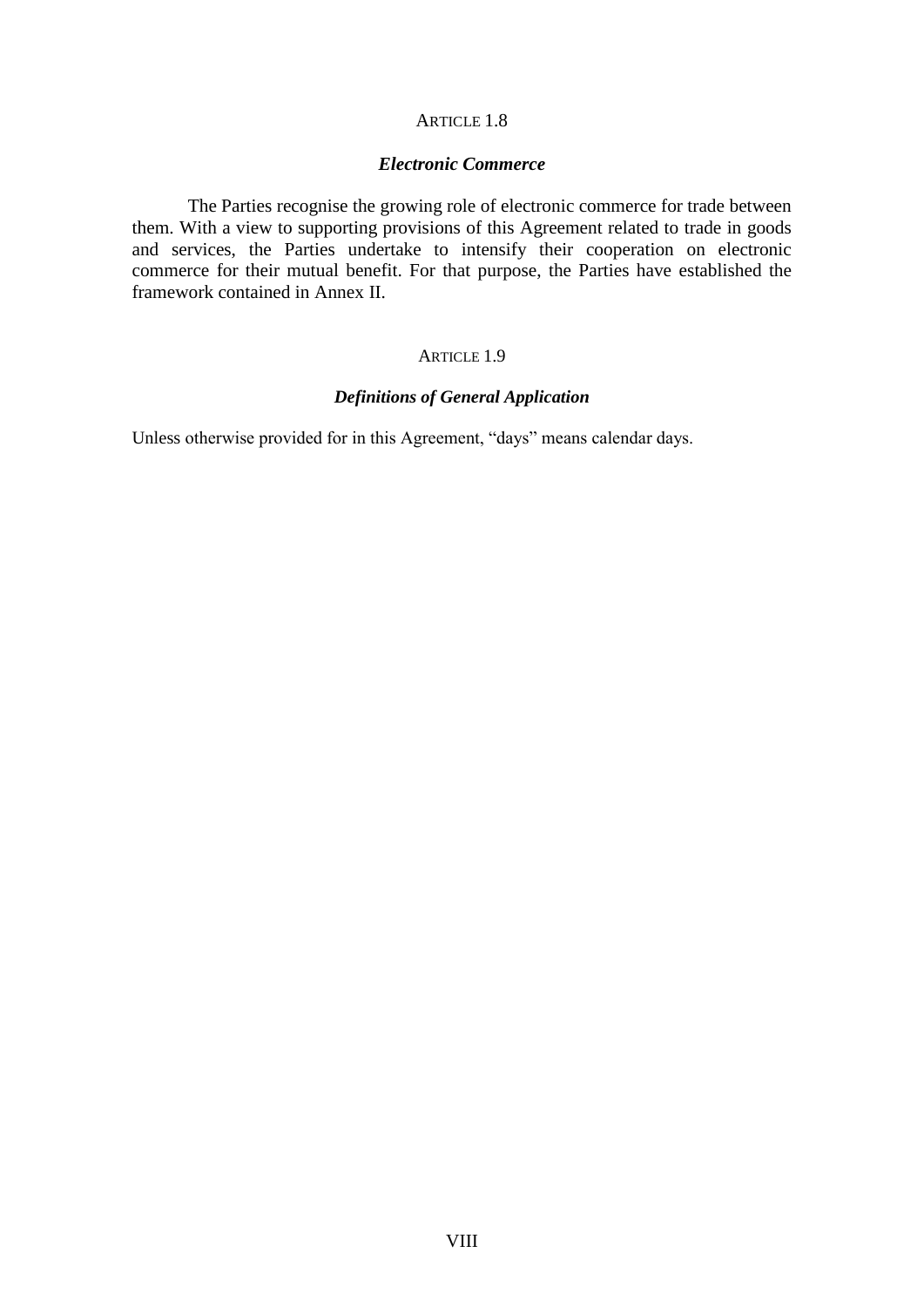## ARTICLE 1.8

### *Electronic Commerce*

The Parties recognise the growing role of electronic commerce for trade between them. With a view to supporting provisions of this Agreement related to trade in goods and services, the Parties undertake to intensify their cooperation on electronic commerce for their mutual benefit. For that purpose, the Parties have established the framework contained in Annex II.

## ARTICLE 1.9

### *Definitions of General Application*

Unless otherwise provided for in this Agreement, "days" means calendar days.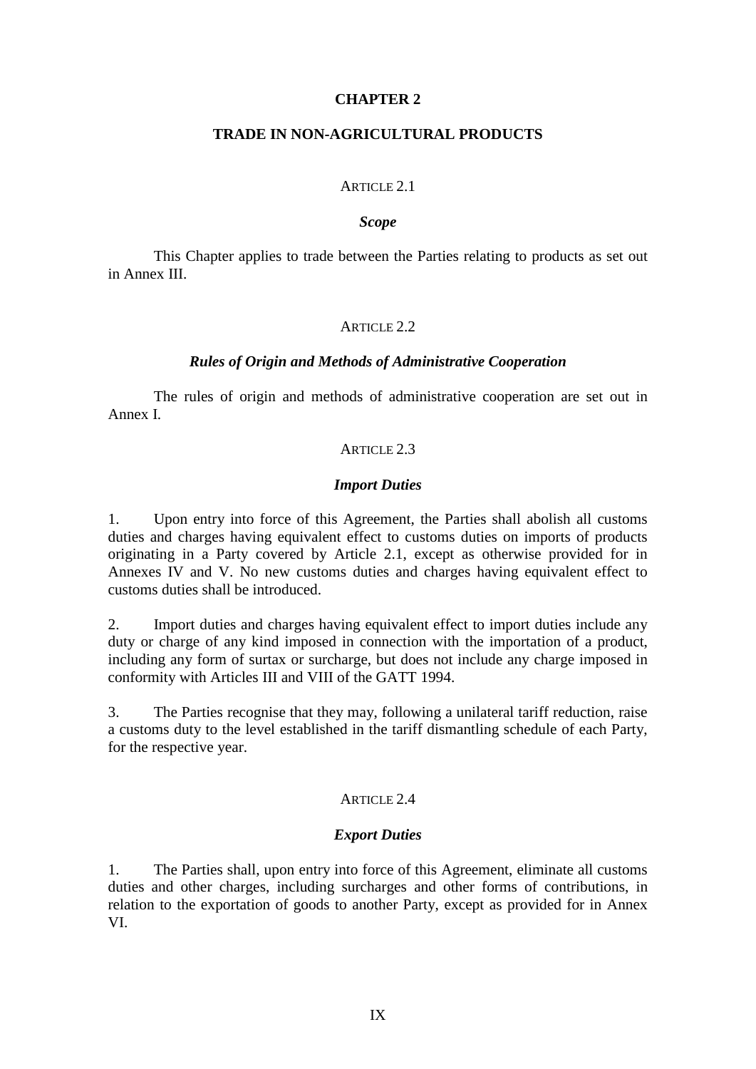## CHAPTER 2

## TRADE IN NON-AGRICULTURAL PRODUCTS

### ARTICLE 2.1

***Scope***

This Chapter applies to trade between the Parties relating to products as set out in Annex III.

### ARTICLE 2.2

***Rules of Origin and Methods of Administrative Cooperation***

The rules of origin and methods of administrative cooperation are set out in Annex I.

### ARTICLE 2.3

***Import Duties***

1. Upon entry into force of this Agreement, the Parties shall abolish all customs duties and charges having equivalent effect to customs duties on imports of products originating in a Party covered by Article 2.1, except as otherwise provided for in Annexes IV and V. No new customs duties and charges having equivalent effect to customs duties shall be introduced.

2. Import duties and charges having equivalent effect to import duties include any duty or charge of any kind imposed in connection with the importation of a product, including any form of surtax or surcharge, but does not include any charge imposed in conformity with Articles III and VIII of the GATT 1994.

3. The Parties recognise that they may, following a unilateral tariff reduction, raise a customs duty to the level established in the tariff dismantling schedule of each Party, for the respective year.

### ARTICLE 2.4

***Export Duties***

1. The Parties shall, upon entry into force of this Agreement, eliminate all customs duties and other charges, including surcharges and other forms of contributions, in relation to the exportation of goods to another Party, except as provided for in Annex VI.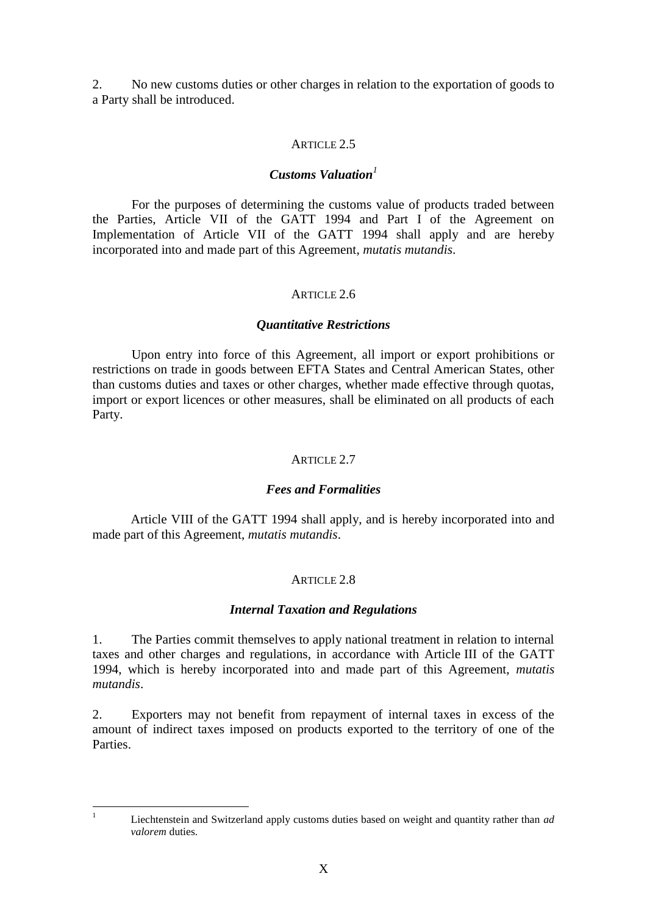2. No new customs duties or other charges in relation to the exportation of goods to a Party shall be introduced.

### ARTICLE 2.5

### *Customs Valuation*[1]

For the purposes of determining the customs value of products traded between the Parties, Article VII of the GATT 1994 and Part I of the Agreement on Implementation of Article VII of the GATT 1994 shall apply and are hereby incorporated into and made part of this Agreement, *mutatis mutandis*.

### ARTICLE 2.6

### *Quantitative Restrictions*

Upon entry into force of this Agreement, all import or export prohibitions or restrictions on trade in goods between EFTA States and Central American States, other than customs duties and taxes or other charges, whether made effective through quotas, import or export licences or other measures, shall be eliminated on all products of each Party.

### ARTICLE 2.7

### *Fees and Formalities*

Article VIII of the GATT 1994 shall apply, and is hereby incorporated into and made part of this Agreement, *mutatis mutandis*.

### ARTICLE 2.8

### *Internal Taxation and Regulations*

1. The Parties commit themselves to apply national treatment in relation to internal taxes and other charges and regulations, in accordance with Article III of the GATT 1994, which is hereby incorporated into and made part of this Agreement, *mutatis mutandis*.

2. Exporters may not benefit from repayment of internal taxes in excess of the amount of indirect taxes imposed on products exported to the territory of one of the Parties.

---

[1] Liechtenstein and Switzerland apply customs duties based on weight and quantity rather than *ad valorem* duties.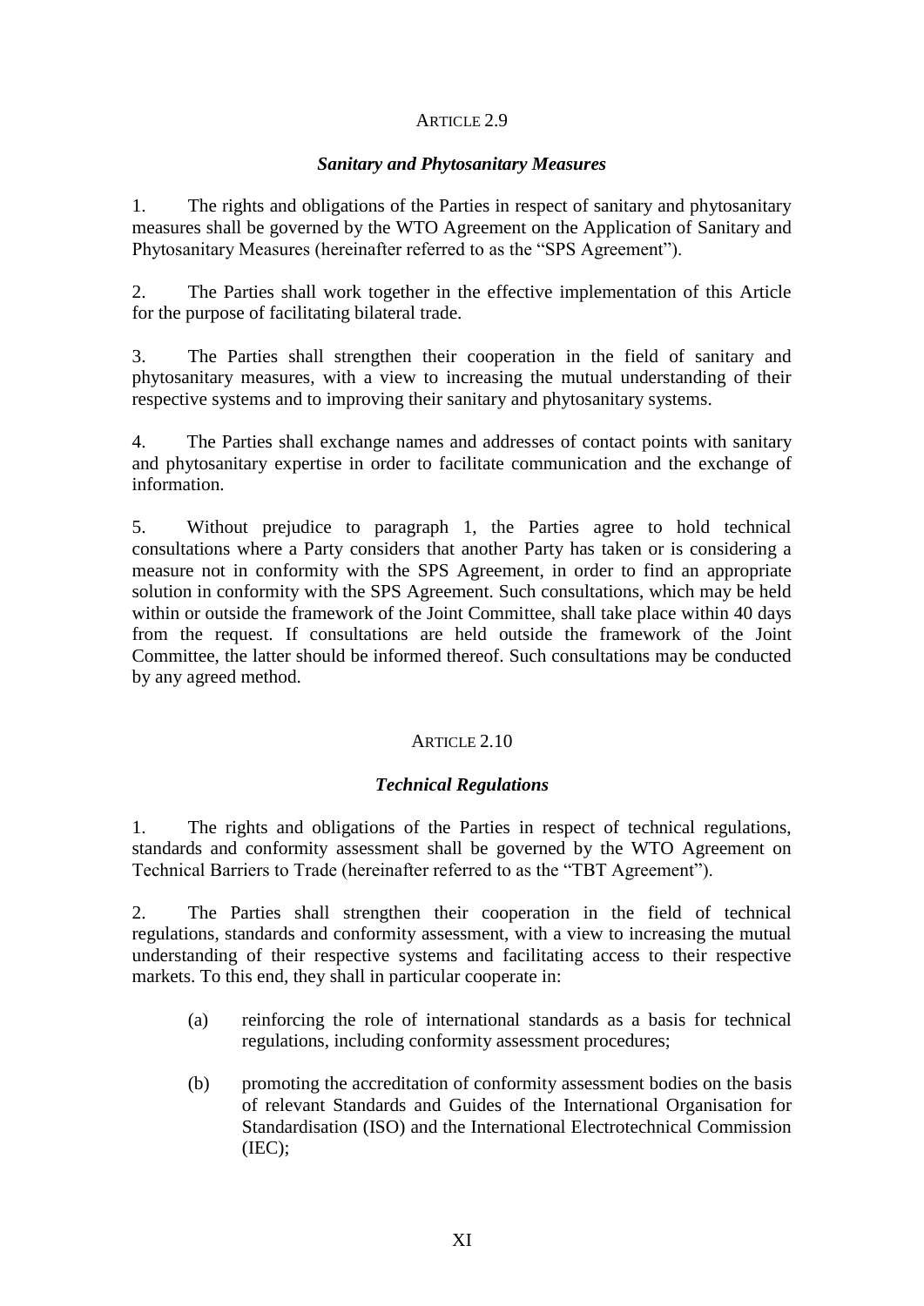## ARTICLE 2.9

### *Sanitary and Phytosanitary Measures*

1. The rights and obligations of the Parties in respect of sanitary and phytosanitary measures shall be governed by the WTO Agreement on the Application of Sanitary and Phytosanitary Measures (hereinafter referred to as the "SPS Agreement").

2. The Parties shall work together in the effective implementation of this Article for the purpose of facilitating bilateral trade.

3. The Parties shall strengthen their cooperation in the field of sanitary and phytosanitary measures, with a view to increasing the mutual understanding of their respective systems and to improving their sanitary and phytosanitary systems.

4. The Parties shall exchange names and addresses of contact points with sanitary and phytosanitary expertise in order to facilitate communication and the exchange of information.

5. Without prejudice to paragraph 1, the Parties agree to hold technical consultations where a Party considers that another Party has taken or is considering a measure not in conformity with the SPS Agreement, in order to find an appropriate solution in conformity with the SPS Agreement. Such consultations, which may be held within or outside the framework of the Joint Committee, shall take place within 40 days from the request. If consultations are held outside the framework of the Joint Committee, the latter should be informed thereof. Such consultations may be conducted by any agreed method.

## ARTICLE 2.10

### *Technical Regulations*

1. The rights and obligations of the Parties in respect of technical regulations, standards and conformity assessment shall be governed by the WTO Agreement on Technical Barriers to Trade (hereinafter referred to as the "TBT Agreement").

2. The Parties shall strengthen their cooperation in the field of technical regulations, standards and conformity assessment, with a view to increasing the mutual understanding of their respective systems and facilitating access to their respective markets. To this end, they shall in particular cooperate in:

(a) reinforcing the role of international standards as a basis for technical regulations, including conformity assessment procedures;

(b) promoting the accreditation of conformity assessment bodies on the basis of relevant Standards and Guides of the International Organisation for Standardisation (ISO) and the International Electrotechnical Commission (IEC);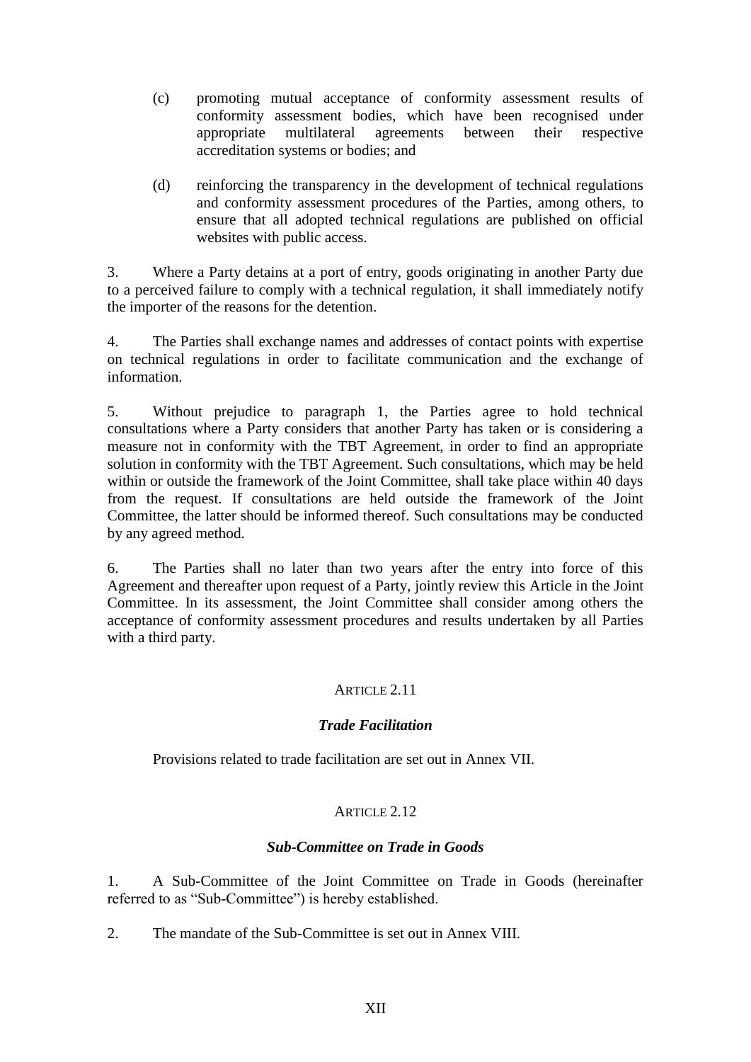(c) promoting mutual acceptance of conformity assessment results of conformity assessment bodies, which have been recognised under appropriate multilateral agreements between their respective accreditation systems or bodies; and

(d) reinforcing the transparency in the development of technical regulations and conformity assessment procedures of the Parties, among others, to ensure that all adopted technical regulations are published on official websites with public access.

3. Where a Party detains at a port of entry, goods originating in another Party due to a perceived failure to comply with a technical regulation, it shall immediately notify the importer of the reasons for the detention.

4. The Parties shall exchange names and addresses of contact points with expertise on technical regulations in order to facilitate communication and the exchange of information.

5. Without prejudice to paragraph 1, the Parties agree to hold technical consultations where a Party considers that another Party has taken or is considering a measure not in conformity with the TBT Agreement, in order to find an appropriate solution in conformity with the TBT Agreement. Such consultations, which may be held within or outside the framework of the Joint Committee, shall take place within 40 days from the request. If consultations are held outside the framework of the Joint Committee, the latter should be informed thereof. Such consultations may be conducted by any agreed method.

6. The Parties shall no later than two years after the entry into force of this Agreement and thereafter upon request of a Party, jointly review this Article in the Joint Committee. In its assessment, the Joint Committee shall consider among others the acceptance of conformity assessment procedures and results undertaken by all Parties with a third party.

## ARTICLE 2.11

### *Trade Facilitation*

Provisions related to trade facilitation are set out in Annex VII.

## ARTICLE 2.12

### *Sub-Committee on Trade in Goods*

1. A Sub-Committee of the Joint Committee on Trade in Goods (hereinafter referred to as "Sub-Committee") is hereby established.

2. The mandate of the Sub-Committee is set out in Annex VIII.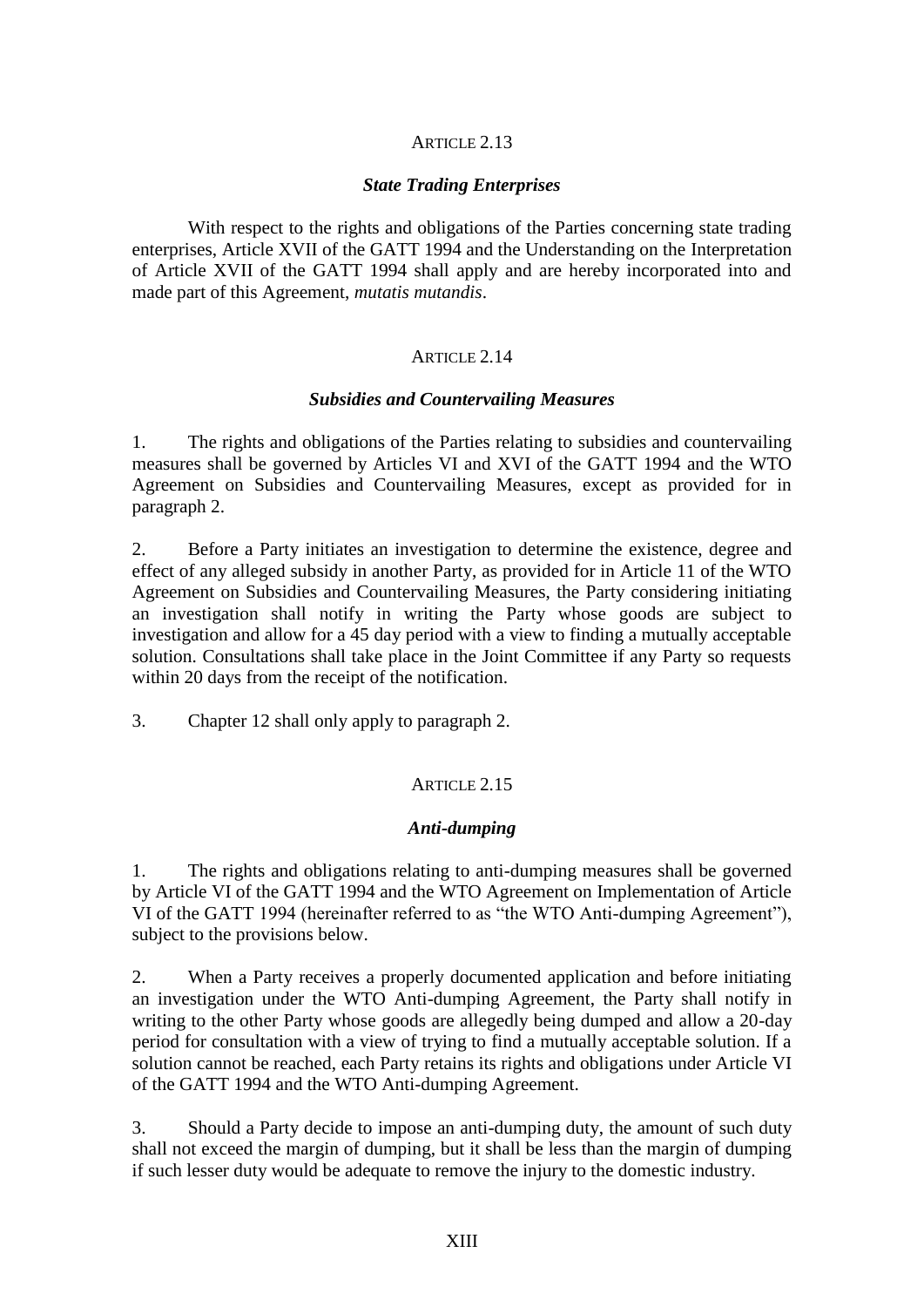## ARTICLE 2.13

### *State Trading Enterprises*

With respect to the rights and obligations of the Parties concerning state trading enterprises, Article XVII of the GATT 1994 and the Understanding on the Interpretation of Article XVII of the GATT 1994 shall apply and are hereby incorporated into and made part of this Agreement, *mutatis mutandis*.

## ARTICLE 2.14

### *Subsidies and Countervailing Measures*

1. The rights and obligations of the Parties relating to subsidies and countervailing measures shall be governed by Articles VI and XVI of the GATT 1994 and the WTO Agreement on Subsidies and Countervailing Measures, except as provided for in paragraph 2.

2. Before a Party initiates an investigation to determine the existence, degree and effect of any alleged subsidy in another Party, as provided for in Article 11 of the WTO Agreement on Subsidies and Countervailing Measures, the Party considering initiating an investigation shall notify in writing the Party whose goods are subject to investigation and allow for a 45 day period with a view to finding a mutually acceptable solution. Consultations shall take place in the Joint Committee if any Party so requests within 20 days from the receipt of the notification.

3. Chapter 12 shall only apply to paragraph 2.

## ARTICLE 2.15

### *Anti-dumping*

1. The rights and obligations relating to anti-dumping measures shall be governed by Article VI of the GATT 1994 and the WTO Agreement on Implementation of Article VI of the GATT 1994 (hereinafter referred to as "the WTO Anti-dumping Agreement"), subject to the provisions below.

2. When a Party receives a properly documented application and before initiating an investigation under the WTO Anti-dumping Agreement, the Party shall notify in writing to the other Party whose goods are allegedly being dumped and allow a 20-day period for consultation with a view of trying to find a mutually acceptable solution. If a solution cannot be reached, each Party retains its rights and obligations under Article VI of the GATT 1994 and the WTO Anti-dumping Agreement.

3. Should a Party decide to impose an anti-dumping duty, the amount of such duty shall not exceed the margin of dumping, but it shall be less than the margin of dumping if such lesser duty would be adequate to remove the injury to the domestic industry.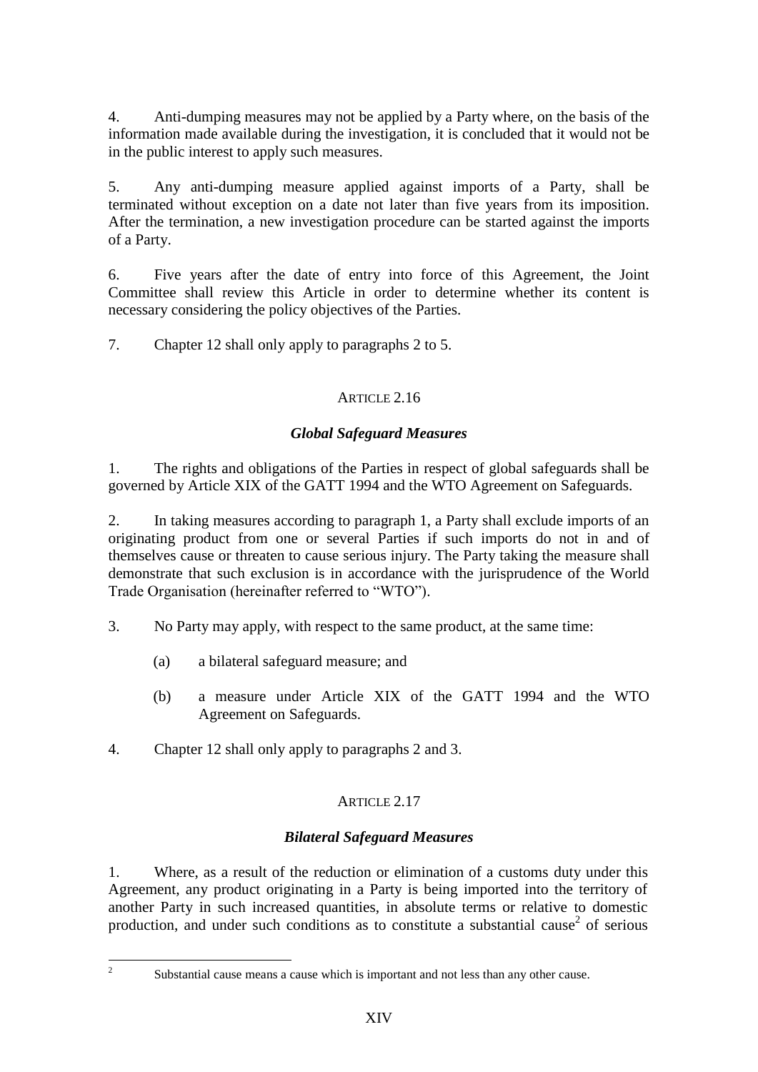4. Anti-dumping measures may not be applied by a Party where, on the basis of the information made available during the investigation, it is concluded that it would not be in the public interest to apply such measures.

5. Any anti-dumping measure applied against imports of a Party, shall be terminated without exception on a date not later than five years from its imposition. After the termination, a new investigation procedure can be started against the imports of a Party.

6. Five years after the date of entry into force of this Agreement, the Joint Committee shall review this Article in order to determine whether its content is necessary considering the policy objectives of the Parties.

7. Chapter 12 shall only apply to paragraphs 2 to 5.

### ARTICLE 2.16

### *Global Safeguard Measures*

1. The rights and obligations of the Parties in respect of global safeguards shall be governed by Article XIX of the GATT 1994 and the WTO Agreement on Safeguards.

2. In taking measures according to paragraph 1, a Party shall exclude imports of an originating product from one or several Parties if such imports do not in and of themselves cause or threaten to cause serious injury. The Party taking the measure shall demonstrate that such exclusion is in accordance with the jurisprudence of the World Trade Organisation (hereinafter referred to "WTO").

3. No Party may apply, with respect to the same product, at the same time:

   (a) a bilateral safeguard measure; and

   (b) a measure under Article XIX of the GATT 1994 and the WTO Agreement on Safeguards.

4. Chapter 12 shall only apply to paragraphs 2 and 3.

### ARTICLE 2.17

### *Bilateral Safeguard Measures*

1. Where, as a result of the reduction or elimination of a customs duty under this Agreement, any product originating in a Party is being imported into the territory of another Party in such increased quantities, in absolute terms or relative to domestic production, and under such conditions as to constitute a substantial cause[2] of serious

[2] Substantial cause means a cause which is important and not less than any other cause.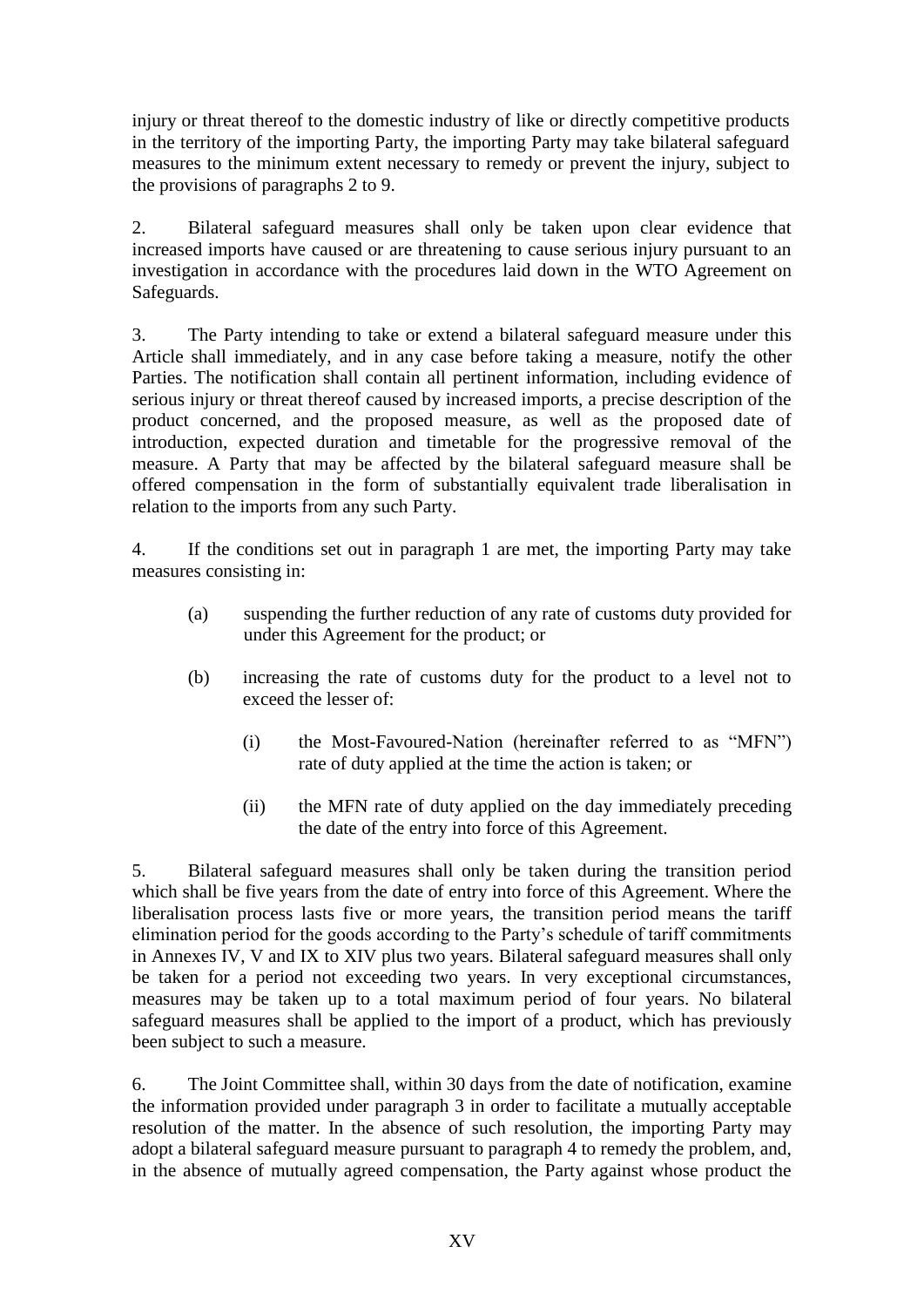injury or threat thereof to the domestic industry of like or directly competitive products in the territory of the importing Party, the importing Party may take bilateral safeguard measures to the minimum extent necessary to remedy or prevent the injury, subject to the provisions of paragraphs 2 to 9.

2. Bilateral safeguard measures shall only be taken upon clear evidence that increased imports have caused or are threatening to cause serious injury pursuant to an investigation in accordance with the procedures laid down in the WTO Agreement on Safeguards.

3. The Party intending to take or extend a bilateral safeguard measure under this Article shall immediately, and in any case before taking a measure, notify the other Parties. The notification shall contain all pertinent information, including evidence of serious injury or threat thereof caused by increased imports, a precise description of the product concerned, and the proposed measure, as well as the proposed date of introduction, expected duration and timetable for the progressive removal of the measure. A Party that may be affected by the bilateral safeguard measure shall be offered compensation in the form of substantially equivalent trade liberalisation in relation to the imports from any such Party.

4. If the conditions set out in paragraph 1 are met, the importing Party may take measures consisting in:

(a) suspending the further reduction of any rate of customs duty provided for under this Agreement for the product; or

(b) increasing the rate of customs duty for the product to a level not to exceed the lesser of:

(i) the Most-Favoured-Nation (hereinafter referred to as "MFN") rate of duty applied at the time the action is taken; or

(ii) the MFN rate of duty applied on the day immediately preceding the date of the entry into force of this Agreement.

5. Bilateral safeguard measures shall only be taken during the transition period which shall be five years from the date of entry into force of this Agreement. Where the liberalisation process lasts five or more years, the transition period means the tariff elimination period for the goods according to the Party's schedule of tariff commitments in Annexes IV, V and IX to XIV plus two years. Bilateral safeguard measures shall only be taken for a period not exceeding two years. In very exceptional circumstances, measures may be taken up to a total maximum period of four years. No bilateral safeguard measures shall be applied to the import of a product, which has previously been subject to such a measure.

6. The Joint Committee shall, within 30 days from the date of notification, examine the information provided under paragraph 3 in order to facilitate a mutually acceptable resolution of the matter. In the absence of such resolution, the importing Party may adopt a bilateral safeguard measure pursuant to paragraph 4 to remedy the problem, and, in the absence of mutually agreed compensation, the Party against whose product the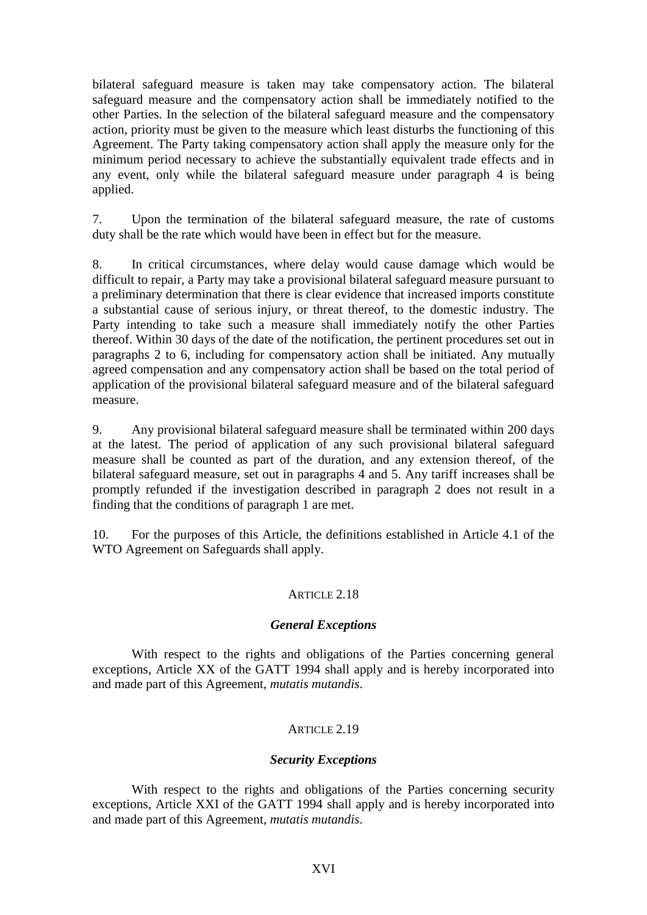bilateral safeguard measure is taken may take compensatory action. The bilateral safeguard measure and the compensatory action shall be immediately notified to the other Parties. In the selection of the bilateral safeguard measure and the compensatory action, priority must be given to the measure which least disturbs the functioning of this Agreement. The Party taking compensatory action shall apply the measure only for the minimum period necessary to achieve the substantially equivalent trade effects and in any event, only while the bilateral safeguard measure under paragraph 4 is being applied.

7. Upon the termination of the bilateral safeguard measure, the rate of customs duty shall be the rate which would have been in effect but for the measure.

8. In critical circumstances, where delay would cause damage which would be difficult to repair, a Party may take a provisional bilateral safeguard measure pursuant to a preliminary determination that there is clear evidence that increased imports constitute a substantial cause of serious injury, or threat thereof, to the domestic industry. The Party intending to take such a measure shall immediately notify the other Parties thereof. Within 30 days of the date of the notification, the pertinent procedures set out in paragraphs 2 to 6, including for compensatory action shall be initiated. Any mutually agreed compensation and any compensatory action shall be based on the total period of application of the provisional bilateral safeguard measure and of the bilateral safeguard measure.

9. Any provisional bilateral safeguard measure shall be terminated within 200 days at the latest. The period of application of any such provisional bilateral safeguard measure shall be counted as part of the duration, and any extension thereof, of the bilateral safeguard measure, set out in paragraphs 4 and 5. Any tariff increases shall be promptly refunded if the investigation described in paragraph 2 does not result in a finding that the conditions of paragraph 1 are met.

10. For the purposes of this Article, the definitions established in Article 4.1 of the WTO Agreement on Safeguards shall apply.

## ARTICLE 2.18

### *General Exceptions*

With respect to the rights and obligations of the Parties concerning general exceptions, Article XX of the GATT 1994 shall apply and is hereby incorporated into and made part of this Agreement, *mutatis mutandis*.

## ARTICLE 2.19

### *Security Exceptions*

With respect to the rights and obligations of the Parties concerning security exceptions, Article XXI of the GATT 1994 shall apply and is hereby incorporated into and made part of this Agreement, *mutatis mutandis*.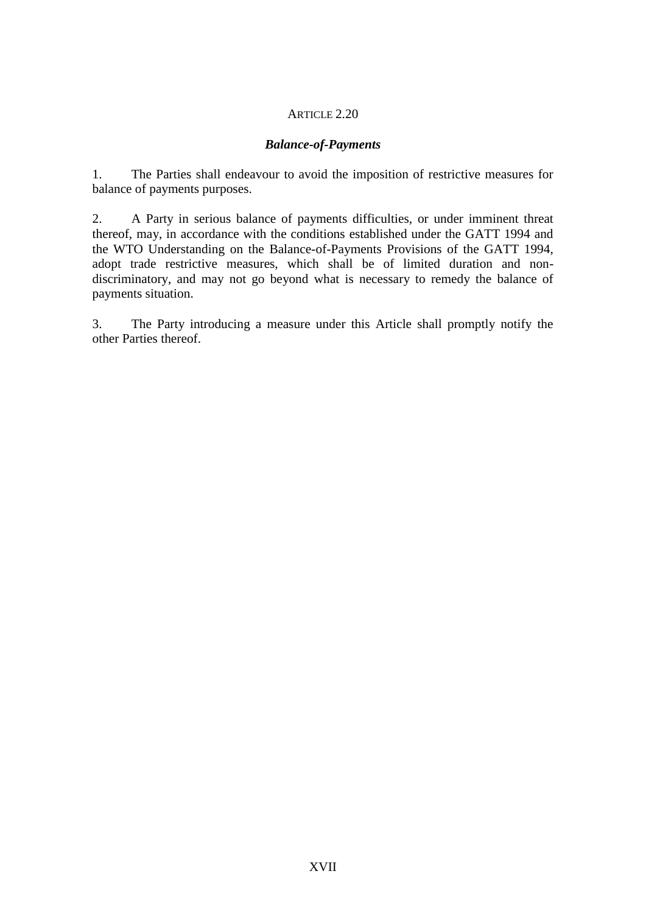ARTICLE 2.20

***Balance-of-Payments***

1. The Parties shall endeavour to avoid the imposition of restrictive measures for balance of payments purposes.

2. A Party in serious balance of payments difficulties, or under imminent threat thereof, may, in accordance with the conditions established under the GATT 1994 and the WTO Understanding on the Balance-of-Payments Provisions of the GATT 1994, adopt trade restrictive measures, which shall be of limited duration and non-discriminatory, and may not go beyond what is necessary to remedy the balance of payments situation.

3. The Party introducing a measure under this Article shall promptly notify the other Parties thereof.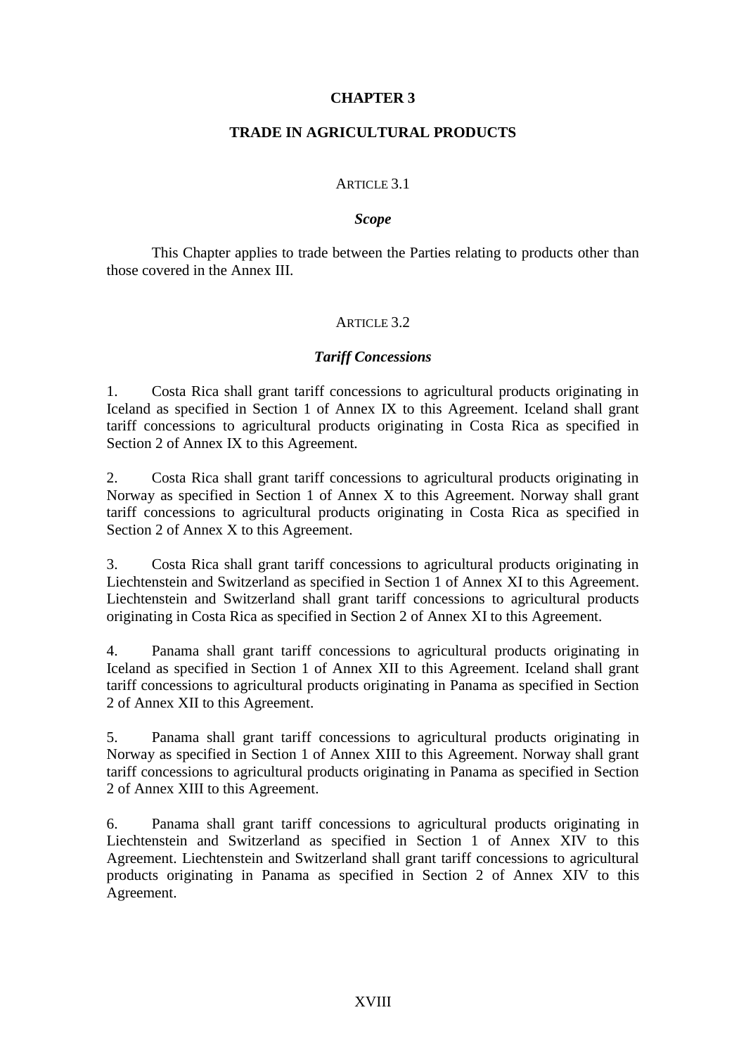# CHAPTER 3

## TRADE IN AGRICULTURAL PRODUCTS

### ARTICLE 3.1

***Scope***

This Chapter applies to trade between the Parties relating to products other than those covered in the Annex III.

### ARTICLE 3.2

***Tariff Concessions***

1. Costa Rica shall grant tariff concessions to agricultural products originating in Iceland as specified in Section 1 of Annex IX to this Agreement. Iceland shall grant tariff concessions to agricultural products originating in Costa Rica as specified in Section 2 of Annex IX to this Agreement.

2. Costa Rica shall grant tariff concessions to agricultural products originating in Norway as specified in Section 1 of Annex X to this Agreement. Norway shall grant tariff concessions to agricultural products originating in Costa Rica as specified in Section 2 of Annex X to this Agreement.

3. Costa Rica shall grant tariff concessions to agricultural products originating in Liechtenstein and Switzerland as specified in Section 1 of Annex XI to this Agreement. Liechtenstein and Switzerland shall grant tariff concessions to agricultural products originating in Costa Rica as specified in Section 2 of Annex XI to this Agreement.

4. Panama shall grant tariff concessions to agricultural products originating in Iceland as specified in Section 1 of Annex XII to this Agreement. Iceland shall grant tariff concessions to agricultural products originating in Panama as specified in Section 2 of Annex XII to this Agreement.

5. Panama shall grant tariff concessions to agricultural products originating in Norway as specified in Section 1 of Annex XIII to this Agreement. Norway shall grant tariff concessions to agricultural products originating in Panama as specified in Section 2 of Annex XIII to this Agreement.

6. Panama shall grant tariff concessions to agricultural products originating in Liechtenstein and Switzerland as specified in Section 1 of Annex XIV to this Agreement. Liechtenstein and Switzerland shall grant tariff concessions to agricultural products originating in Panama as specified in Section 2 of Annex XIV to this Agreement.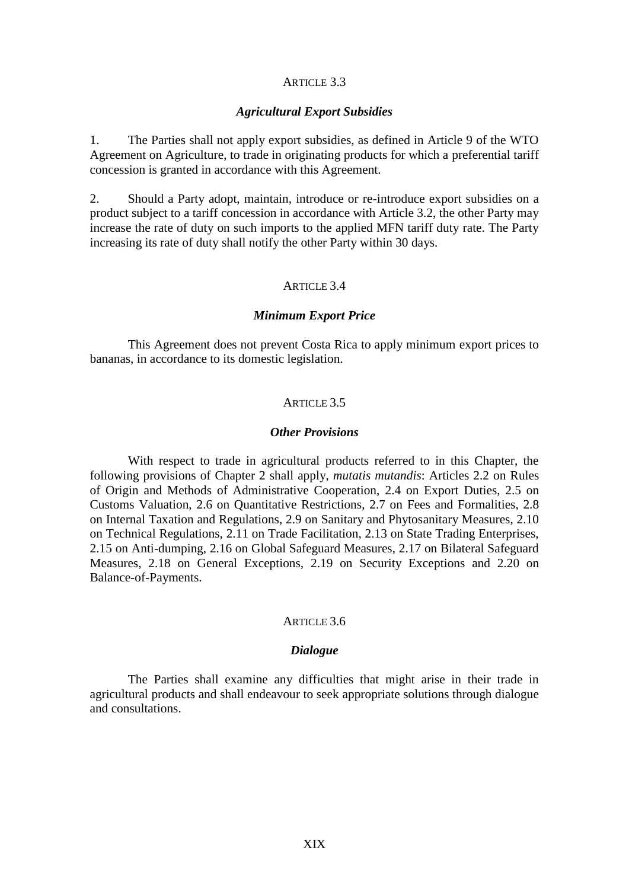ARTICLE 3.3

***Agricultural Export Subsidies***

1. The Parties shall not apply export subsidies, as defined in Article 9 of the WTO Agreement on Agriculture, to trade in originating products for which a preferential tariff concession is granted in accordance with this Agreement.

2. Should a Party adopt, maintain, introduce or re-introduce export subsidies on a product subject to a tariff concession in accordance with Article 3.2, the other Party may increase the rate of duty on such imports to the applied MFN tariff duty rate. The Party increasing its rate of duty shall notify the other Party within 30 days.

ARTICLE 3.4

***Minimum Export Price***

This Agreement does not prevent Costa Rica to apply minimum export prices to bananas, in accordance to its domestic legislation.

ARTICLE 3.5

***Other Provisions***

With respect to trade in agricultural products referred to in this Chapter, the following provisions of Chapter 2 shall apply, *mutatis mutandis*: Articles 2.2 on Rules of Origin and Methods of Administrative Cooperation, 2.4 on Export Duties, 2.5 on Customs Valuation, 2.6 on Quantitative Restrictions, 2.7 on Fees and Formalities, 2.8 on Internal Taxation and Regulations, 2.9 on Sanitary and Phytosanitary Measures, 2.10 on Technical Regulations, 2.11 on Trade Facilitation, 2.13 on State Trading Enterprises, 2.15 on Anti-dumping, 2.16 on Global Safeguard Measures, 2.17 on Bilateral Safeguard Measures, 2.18 on General Exceptions, 2.19 on Security Exceptions and 2.20 on Balance-of-Payments.

ARTICLE 3.6

***Dialogue***

The Parties shall examine any difficulties that might arise in their trade in agricultural products and shall endeavour to seek appropriate solutions through dialogue and consultations.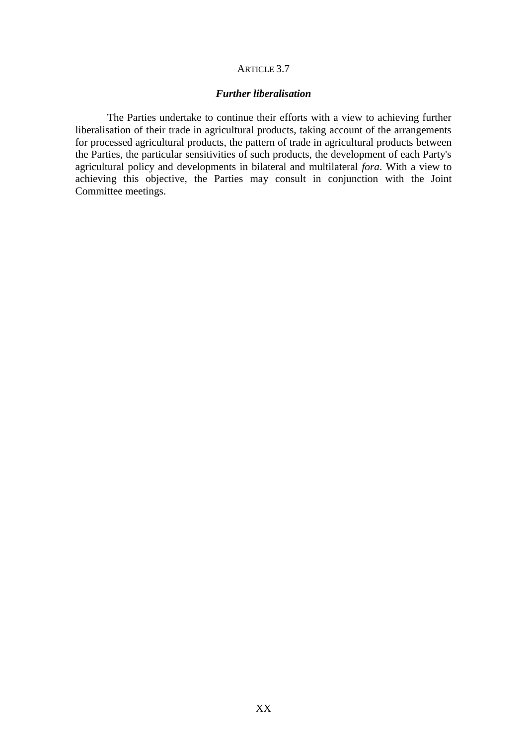ARTICLE 3.7

***Further liberalisation***

The Parties undertake to continue their efforts with a view to achieving further liberalisation of their trade in agricultural products, taking account of the arrangements for processed agricultural products, the pattern of trade in agricultural products between the Parties, the particular sensitivities of such products, the development of each Party's agricultural policy and developments in bilateral and multilateral *fora*. With a view to achieving this objective, the Parties may consult in conjunction with the Joint Committee meetings.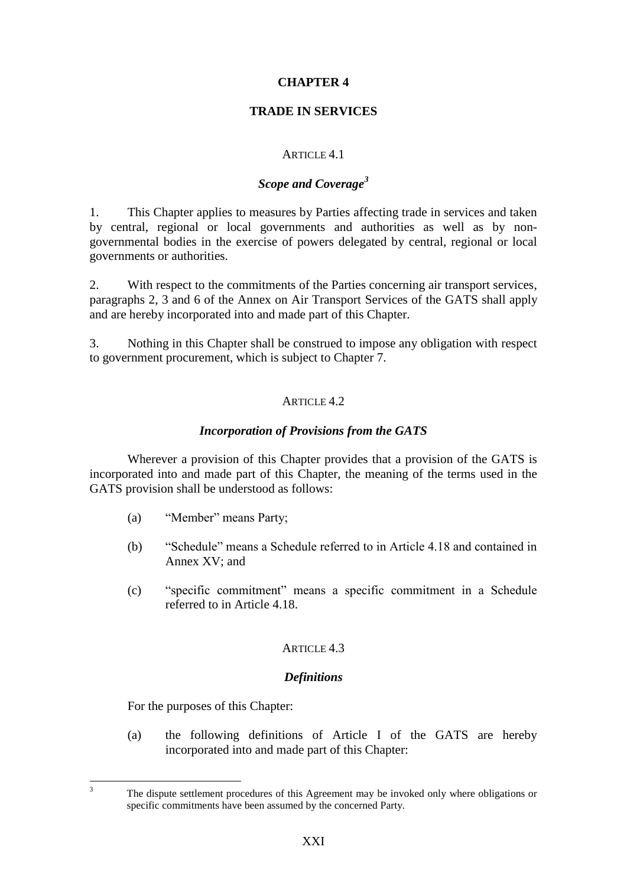# CHAPTER 4

## TRADE IN SERVICES

ARTICLE 4.1

### *Scope and Coverage*[3]

1. This Chapter applies to measures by Parties affecting trade in services and taken by central, regional or local governments and authorities as well as by non-governmental bodies in the exercise of powers delegated by central, regional or local governments or authorities.

2. With respect to the commitments of the Parties concerning air transport services, paragraphs 2, 3 and 6 of the Annex on Air Transport Services of the GATS shall apply and are hereby incorporated into and made part of this Chapter.

3. Nothing in this Chapter shall be construed to impose any obligation with respect to government procurement, which is subject to Chapter 7.

ARTICLE 4.2

### *Incorporation of Provisions from the GATS*

Wherever a provision of this Chapter provides that a provision of the GATS is incorporated into and made part of this Chapter, the meaning of the terms used in the GATS provision shall be understood as follows:

(a) "Member" means Party;

(b) "Schedule" means a Schedule referred to in Article 4.18 and contained in Annex XV; and

(c) "specific commitment" means a specific commitment in a Schedule referred to in Article 4.18.

ARTICLE 4.3

### *Definitions*

For the purposes of this Chapter:

(a) the following definitions of Article I of the GATS are hereby incorporated into and made part of this Chapter:

---

[3] The dispute settlement procedures of this Agreement may be invoked only where obligations or specific commitments have been assumed by the concerned Party.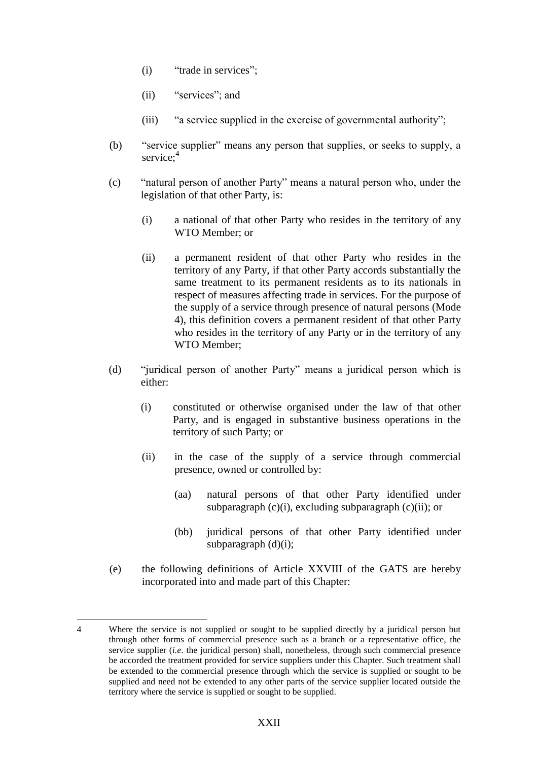(i) "trade in services";

(ii) "services"; and

(iii) "a service supplied in the exercise of governmental authority";

(b) "service supplier" means any person that supplies, or seeks to supply, a service;[4]

(c) "natural person of another Party" means a natural person who, under the legislation of that other Party, is:

(i) a national of that other Party who resides in the territory of any WTO Member; or

(ii) a permanent resident of that other Party who resides in the territory of any Party, if that other Party accords substantially the same treatment to its permanent residents as to its nationals in respect of measures affecting trade in services. For the purpose of the supply of a service through presence of natural persons (Mode 4), this definition covers a permanent resident of that other Party who resides in the territory of any Party or in the territory of any WTO Member;

(d) "juridical person of another Party" means a juridical person which is either:

(i) constituted or otherwise organised under the law of that other Party, and is engaged in substantive business operations in the territory of such Party; or

(ii) in the case of the supply of a service through commercial presence, owned or controlled by:

(aa) natural persons of that other Party identified under subparagraph (c)(i), excluding subparagraph (c)(ii); or

(bb) juridical persons of that other Party identified under subparagraph (d)(i);

(e) the following definitions of Article XXVIII of the GATS are hereby incorporated into and made part of this Chapter:

---

4 Where the service is not supplied or sought to be supplied directly by a juridical person but through other forms of commercial presence such as a branch or a representative office, the service supplier (*i.e*. the juridical person) shall, nonetheless, through such commercial presence be accorded the treatment provided for service suppliers under this Chapter. Such treatment shall be extended to the commercial presence through which the service is supplied or sought to be supplied and need not be extended to any other parts of the service supplier located outside the territory where the service is supplied or sought to be supplied.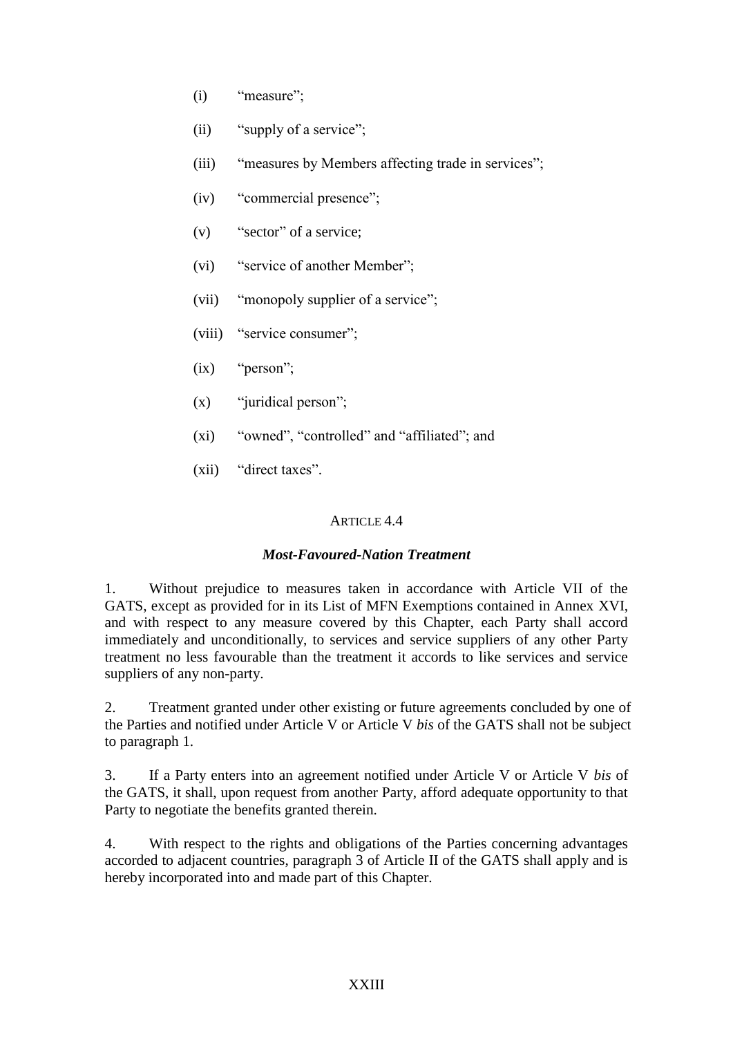(i) "measure";

(ii) "supply of a service";

(iii) "measures by Members affecting trade in services";

(iv) "commercial presence";

(v) "sector" of a service;

(vi) "service of another Member";

(vii) "monopoly supplier of a service";

(viii) "service consumer";

(ix) "person";

(x) "juridical person";

(xi) "owned", "controlled" and "affiliated"; and

(xii) "direct taxes".

### ARTICLE 4.4

### *Most-Favoured-Nation Treatment*

1. Without prejudice to measures taken in accordance with Article VII of the GATS, except as provided for in its List of MFN Exemptions contained in Annex XVI, and with respect to any measure covered by this Chapter, each Party shall accord immediately and unconditionally, to services and service suppliers of any other Party treatment no less favourable than the treatment it accords to like services and service suppliers of any non-party.

2. Treatment granted under other existing or future agreements concluded by one of the Parties and notified under Article V or Article V *bis* of the GATS shall not be subject to paragraph 1.

3. If a Party enters into an agreement notified under Article V or Article V *bis* of the GATS, it shall, upon request from another Party, afford adequate opportunity to that Party to negotiate the benefits granted therein.

4. With respect to the rights and obligations of the Parties concerning advantages accorded to adjacent countries, paragraph 3 of Article II of the GATS shall apply and is hereby incorporated into and made part of this Chapter.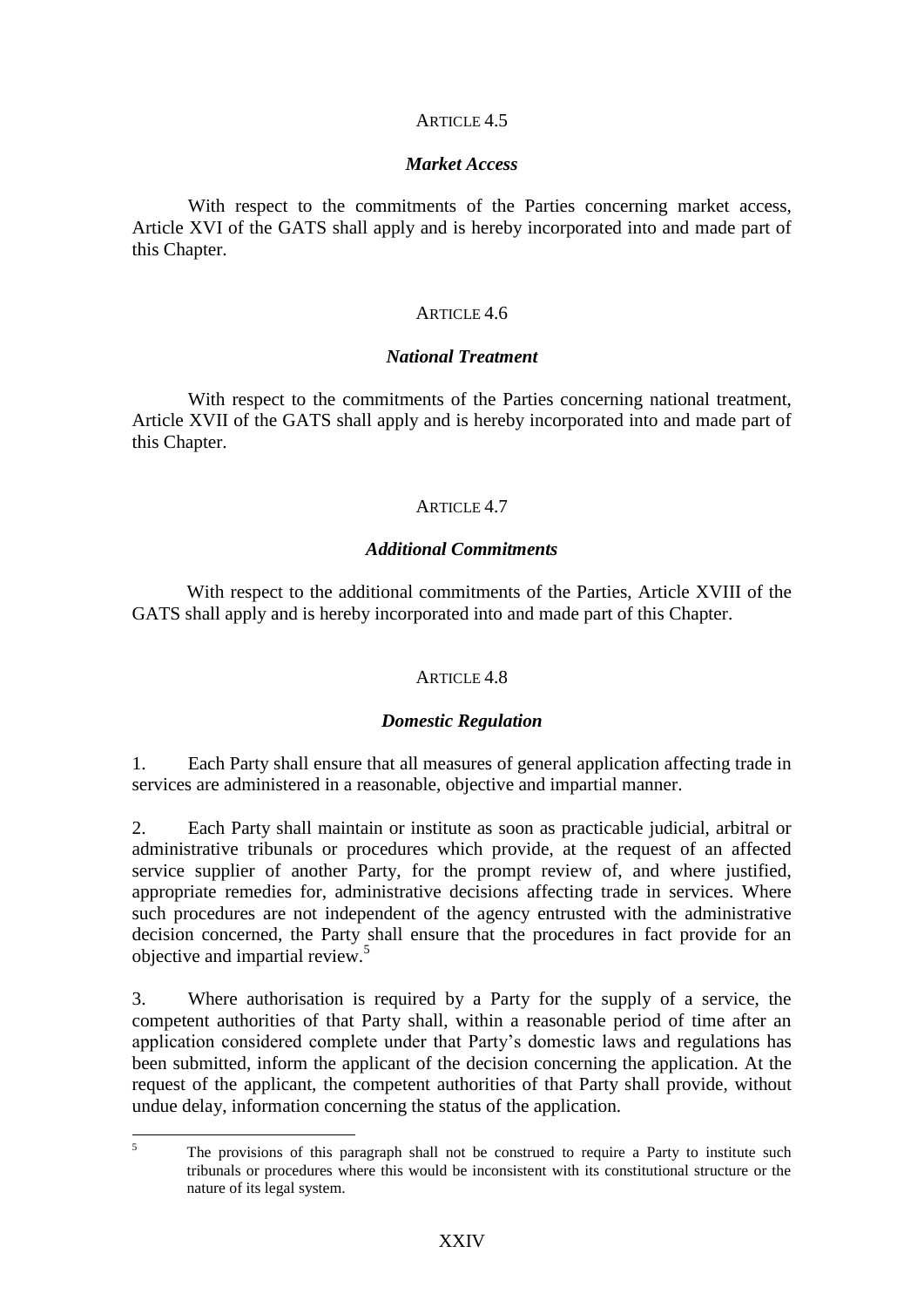ARTICLE 4.5

***Market Access***

With respect to the commitments of the Parties concerning market access, Article XVI of the GATS shall apply and is hereby incorporated into and made part of this Chapter.

ARTICLE 4.6

***National Treatment***

With respect to the commitments of the Parties concerning national treatment, Article XVII of the GATS shall apply and is hereby incorporated into and made part of this Chapter.

ARTICLE 4.7

***Additional Commitments***

With respect to the additional commitments of the Parties, Article XVIII of the GATS shall apply and is hereby incorporated into and made part of this Chapter.

ARTICLE 4.8

***Domestic Regulation***

1. Each Party shall ensure that all measures of general application affecting trade in services are administered in a reasonable, objective and impartial manner.

2. Each Party shall maintain or institute as soon as practicable judicial, arbitral or administrative tribunals or procedures which provide, at the request of an affected service supplier of another Party, for the prompt review of, and where justified, appropriate remedies for, administrative decisions affecting trade in services. Where such procedures are not independent of the agency entrusted with the administrative decision concerned, the Party shall ensure that the procedures in fact provide for an objective and impartial review.[5]

3. Where authorisation is required by a Party for the supply of a service, the competent authorities of that Party shall, within a reasonable period of time after an application considered complete under that Party's domestic laws and regulations has been submitted, inform the applicant of the decision concerning the application. At the request of the applicant, the competent authorities of that Party shall provide, without undue delay, information concerning the status of the application.

---

[5] The provisions of this paragraph shall not be construed to require a Party to institute such tribunals or procedures where this would be inconsistent with its constitutional structure or the nature of its legal system.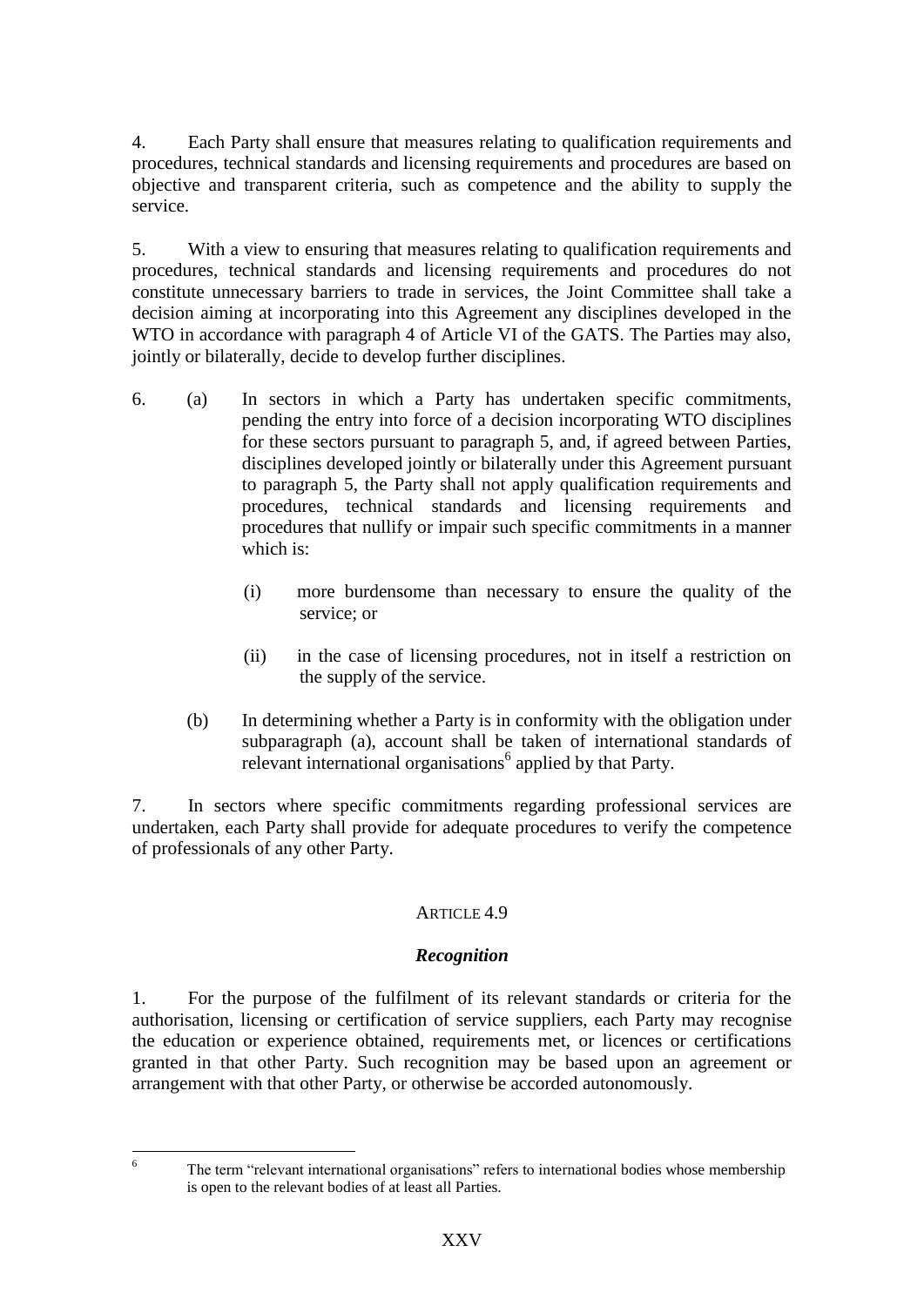4. Each Party shall ensure that measures relating to qualification requirements and procedures, technical standards and licensing requirements and procedures are based on objective and transparent criteria, such as competence and the ability to supply the service.

5. With a view to ensuring that measures relating to qualification requirements and procedures, technical standards and licensing requirements and procedures do not constitute unnecessary barriers to trade in services, the Joint Committee shall take a decision aiming at incorporating into this Agreement any disciplines developed in the WTO in accordance with paragraph 4 of Article VI of the GATS. The Parties may also, jointly or bilaterally, decide to develop further disciplines.

6. (a) In sectors in which a Party has undertaken specific commitments, pending the entry into force of a decision incorporating WTO disciplines for these sectors pursuant to paragraph 5, and, if agreed between Parties, disciplines developed jointly or bilaterally under this Agreement pursuant to paragraph 5, the Party shall not apply qualification requirements and procedures, technical standards and licensing requirements and procedures that nullify or impair such specific commitments in a manner which is:

   (i) more burdensome than necessary to ensure the quality of the service; or

   (ii) in the case of licensing procedures, not in itself a restriction on the supply of the service.

   (b) In determining whether a Party is in conformity with the obligation under subparagraph (a), account shall be taken of international standards of relevant international organisations[6] applied by that Party.

7. In sectors where specific commitments regarding professional services are undertaken, each Party shall provide for adequate procedures to verify the competence of professionals of any other Party.

## ARTICLE 4.9

### *Recognition*

1. For the purpose of the fulfilment of its relevant standards or criteria for the authorisation, licensing or certification of service suppliers, each Party may recognise the education or experience obtained, requirements met, or licences or certifications granted in that other Party. Such recognition may be based upon an agreement or arrangement with that other Party, or otherwise be accorded autonomously.

---

[6] The term "relevant international organisations" refers to international bodies whose membership is open to the relevant bodies of at least all Parties.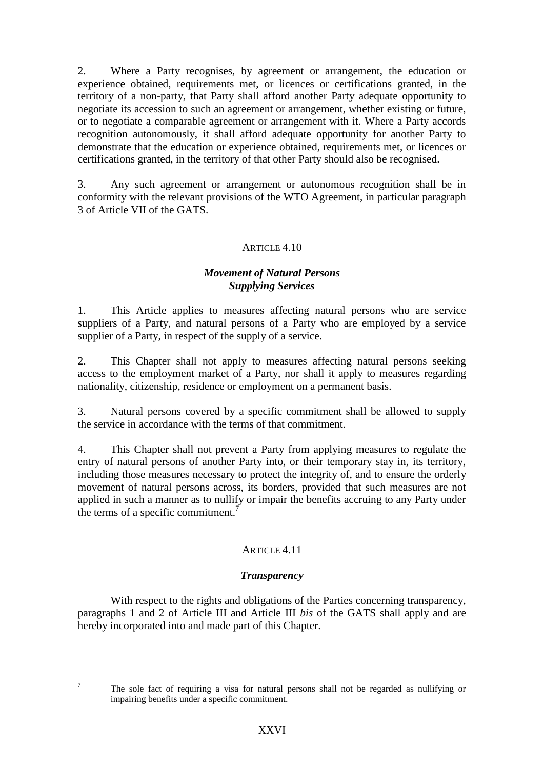2. Where a Party recognises, by agreement or arrangement, the education or experience obtained, requirements met, or licences or certifications granted, in the territory of a non-party, that Party shall afford another Party adequate opportunity to negotiate its accession to such an agreement or arrangement, whether existing or future, or to negotiate a comparable agreement or arrangement with it. Where a Party accords recognition autonomously, it shall afford adequate opportunity for another Party to demonstrate that the education or experience obtained, requirements met, or licences or certifications granted, in the territory of that other Party should also be recognised.

3. Any such agreement or arrangement or autonomous recognition shall be in conformity with the relevant provisions of the WTO Agreement, in particular paragraph 3 of Article VII of the GATS.

ARTICLE 4.10

***Movement of Natural Persons Supplying Services***

1. This Article applies to measures affecting natural persons who are service suppliers of a Party, and natural persons of a Party who are employed by a service supplier of a Party, in respect of the supply of a service.

2. This Chapter shall not apply to measures affecting natural persons seeking access to the employment market of a Party, nor shall it apply to measures regarding nationality, citizenship, residence or employment on a permanent basis.

3. Natural persons covered by a specific commitment shall be allowed to supply the service in accordance with the terms of that commitment.

4. This Chapter shall not prevent a Party from applying measures to regulate the entry of natural persons of another Party into, or their temporary stay in, its territory, including those measures necessary to protect the integrity of, and to ensure the orderly movement of natural persons across, its borders, provided that such measures are not applied in such a manner as to nullify or impair the benefits accruing to any Party under the terms of a specific commitment.[7]

ARTICLE 4.11

***Transparency***

With respect to the rights and obligations of the Parties concerning transparency, paragraphs 1 and 2 of Article III and Article III *bis* of the GATS shall apply and are hereby incorporated into and made part of this Chapter.

---

[7] The sole fact of requiring a visa for natural persons shall not be regarded as nullifying or impairing benefits under a specific commitment.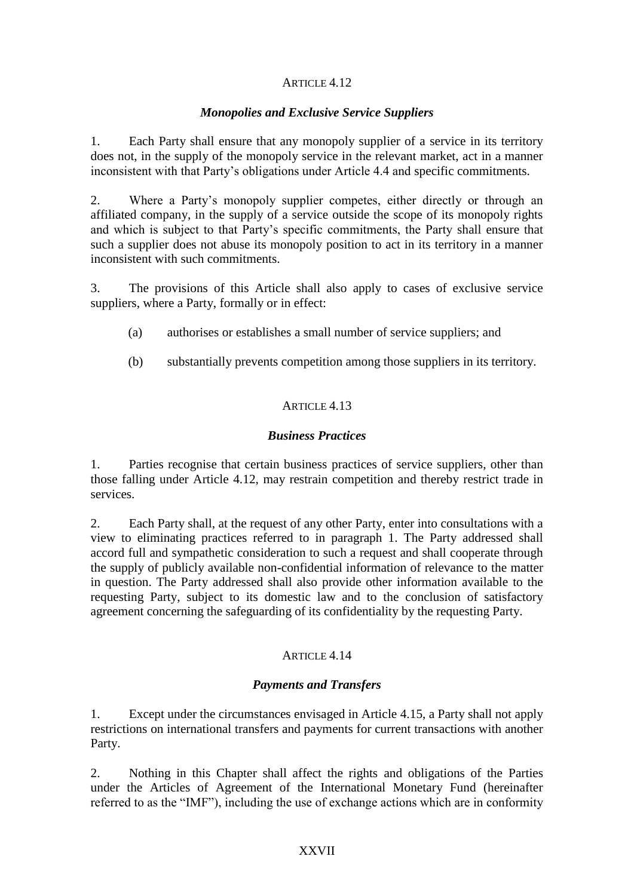### ARTICLE 4.12

#### *Monopolies and Exclusive Service Suppliers*

1. Each Party shall ensure that any monopoly supplier of a service in its territory does not, in the supply of the monopoly service in the relevant market, act in a manner inconsistent with that Party's obligations under Article 4.4 and specific commitments.

2. Where a Party's monopoly supplier competes, either directly or through an affiliated company, in the supply of a service outside the scope of its monopoly rights and which is subject to that Party's specific commitments, the Party shall ensure that such a supplier does not abuse its monopoly position to act in its territory in a manner inconsistent with such commitments.

3. The provisions of this Article shall also apply to cases of exclusive service suppliers, where a Party, formally or in effect:

   (a) authorises or establishes a small number of service suppliers; and

   (b) substantially prevents competition among those suppliers in its territory.

### ARTICLE 4.13

#### *Business Practices*

1. Parties recognise that certain business practices of service suppliers, other than those falling under Article 4.12, may restrain competition and thereby restrict trade in services.

2. Each Party shall, at the request of any other Party, enter into consultations with a view to eliminating practices referred to in paragraph 1. The Party addressed shall accord full and sympathetic consideration to such a request and shall cooperate through the supply of publicly available non-confidential information of relevance to the matter in question. The Party addressed shall also provide other information available to the requesting Party, subject to its domestic law and to the conclusion of satisfactory agreement concerning the safeguarding of its confidentiality by the requesting Party.

### ARTICLE 4.14

#### *Payments and Transfers*

1. Except under the circumstances envisaged in Article 4.15, a Party shall not apply restrictions on international transfers and payments for current transactions with another Party.

2. Nothing in this Chapter shall affect the rights and obligations of the Parties under the Articles of Agreement of the International Monetary Fund (hereinafter referred to as the "IMF"), including the use of exchange actions which are in conformity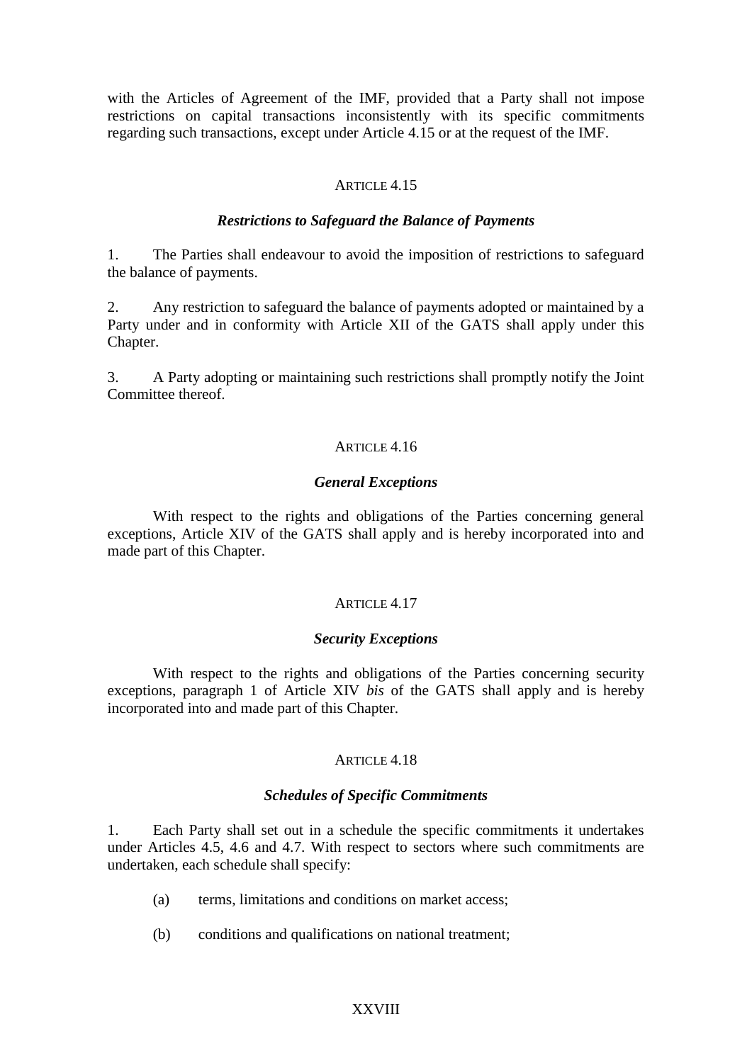with the Articles of Agreement of the IMF, provided that a Party shall not impose restrictions on capital transactions inconsistently with its specific commitments regarding such transactions, except under Article 4.15 or at the request of the IMF.

ARTICLE 4.15

***Restrictions to Safeguard the Balance of Payments***

1. The Parties shall endeavour to avoid the imposition of restrictions to safeguard the balance of payments.

2. Any restriction to safeguard the balance of payments adopted or maintained by a Party under and in conformity with Article XII of the GATS shall apply under this Chapter.

3. A Party adopting or maintaining such restrictions shall promptly notify the Joint Committee thereof.

ARTICLE 4.16

***General Exceptions***

With respect to the rights and obligations of the Parties concerning general exceptions, Article XIV of the GATS shall apply and is hereby incorporated into and made part of this Chapter.

ARTICLE 4.17

***Security Exceptions***

With respect to the rights and obligations of the Parties concerning security exceptions, paragraph 1 of Article XIV *bis* of the GATS shall apply and is hereby incorporated into and made part of this Chapter.

ARTICLE 4.18

***Schedules of Specific Commitments***

1. Each Party shall set out in a schedule the specific commitments it undertakes under Articles 4.5, 4.6 and 4.7. With respect to sectors where such commitments are undertaken, each schedule shall specify:

(a) terms, limitations and conditions on market access;

(b) conditions and qualifications on national treatment;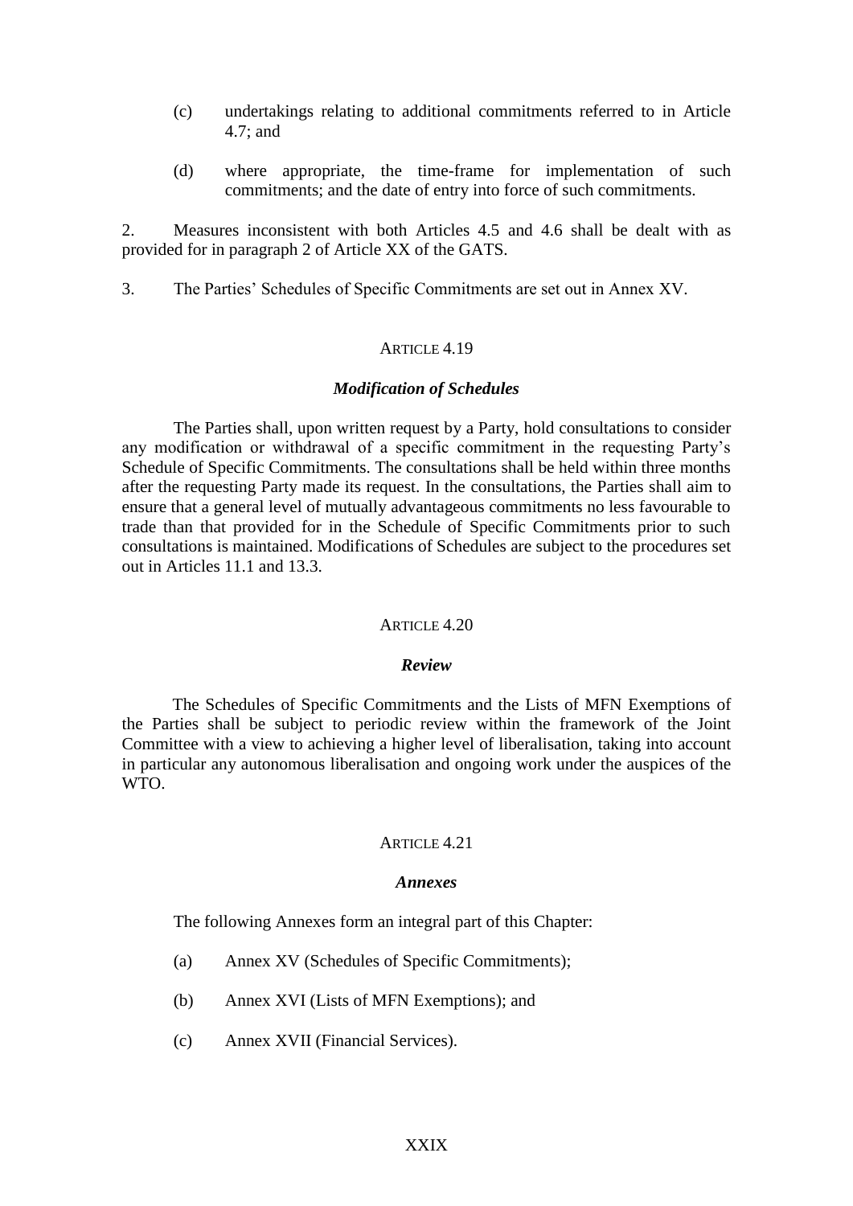(c) undertakings relating to additional commitments referred to in Article 4.7; and

(d) where appropriate, the time-frame for implementation of such commitments; and the date of entry into force of such commitments.

2. Measures inconsistent with both Articles 4.5 and 4.6 shall be dealt with as provided for in paragraph 2 of Article XX of the GATS.

3. The Parties' Schedules of Specific Commitments are set out in Annex XV.

### ARTICLE 4.19

#### *Modification of Schedules*

The Parties shall, upon written request by a Party, hold consultations to consider any modification or withdrawal of a specific commitment in the requesting Party's Schedule of Specific Commitments. The consultations shall be held within three months after the requesting Party made its request. In the consultations, the Parties shall aim to ensure that a general level of mutually advantageous commitments no less favourable to trade than that provided for in the Schedule of Specific Commitments prior to such consultations is maintained. Modifications of Schedules are subject to the procedures set out in Articles 11.1 and 13.3.

### ARTICLE 4.20

#### *Review*

The Schedules of Specific Commitments and the Lists of MFN Exemptions of the Parties shall be subject to periodic review within the framework of the Joint Committee with a view to achieving a higher level of liberalisation, taking into account in particular any autonomous liberalisation and ongoing work under the auspices of the WTO.

### ARTICLE 4.21

#### *Annexes*

The following Annexes form an integral part of this Chapter:

(a) Annex XV (Schedules of Specific Commitments);

(b) Annex XVI (Lists of MFN Exemptions); and

(c) Annex XVII (Financial Services).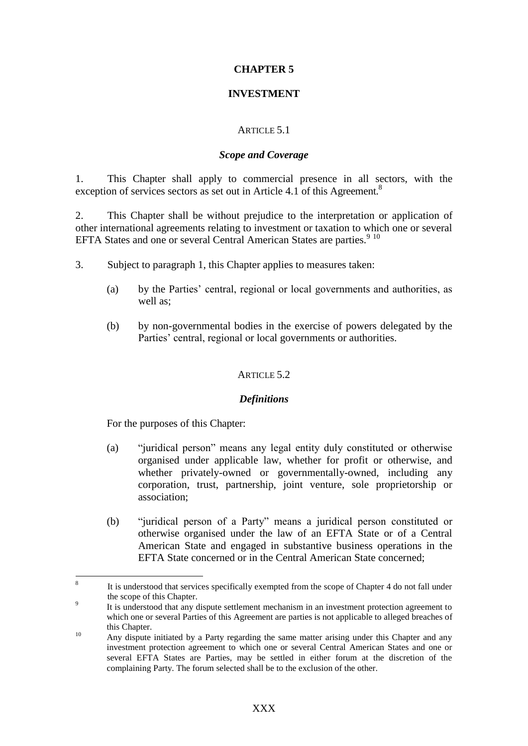# CHAPTER 5

## INVESTMENT

### ARTICLE 5.1

***Scope and Coverage***

1. This Chapter shall apply to commercial presence in all sectors, with the exception of services sectors as set out in Article 4.1 of this Agreement.[8]

2. This Chapter shall be without prejudice to the interpretation or application of other international agreements relating to investment or taxation to which one or several EFTA States and one or several Central American States are parties.[9] [10]

3. Subject to paragraph 1, this Chapter applies to measures taken:

   (a) by the Parties' central, regional or local governments and authorities, as well as;

   (b) by non-governmental bodies in the exercise of powers delegated by the Parties' central, regional or local governments or authorities.

### ARTICLE 5.2

***Definitions***

For the purposes of this Chapter:

(a) "juridical person" means any legal entity duly constituted or otherwise organised under applicable law, whether for profit or otherwise, and whether privately-owned or governmentally-owned, including any corporation, trust, partnership, joint venture, sole proprietorship or association;

(b) "juridical person of a Party" means a juridical person constituted or otherwise organised under the law of an EFTA State or of a Central American State and engaged in substantive business operations in the EFTA State concerned or in the Central American State concerned;

---

[8] It is understood that services specifically exempted from the scope of Chapter 4 do not fall under the scope of this Chapter.

[9] It is understood that any dispute settlement mechanism in an investment protection agreement to which one or several Parties of this Agreement are parties is not applicable to alleged breaches of this Chapter.

[10] Any dispute initiated by a Party regarding the same matter arising under this Chapter and any investment protection agreement to which one or several Central American States and one or several EFTA States are Parties, may be settled in either forum at the discretion of the complaining Party. The forum selected shall be to the exclusion of the other.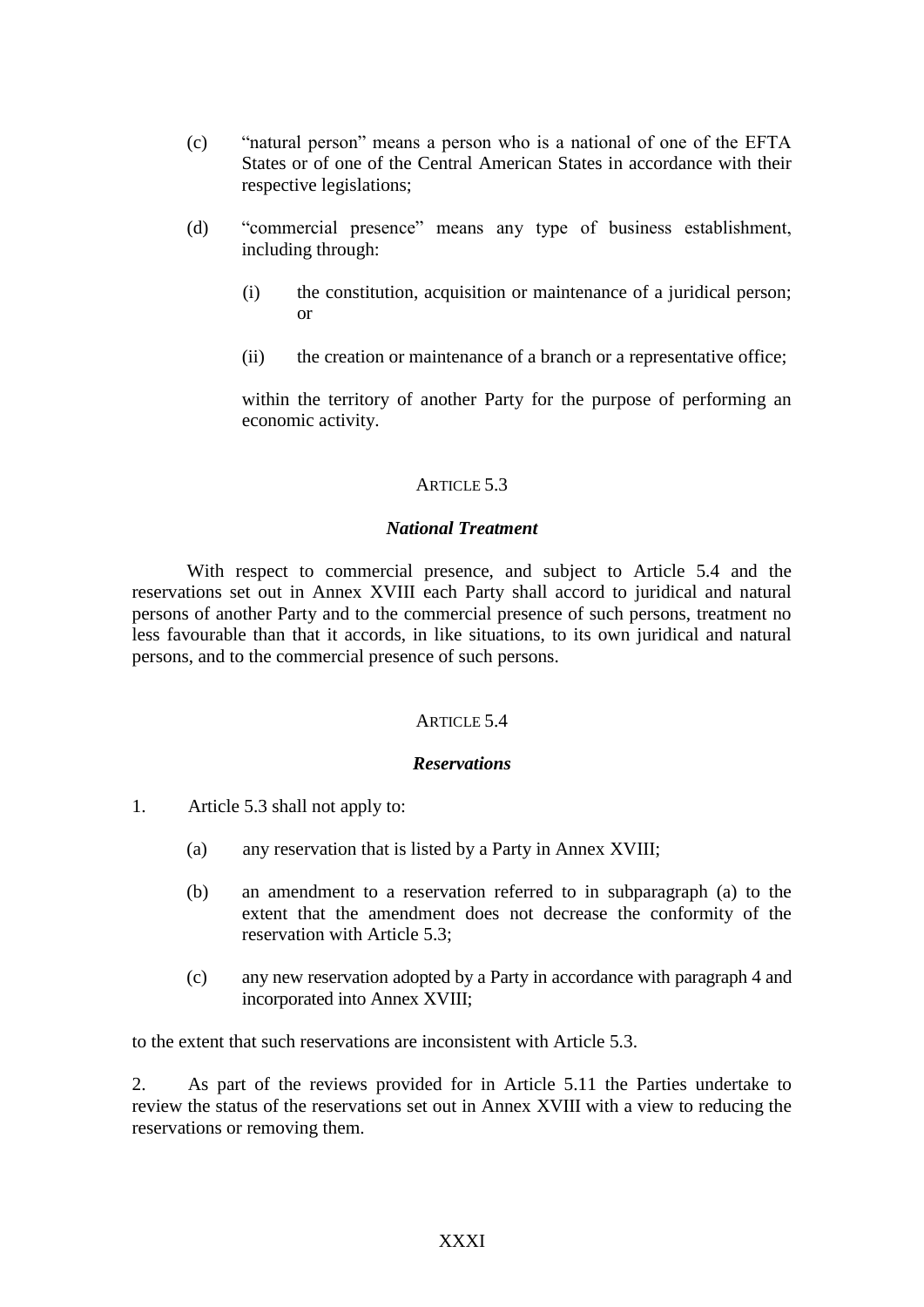(c) “natural person” means a person who is a national of one of the EFTA States or of one of the Central American States in accordance with their respective legislations;

(d) “commercial presence” means any type of business establishment, including through:

   (i) the constitution, acquisition or maintenance of a juridical person; or

   (ii) the creation or maintenance of a branch or a representative office;

   within the territory of another Party for the purpose of performing an economic activity.

### ARTICLE 5.3

### *National Treatment*

With respect to commercial presence, and subject to Article 5.4 and the reservations set out in Annex XVIII each Party shall accord to juridical and natural persons of another Party and to the commercial presence of such persons, treatment no less favourable than that it accords, in like situations, to its own juridical and natural persons, and to the commercial presence of such persons.

### ARTICLE 5.4

### *Reservations*

1. Article 5.3 shall not apply to:

   (a) any reservation that is listed by a Party in Annex XVIII;

   (b) an amendment to a reservation referred to in subparagraph (a) to the extent that the amendment does not decrease the conformity of the reservation with Article 5.3;

   (c) any new reservation adopted by a Party in accordance with paragraph 4 and incorporated into Annex XVIII;

to the extent that such reservations are inconsistent with Article 5.3.

2. As part of the reviews provided for in Article 5.11 the Parties undertake to review the status of the reservations set out in Annex XVIII with a view to reducing the reservations or removing them.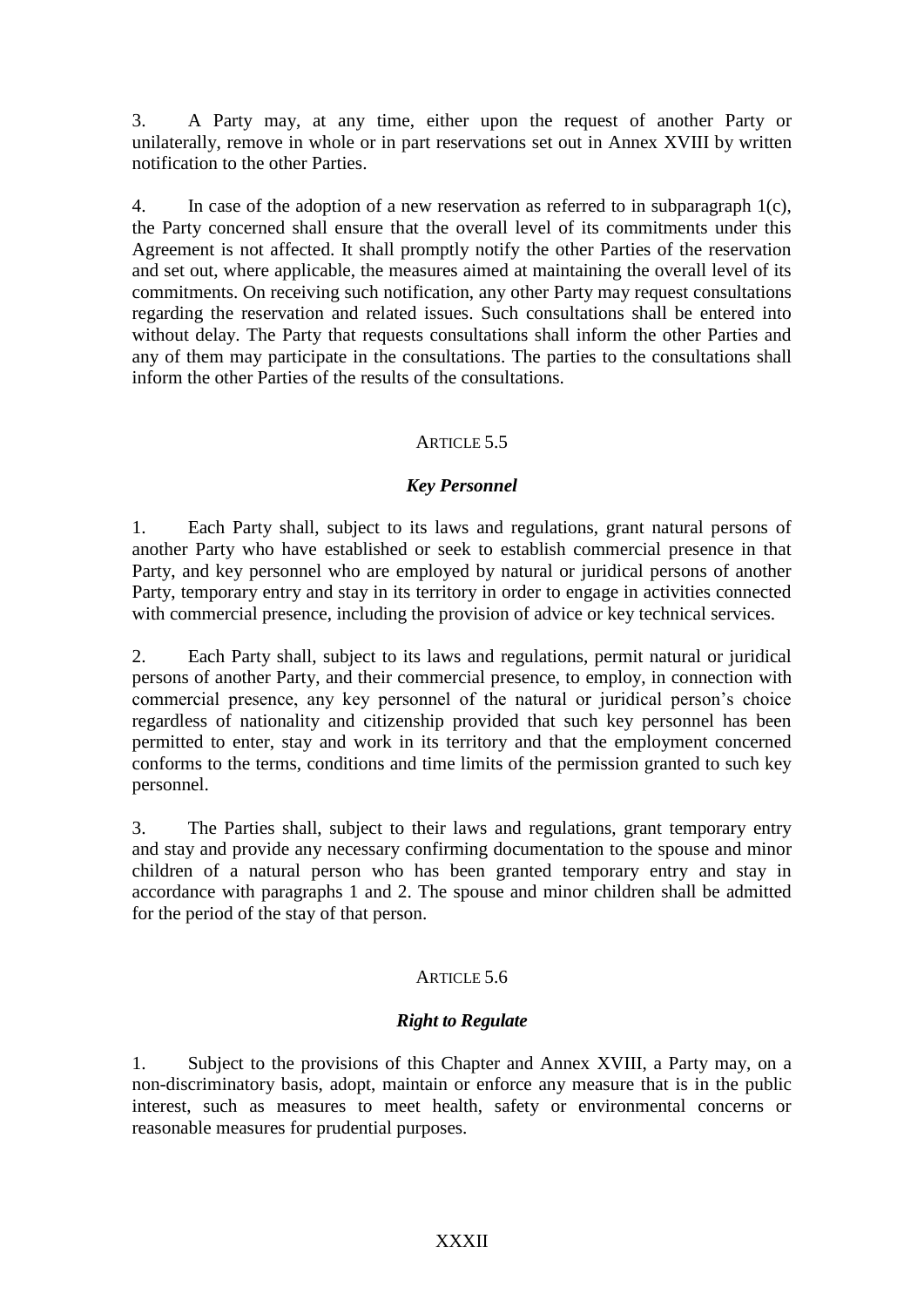3. A Party may, at any time, either upon the request of another Party or unilaterally, remove in whole or in part reservations set out in Annex XVIII by written notification to the other Parties.

4. In case of the adoption of a new reservation as referred to in subparagraph 1(c), the Party concerned shall ensure that the overall level of its commitments under this Agreement is not affected. It shall promptly notify the other Parties of the reservation and set out, where applicable, the measures aimed at maintaining the overall level of its commitments. On receiving such notification, any other Party may request consultations regarding the reservation and related issues. Such consultations shall be entered into without delay. The Party that requests consultations shall inform the other Parties and any of them may participate in the consultations. The parties to the consultations shall inform the other Parties of the results of the consultations.

## ARTICLE 5.5

### *Key Personnel*

1. Each Party shall, subject to its laws and regulations, grant natural persons of another Party who have established or seek to establish commercial presence in that Party, and key personnel who are employed by natural or juridical persons of another Party, temporary entry and stay in its territory in order to engage in activities connected with commercial presence, including the provision of advice or key technical services.

2. Each Party shall, subject to its laws and regulations, permit natural or juridical persons of another Party, and their commercial presence, to employ, in connection with commercial presence, any key personnel of the natural or juridical person's choice regardless of nationality and citizenship provided that such key personnel has been permitted to enter, stay and work in its territory and that the employment concerned conforms to the terms, conditions and time limits of the permission granted to such key personnel.

3. The Parties shall, subject to their laws and regulations, grant temporary entry and stay and provide any necessary confirming documentation to the spouse and minor children of a natural person who has been granted temporary entry and stay in accordance with paragraphs 1 and 2. The spouse and minor children shall be admitted for the period of the stay of that person.

## ARTICLE 5.6

### *Right to Regulate*

1. Subject to the provisions of this Chapter and Annex XVIII, a Party may, on a non-discriminatory basis, adopt, maintain or enforce any measure that is in the public interest, such as measures to meet health, safety or environmental concerns or reasonable measures for prudential purposes.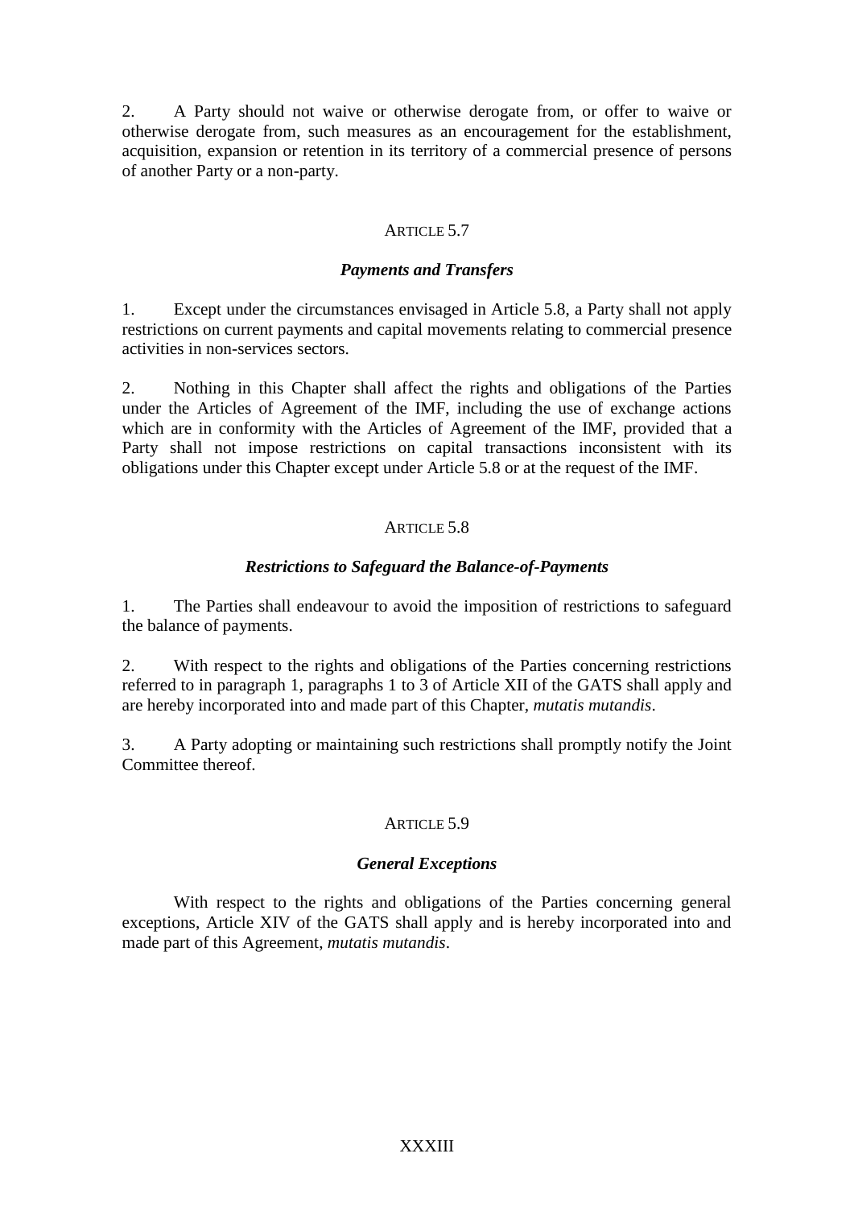2. A Party should not waive or otherwise derogate from, or offer to waive or otherwise derogate from, such measures as an encouragement for the establishment, acquisition, expansion or retention in its territory of a commercial presence of persons of another Party or a non-party.

### ARTICLE 5.7

### *Payments and Transfers*

1. Except under the circumstances envisaged in Article 5.8, a Party shall not apply restrictions on current payments and capital movements relating to commercial presence activities in non-services sectors.

2. Nothing in this Chapter shall affect the rights and obligations of the Parties under the Articles of Agreement of the IMF, including the use of exchange actions which are in conformity with the Articles of Agreement of the IMF, provided that a Party shall not impose restrictions on capital transactions inconsistent with its obligations under this Chapter except under Article 5.8 or at the request of the IMF.

### ARTICLE 5.8

### *Restrictions to Safeguard the Balance-of-Payments*

1. The Parties shall endeavour to avoid the imposition of restrictions to safeguard the balance of payments.

2. With respect to the rights and obligations of the Parties concerning restrictions referred to in paragraph 1, paragraphs 1 to 3 of Article XII of the GATS shall apply and are hereby incorporated into and made part of this Chapter, *mutatis mutandis*.

3. A Party adopting or maintaining such restrictions shall promptly notify the Joint Committee thereof.

### ARTICLE 5.9

### *General Exceptions*

With respect to the rights and obligations of the Parties concerning general exceptions, Article XIV of the GATS shall apply and is hereby incorporated into and made part of this Agreement, *mutatis mutandis*.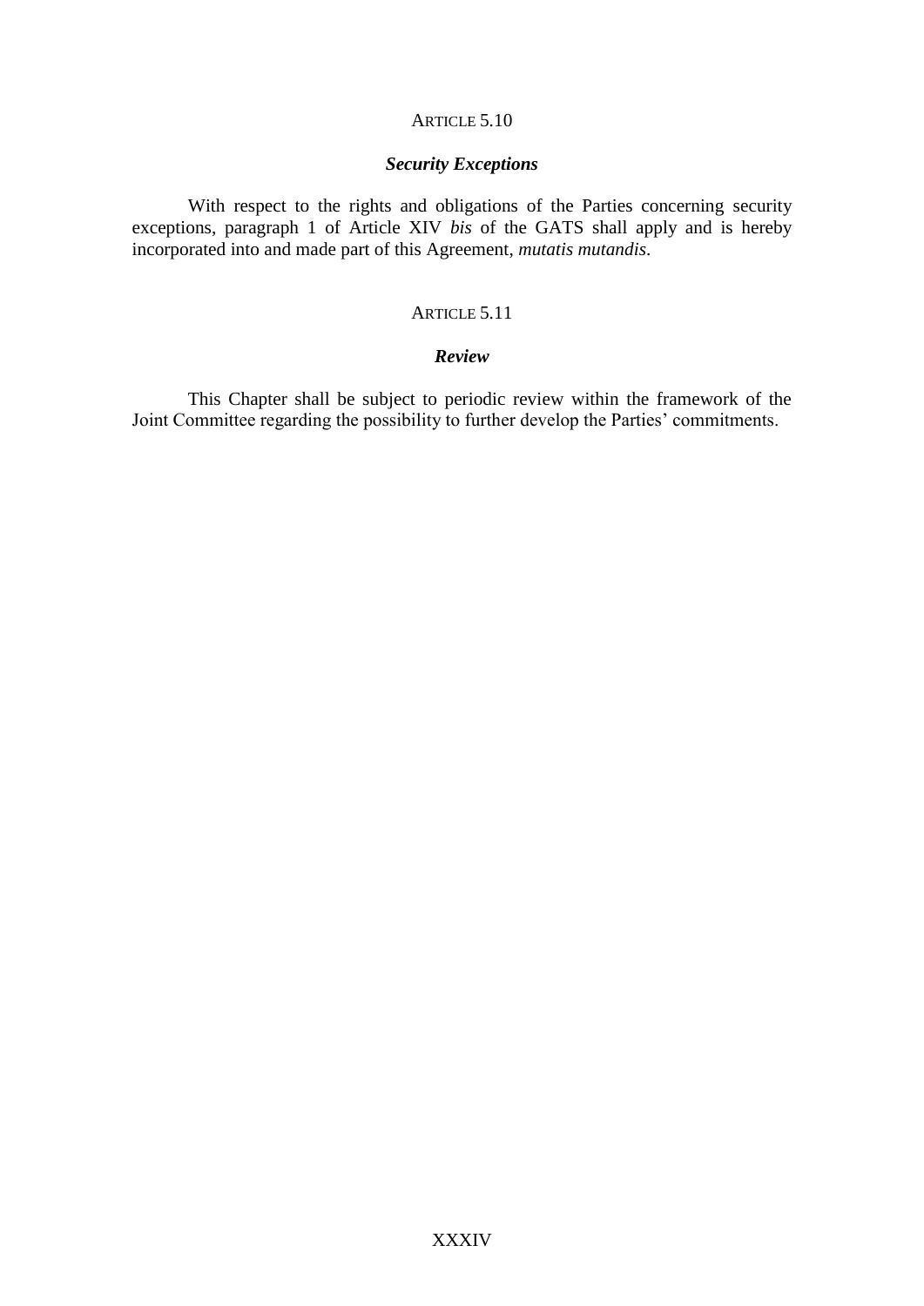### ARTICLE 5.10

***Security Exceptions***

With respect to the rights and obligations of the Parties concerning security exceptions, paragraph 1 of Article XIV *bis* of the GATS shall apply and is hereby incorporated into and made part of this Agreement, *mutatis mutandis*.

### ARTICLE 5.11

***Review***

This Chapter shall be subject to periodic review within the framework of the Joint Committee regarding the possibility to further develop the Parties' commitments.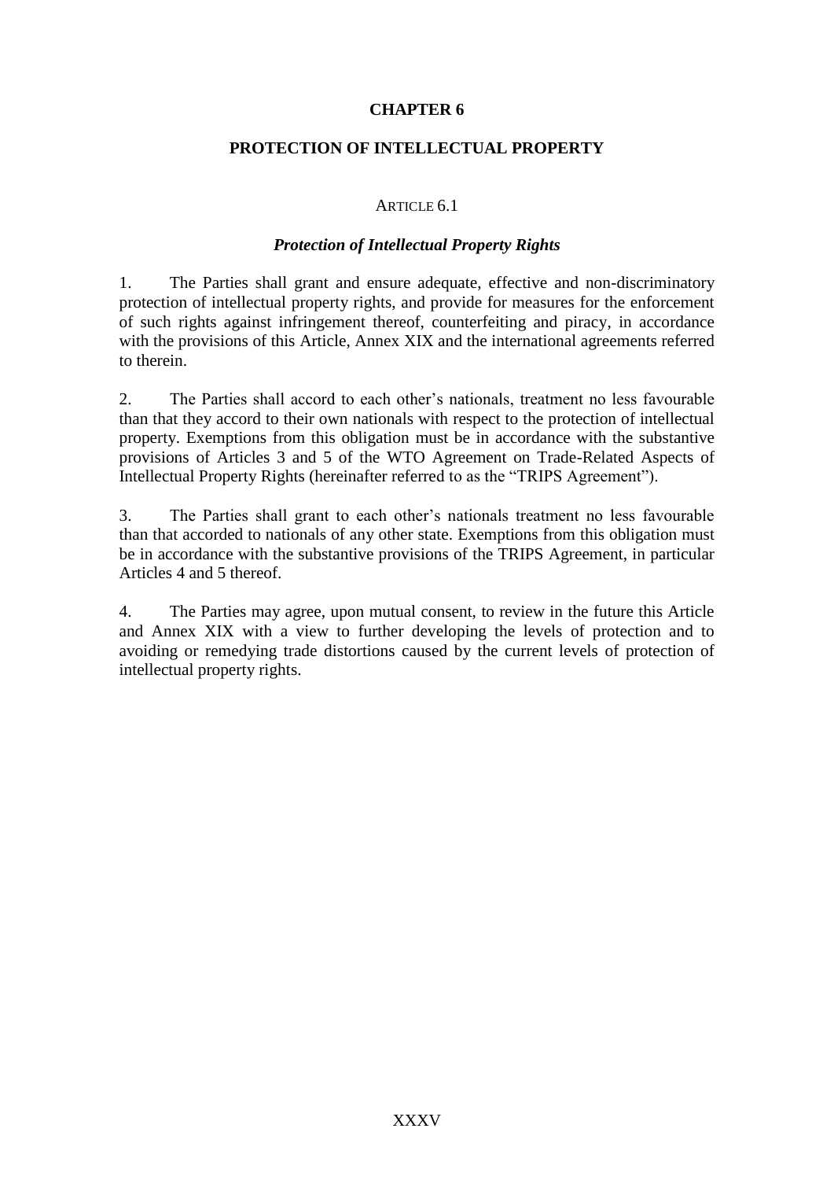# CHAPTER 6

## PROTECTION OF INTELLECTUAL PROPERTY

### ARTICLE 6.1

### *Protection of Intellectual Property Rights*

1. The Parties shall grant and ensure adequate, effective and non-discriminatory protection of intellectual property rights, and provide for measures for the enforcement of such rights against infringement thereof, counterfeiting and piracy, in accordance with the provisions of this Article, Annex XIX and the international agreements referred to therein.

2. The Parties shall accord to each other's nationals, treatment no less favourable than that they accord to their own nationals with respect to the protection of intellectual property. Exemptions from this obligation must be in accordance with the substantive provisions of Articles 3 and 5 of the WTO Agreement on Trade-Related Aspects of Intellectual Property Rights (hereinafter referred to as the "TRIPS Agreement").

3. The Parties shall grant to each other's nationals treatment no less favourable than that accorded to nationals of any other state. Exemptions from this obligation must be in accordance with the substantive provisions of the TRIPS Agreement, in particular Articles 4 and 5 thereof.

4. The Parties may agree, upon mutual consent, to review in the future this Article and Annex XIX with a view to further developing the levels of protection and to avoiding or remedying trade distortions caused by the current levels of protection of intellectual property rights.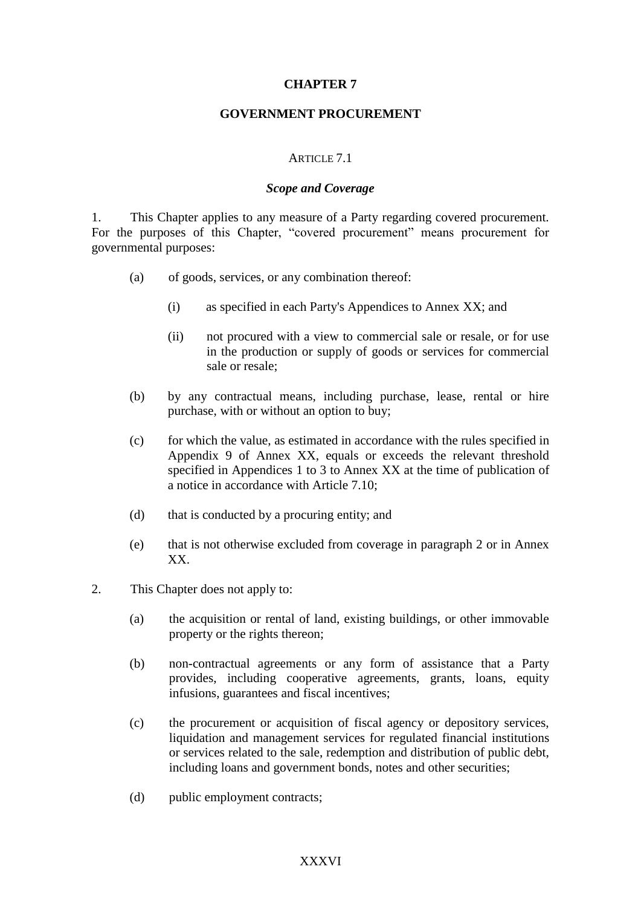# CHAPTER 7

## GOVERNMENT PROCUREMENT

### ARTICLE 7.1

### *Scope and Coverage*

1. This Chapter applies to any measure of a Party regarding covered procurement. For the purposes of this Chapter, "covered procurement" means procurement for governmental purposes:

   (a) of goods, services, or any combination thereof:

      (i) as specified in each Party's Appendices to Annex XX; and

      (ii) not procured with a view to commercial sale or resale, or for use in the production or supply of goods or services for commercial sale or resale;

   (b) by any contractual means, including purchase, lease, rental or hire purchase, with or without an option to buy;

   (c) for which the value, as estimated in accordance with the rules specified in Appendix 9 of Annex XX, equals or exceeds the relevant threshold specified in Appendices 1 to 3 to Annex XX at the time of publication of a notice in accordance with Article 7.10;

   (d) that is conducted by a procuring entity; and

   (e) that is not otherwise excluded from coverage in paragraph 2 or in Annex XX.

2. This Chapter does not apply to:

   (a) the acquisition or rental of land, existing buildings, or other immovable property or the rights thereon;

   (b) non-contractual agreements or any form of assistance that a Party provides, including cooperative agreements, grants, loans, equity infusions, guarantees and fiscal incentives;

   (c) the procurement or acquisition of fiscal agency or depository services, liquidation and management services for regulated financial institutions or services related to the sale, redemption and distribution of public debt, including loans and government bonds, notes and other securities;

   (d) public employment contracts;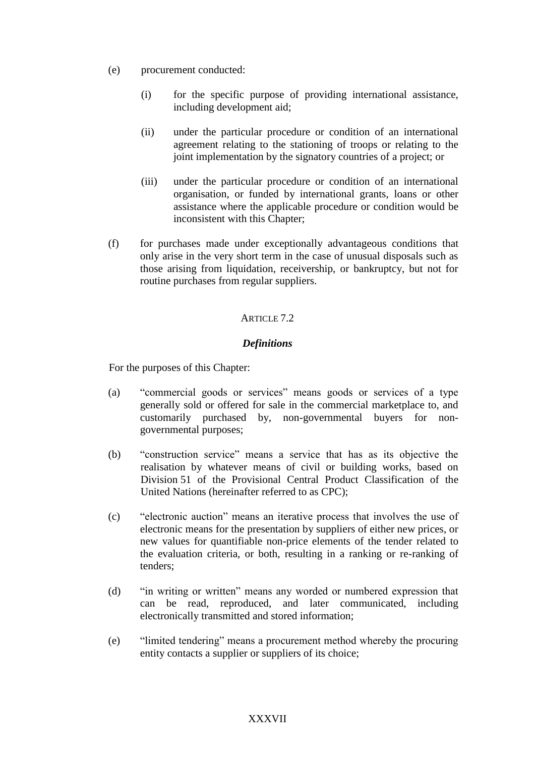(e) procurement conducted:

   (i) for the specific purpose of providing international assistance, including development aid;

   (ii) under the particular procedure or condition of an international agreement relating to the stationing of troops or relating to the joint implementation by the signatory countries of a project; or

   (iii) under the particular procedure or condition of an international organisation, or funded by international grants, loans or other assistance where the applicable procedure or condition would be inconsistent with this Chapter;

(f) for purchases made under exceptionally advantageous conditions that only arise in the very short term in the case of unusual disposals such as those arising from liquidation, receivership, or bankruptcy, but not for routine purchases from regular suppliers.

ARTICLE 7.2

***Definitions***

For the purposes of this Chapter:

(a) "commercial goods or services" means goods or services of a type generally sold or offered for sale in the commercial marketplace to, and customarily purchased by, non-governmental buyers for non-governmental purposes;

(b) "construction service" means a service that has as its objective the realisation by whatever means of civil or building works, based on Division 51 of the Provisional Central Product Classification of the United Nations (hereinafter referred to as CPC);

(c) "electronic auction" means an iterative process that involves the use of electronic means for the presentation by suppliers of either new prices, or new values for quantifiable non-price elements of the tender related to the evaluation criteria, or both, resulting in a ranking or re-ranking of tenders;

(d) "in writing or written" means any worded or numbered expression that can be read, reproduced, and later communicated, including electronically transmitted and stored information;

(e) "limited tendering" means a procurement method whereby the procuring entity contacts a supplier or suppliers of its choice;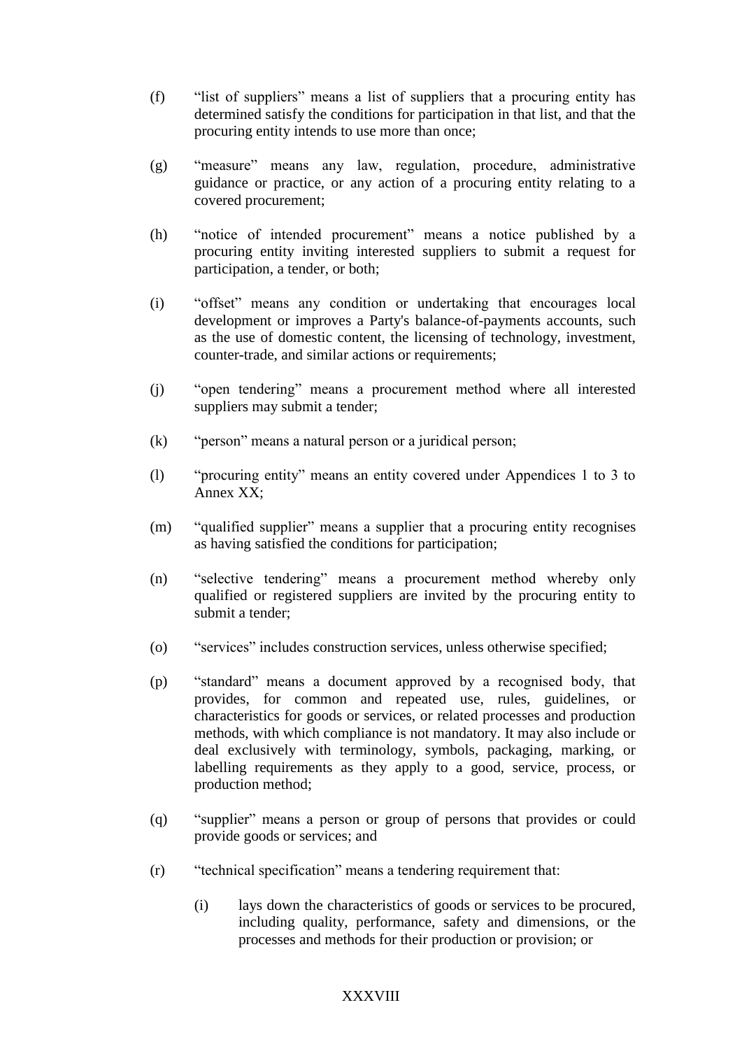(f) "list of suppliers" means a list of suppliers that a procuring entity has determined satisfy the conditions for participation in that list, and that the procuring entity intends to use more than once;

(g) "measure" means any law, regulation, procedure, administrative guidance or practice, or any action of a procuring entity relating to a covered procurement;

(h) "notice of intended procurement" means a notice published by a procuring entity inviting interested suppliers to submit a request for participation, a tender, or both;

(i) "offset" means any condition or undertaking that encourages local development or improves a Party's balance-of-payments accounts, such as the use of domestic content, the licensing of technology, investment, counter-trade, and similar actions or requirements;

(j) "open tendering" means a procurement method where all interested suppliers may submit a tender;

(k) "person" means a natural person or a juridical person;

(l) "procuring entity" means an entity covered under Appendices 1 to 3 to Annex XX;

(m) "qualified supplier" means a supplier that a procuring entity recognises as having satisfied the conditions for participation;

(n) "selective tendering" means a procurement method whereby only qualified or registered suppliers are invited by the procuring entity to submit a tender;

(o) "services" includes construction services, unless otherwise specified;

(p) "standard" means a document approved by a recognised body, that provides, for common and repeated use, rules, guidelines, or characteristics for goods or services, or related processes and production methods, with which compliance is not mandatory. It may also include or deal exclusively with terminology, symbols, packaging, marking, or labelling requirements as they apply to a good, service, process, or production method;

(q) "supplier" means a person or group of persons that provides or could provide goods or services; and

(r) "technical specification" means a tendering requirement that:

   (i) lays down the characteristics of goods or services to be procured, including quality, performance, safety and dimensions, or the processes and methods for their production or provision; or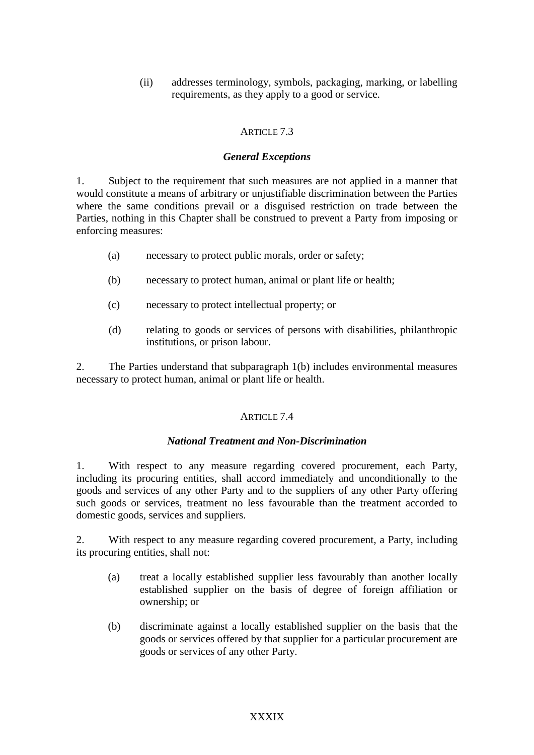(ii) addresses terminology, symbols, packaging, marking, or labelling requirements, as they apply to a good or service.

### ARTICLE 7.3

### *General Exceptions*

1. Subject to the requirement that such measures are not applied in a manner that would constitute a means of arbitrary or unjustifiable discrimination between the Parties where the same conditions prevail or a disguised restriction on trade between the Parties, nothing in this Chapter shall be construed to prevent a Party from imposing or enforcing measures:

(a) necessary to protect public morals, order or safety;

(b) necessary to protect human, animal or plant life or health;

(c) necessary to protect intellectual property; or

(d) relating to goods or services of persons with disabilities, philanthropic institutions, or prison labour.

2. The Parties understand that subparagraph 1(b) includes environmental measures necessary to protect human, animal or plant life or health.

### ARTICLE 7.4

### *National Treatment and Non-Discrimination*

1. With respect to any measure regarding covered procurement, each Party, including its procuring entities, shall accord immediately and unconditionally to the goods and services of any other Party and to the suppliers of any other Party offering such goods or services, treatment no less favourable than the treatment accorded to domestic goods, services and suppliers.

2. With respect to any measure regarding covered procurement, a Party, including its procuring entities, shall not:

(a) treat a locally established supplier less favourably than another locally established supplier on the basis of degree of foreign affiliation or ownership; or

(b) discriminate against a locally established supplier on the basis that the goods or services offered by that supplier for a particular procurement are goods or services of any other Party.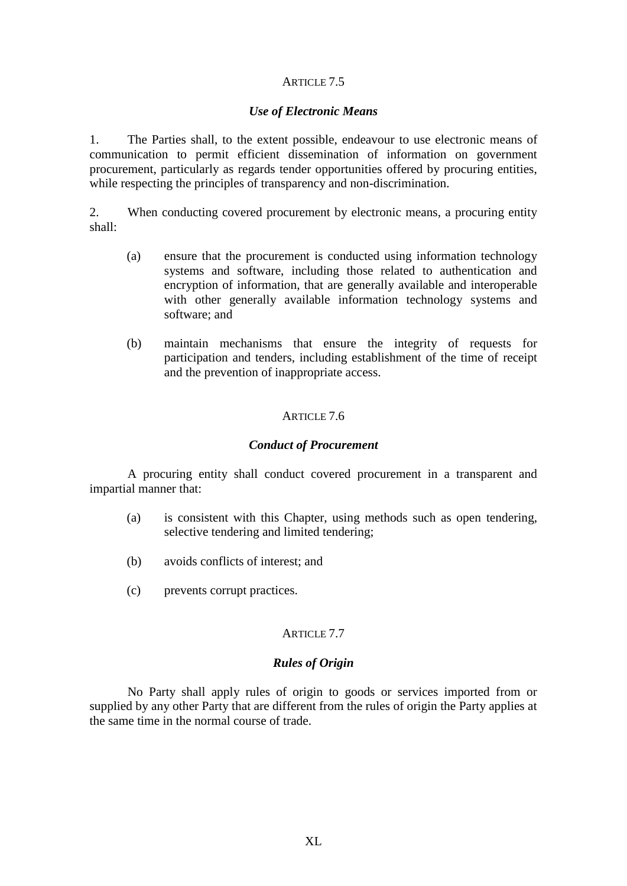## ARTICLE 7.5

### *Use of Electronic Means*

1. The Parties shall, to the extent possible, endeavour to use electronic means of communication to permit efficient dissemination of information on government procurement, particularly as regards tender opportunities offered by procuring entities, while respecting the principles of transparency and non-discrimination.

2. When conducting covered procurement by electronic means, a procuring entity shall:

(a) ensure that the procurement is conducted using information technology systems and software, including those related to authentication and encryption of information, that are generally available and interoperable with other generally available information technology systems and software; and

(b) maintain mechanisms that ensure the integrity of requests for participation and tenders, including establishment of the time of receipt and the prevention of inappropriate access.

## ARTICLE 7.6

### *Conduct of Procurement*

A procuring entity shall conduct covered procurement in a transparent and impartial manner that:

(a) is consistent with this Chapter, using methods such as open tendering, selective tendering and limited tendering;

(b) avoids conflicts of interest; and

(c) prevents corrupt practices.

## ARTICLE 7.7

### *Rules of Origin*

No Party shall apply rules of origin to goods or services imported from or supplied by any other Party that are different from the rules of origin the Party applies at the same time in the normal course of trade.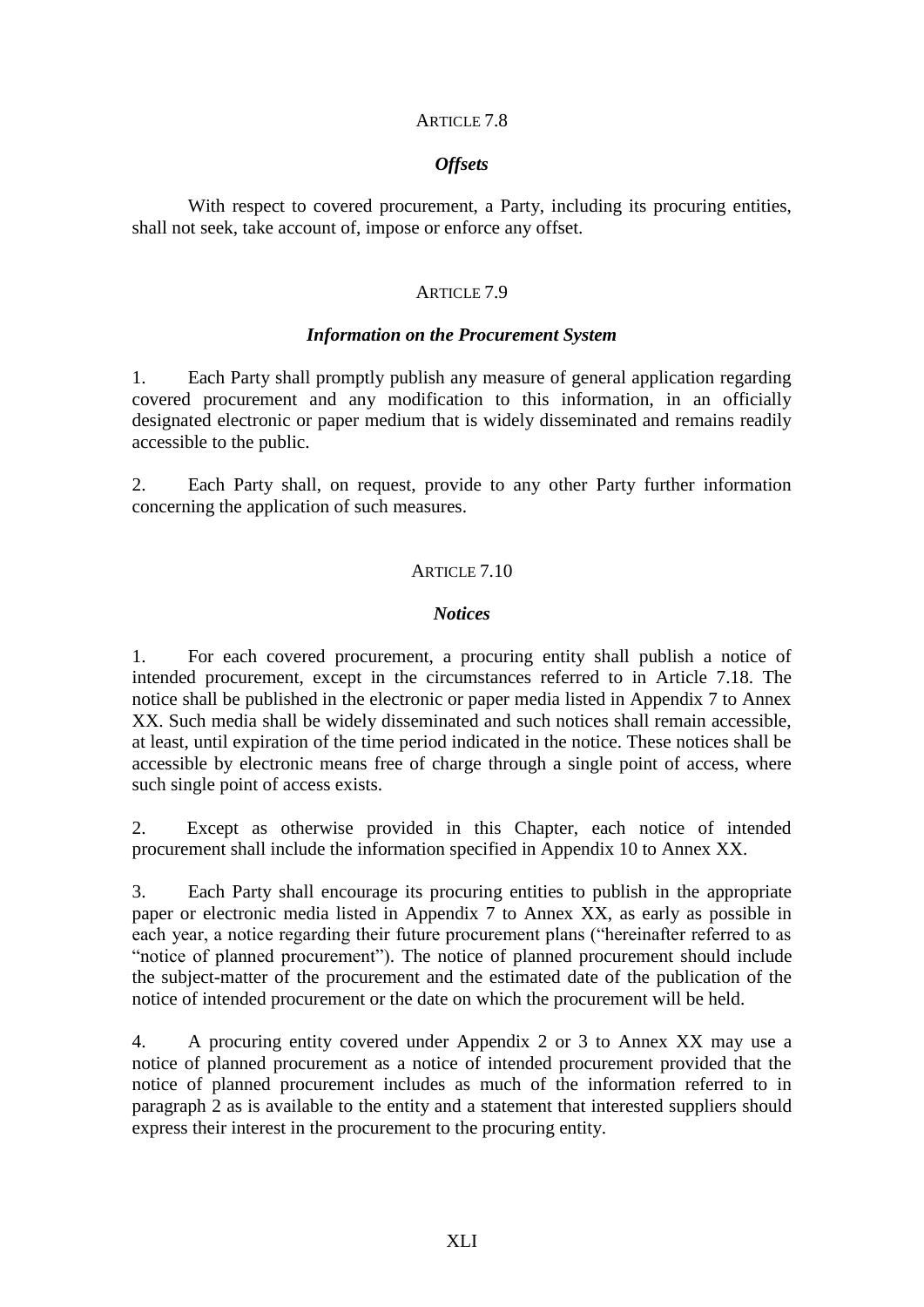### ARTICLE 7.8

***Offsets***

With respect to covered procurement, a Party, including its procuring entities, shall not seek, take account of, impose or enforce any offset.

### ARTICLE 7.9

***Information on the Procurement System***

1. Each Party shall promptly publish any measure of general application regarding covered procurement and any modification to this information, in an officially designated electronic or paper medium that is widely disseminated and remains readily accessible to the public.

2. Each Party shall, on request, provide to any other Party further information concerning the application of such measures.

### ARTICLE 7.10

***Notices***

1. For each covered procurement, a procuring entity shall publish a notice of intended procurement, except in the circumstances referred to in Article 7.18. The notice shall be published in the electronic or paper media listed in Appendix 7 to Annex XX. Such media shall be widely disseminated and such notices shall remain accessible, at least, until expiration of the time period indicated in the notice. These notices shall be accessible by electronic means free of charge through a single point of access, where such single point of access exists.

2. Except as otherwise provided in this Chapter, each notice of intended procurement shall include the information specified in Appendix 10 to Annex XX.

3. Each Party shall encourage its procuring entities to publish in the appropriate paper or electronic media listed in Appendix 7 to Annex XX, as early as possible in each year, a notice regarding their future procurement plans ("hereinafter referred to as "notice of planned procurement"). The notice of planned procurement should include the subject-matter of the procurement and the estimated date of the publication of the notice of intended procurement or the date on which the procurement will be held.

4. A procuring entity covered under Appendix 2 or 3 to Annex XX may use a notice of planned procurement as a notice of intended procurement provided that the notice of planned procurement includes as much of the information referred to in paragraph 2 as is available to the entity and a statement that interested suppliers should express their interest in the procurement to the procuring entity.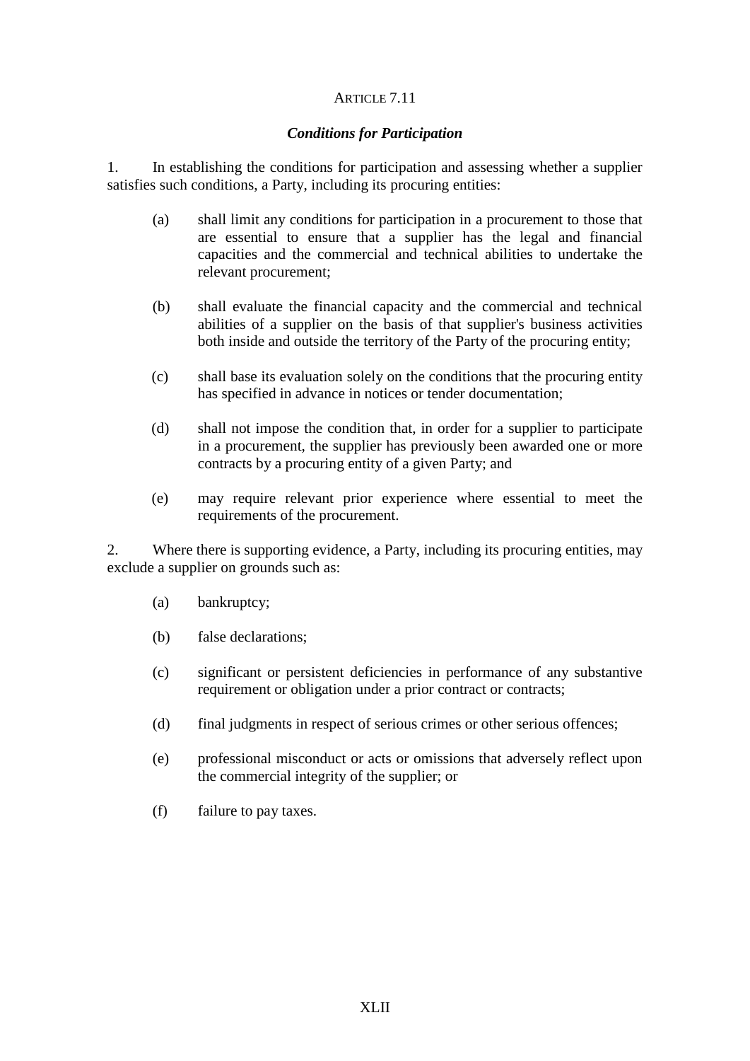ARTICLE 7.11

***Conditions for Participation***

1. In establishing the conditions for participation and assessing whether a supplier satisfies such conditions, a Party, including its procuring entities:

(a) shall limit any conditions for participation in a procurement to those that are essential to ensure that a supplier has the legal and financial capacities and the commercial and technical abilities to undertake the relevant procurement;

(b) shall evaluate the financial capacity and the commercial and technical abilities of a supplier on the basis of that supplier's business activities both inside and outside the territory of the Party of the procuring entity;

(c) shall base its evaluation solely on the conditions that the procuring entity has specified in advance in notices or tender documentation;

(d) shall not impose the condition that, in order for a supplier to participate in a procurement, the supplier has previously been awarded one or more contracts by a procuring entity of a given Party; and

(e) may require relevant prior experience where essential to meet the requirements of the procurement.

2. Where there is supporting evidence, a Party, including its procuring entities, may exclude a supplier on grounds such as:

(a) bankruptcy;

(b) false declarations;

(c) significant or persistent deficiencies in performance of any substantive requirement or obligation under a prior contract or contracts;

(d) final judgments in respect of serious crimes or other serious offences;

(e) professional misconduct or acts or omissions that adversely reflect upon the commercial integrity of the supplier; or

(f) failure to pay taxes.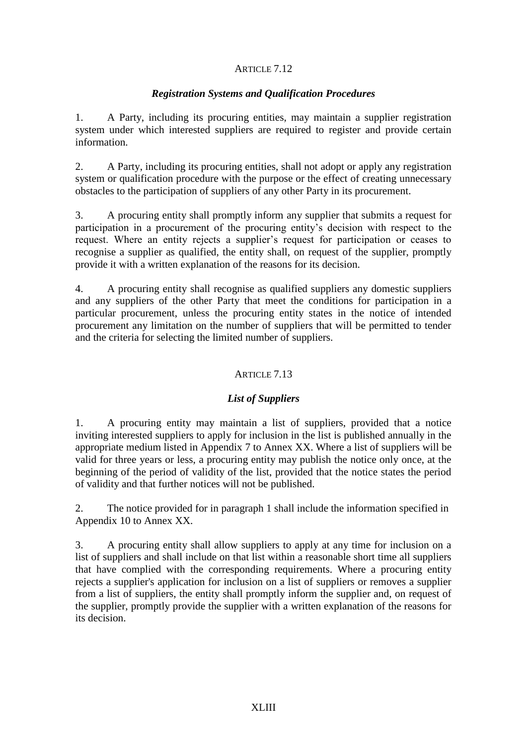ARTICLE 7.12

*Registration Systems and Qualification Procedures*

1. A Party, including its procuring entities, may maintain a supplier registration system under which interested suppliers are required to register and provide certain information.

2. A Party, including its procuring entities, shall not adopt or apply any registration system or qualification procedure with the purpose or the effect of creating unnecessary obstacles to the participation of suppliers of any other Party in its procurement.

3. A procuring entity shall promptly inform any supplier that submits a request for participation in a procurement of the procuring entity's decision with respect to the request. Where an entity rejects a supplier's request for participation or ceases to recognise a supplier as qualified, the entity shall, on request of the supplier, promptly provide it with a written explanation of the reasons for its decision.

4. A procuring entity shall recognise as qualified suppliers any domestic suppliers and any suppliers of the other Party that meet the conditions for participation in a particular procurement, unless the procuring entity states in the notice of intended procurement any limitation on the number of suppliers that will be permitted to tender and the criteria for selecting the limited number of suppliers.

ARTICLE 7.13

*List of Suppliers*

1. A procuring entity may maintain a list of suppliers, provided that a notice inviting interested suppliers to apply for inclusion in the list is published annually in the appropriate medium listed in Appendix 7 to Annex XX. Where a list of suppliers will be valid for three years or less, a procuring entity may publish the notice only once, at the beginning of the period of validity of the list, provided that the notice states the period of validity and that further notices will not be published.

2. The notice provided for in paragraph 1 shall include the information specified in Appendix 10 to Annex XX.

3. A procuring entity shall allow suppliers to apply at any time for inclusion on a list of suppliers and shall include on that list within a reasonable short time all suppliers that have complied with the corresponding requirements. Where a procuring entity rejects a supplier's application for inclusion on a list of suppliers or removes a supplier from a list of suppliers, the entity shall promptly inform the supplier and, on request of the supplier, promptly provide the supplier with a written explanation of the reasons for its decision.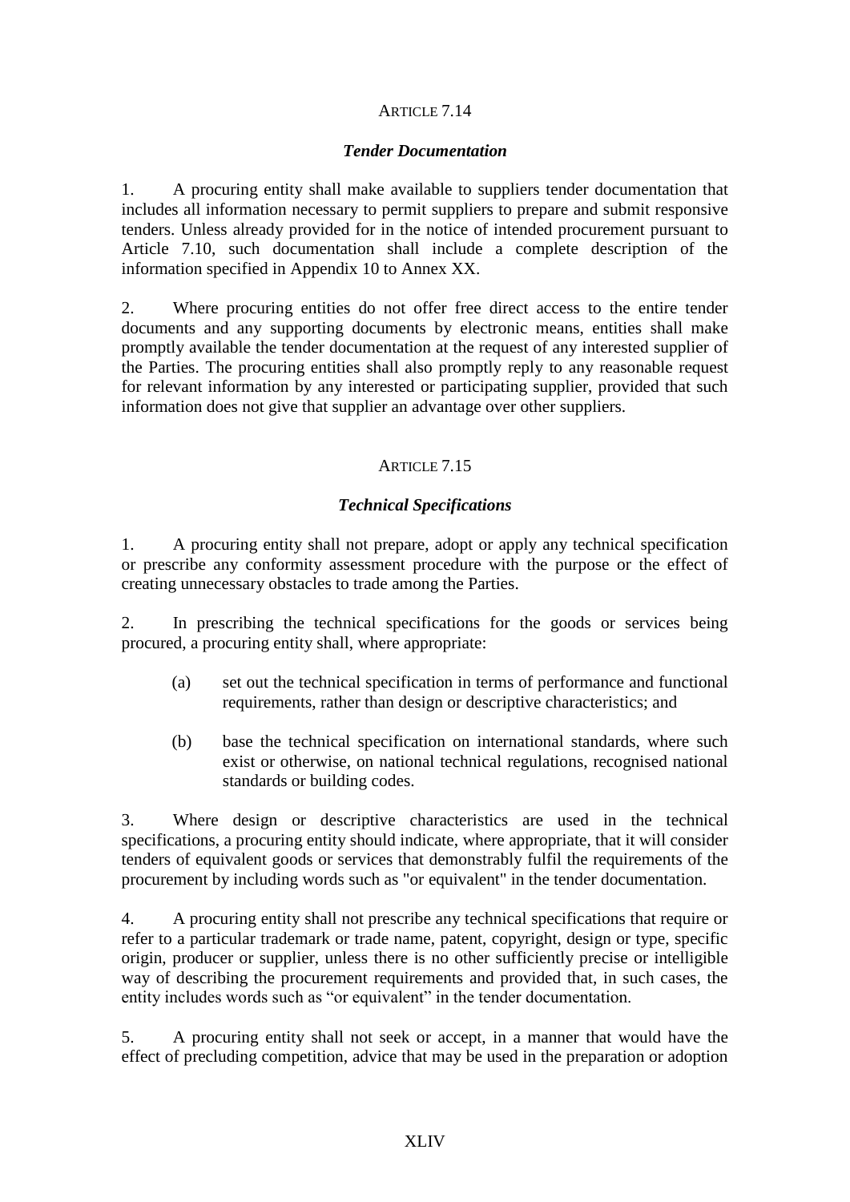## ARTICLE 7.14

### *Tender Documentation*

1. A procuring entity shall make available to suppliers tender documentation that includes all information necessary to permit suppliers to prepare and submit responsive tenders. Unless already provided for in the notice of intended procurement pursuant to Article 7.10, such documentation shall include a complete description of the information specified in Appendix 10 to Annex XX.

2. Where procuring entities do not offer free direct access to the entire tender documents and any supporting documents by electronic means, entities shall make promptly available the tender documentation at the request of any interested supplier of the Parties. The procuring entities shall also promptly reply to any reasonable request for relevant information by any interested or participating supplier, provided that such information does not give that supplier an advantage over other suppliers.

## ARTICLE 7.15

### *Technical Specifications*

1. A procuring entity shall not prepare, adopt or apply any technical specification or prescribe any conformity assessment procedure with the purpose or the effect of creating unnecessary obstacles to trade among the Parties.

2. In prescribing the technical specifications for the goods or services being procured, a procuring entity shall, where appropriate:

(a) set out the technical specification in terms of performance and functional requirements, rather than design or descriptive characteristics; and

(b) base the technical specification on international standards, where such exist or otherwise, on national technical regulations, recognised national standards or building codes.

3. Where design or descriptive characteristics are used in the technical specifications, a procuring entity should indicate, where appropriate, that it will consider tenders of equivalent goods or services that demonstrably fulfil the requirements of the procurement by including words such as "or equivalent" in the tender documentation.

4. A procuring entity shall not prescribe any technical specifications that require or refer to a particular trademark or trade name, patent, copyright, design or type, specific origin, producer or supplier, unless there is no other sufficiently precise or intelligible way of describing the procurement requirements and provided that, in such cases, the entity includes words such as "or equivalent" in the tender documentation.

5. A procuring entity shall not seek or accept, in a manner that would have the effect of precluding competition, advice that may be used in the preparation or adoption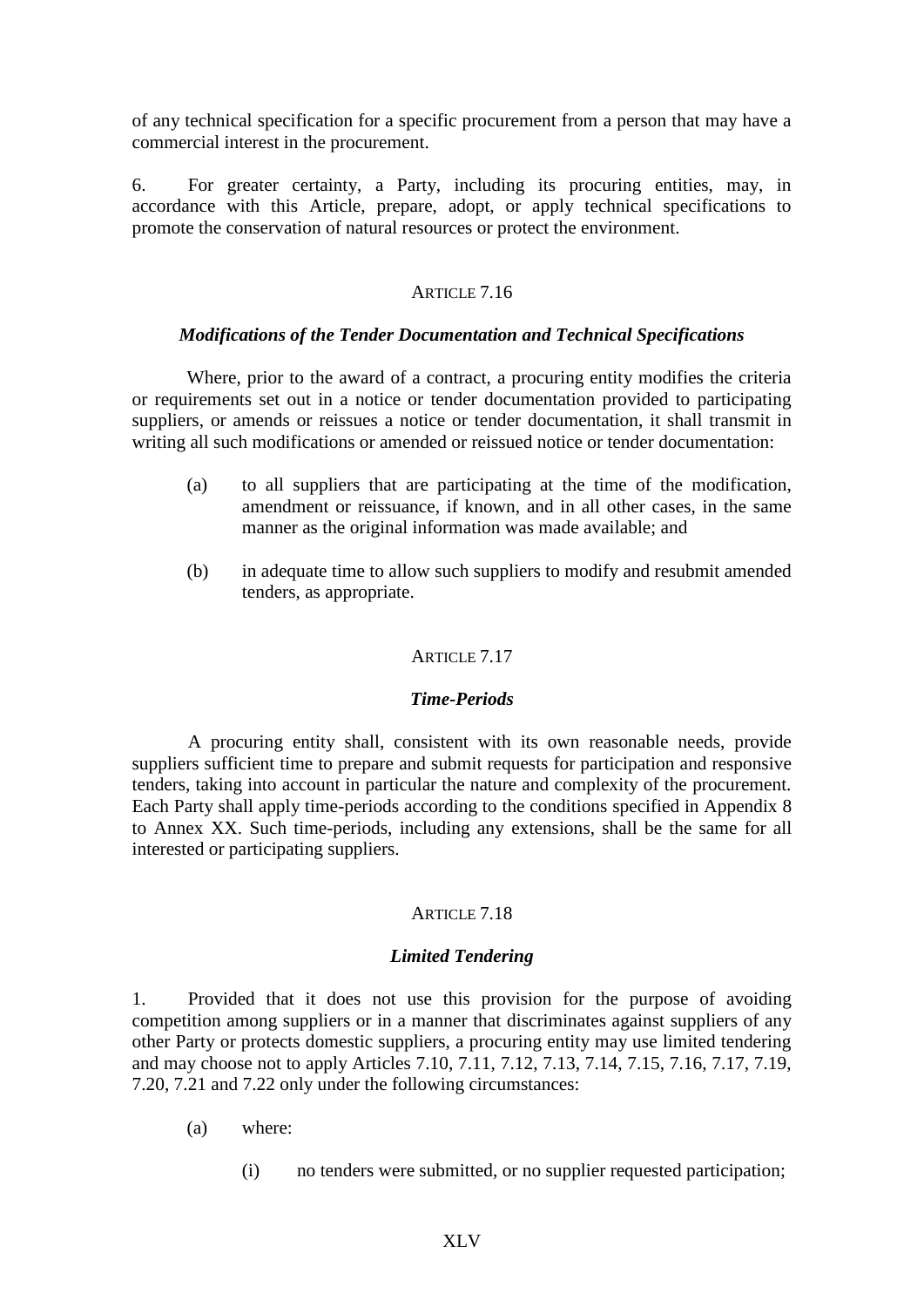of any technical specification for a specific procurement from a person that may have a commercial interest in the procurement.

6. For greater certainty, a Party, including its procuring entities, may, in accordance with this Article, prepare, adopt, or apply technical specifications to promote the conservation of natural resources or protect the environment.

### ARTICLE 7.16

***Modifications of the Tender Documentation and Technical Specifications***

Where, prior to the award of a contract, a procuring entity modifies the criteria or requirements set out in a notice or tender documentation provided to participating suppliers, or amends or reissues a notice or tender documentation, it shall transmit in writing all such modifications or amended or reissued notice or tender documentation:

(a) to all suppliers that are participating at the time of the modification, amendment or reissuance, if known, and in all other cases, in the same manner as the original information was made available; and

(b) in adequate time to allow such suppliers to modify and resubmit amended tenders, as appropriate.

### ARTICLE 7.17

***Time-Periods***

A procuring entity shall, consistent with its own reasonable needs, provide suppliers sufficient time to prepare and submit requests for participation and responsive tenders, taking into account in particular the nature and complexity of the procurement. Each Party shall apply time-periods according to the conditions specified in Appendix 8 to Annex XX. Such time-periods, including any extensions, shall be the same for all interested or participating suppliers.

### ARTICLE 7.18

***Limited Tendering***

1. Provided that it does not use this provision for the purpose of avoiding competition among suppliers or in a manner that discriminates against suppliers of any other Party or protects domestic suppliers, a procuring entity may use limited tendering and may choose not to apply Articles 7.10, 7.11, 7.12, 7.13, 7.14, 7.15, 7.16, 7.17, 7.19, 7.20, 7.21 and 7.22 only under the following circumstances:

(a) where:

(i) no tenders were submitted, or no supplier requested participation;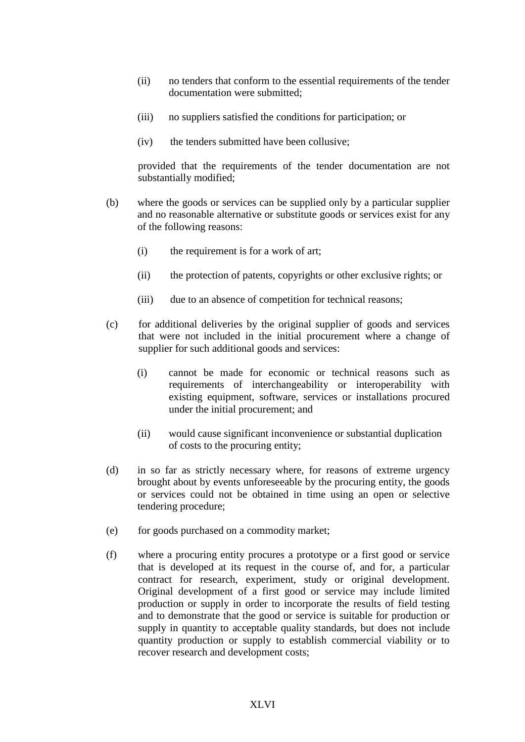(ii) no tenders that conform to the essential requirements of the tender documentation were submitted;

(iii) no suppliers satisfied the conditions for participation; or

(iv) the tenders submitted have been collusive;

provided that the requirements of the tender documentation are not substantially modified;

(b) where the goods or services can be supplied only by a particular supplier and no reasonable alternative or substitute goods or services exist for any of the following reasons:

(i) the requirement is for a work of art;

(ii) the protection of patents, copyrights or other exclusive rights; or

(iii) due to an absence of competition for technical reasons;

(c) for additional deliveries by the original supplier of goods and services that were not included in the initial procurement where a change of supplier for such additional goods and services:

(i) cannot be made for economic or technical reasons such as requirements of interchangeability or interoperability with existing equipment, software, services or installations procured under the initial procurement; and

(ii) would cause significant inconvenience or substantial duplication of costs to the procuring entity;

(d) in so far as strictly necessary where, for reasons of extreme urgency brought about by events unforeseeable by the procuring entity, the goods or services could not be obtained in time using an open or selective tendering procedure;

(e) for goods purchased on a commodity market;

(f) where a procuring entity procures a prototype or a first good or service that is developed at its request in the course of, and for, a particular contract for research, experiment, study or original development. Original development of a first good or service may include limited production or supply in order to incorporate the results of field testing and to demonstrate that the good or service is suitable for production or supply in quantity to acceptable quality standards, but does not include quantity production or supply to establish commercial viability or to recover research and development costs;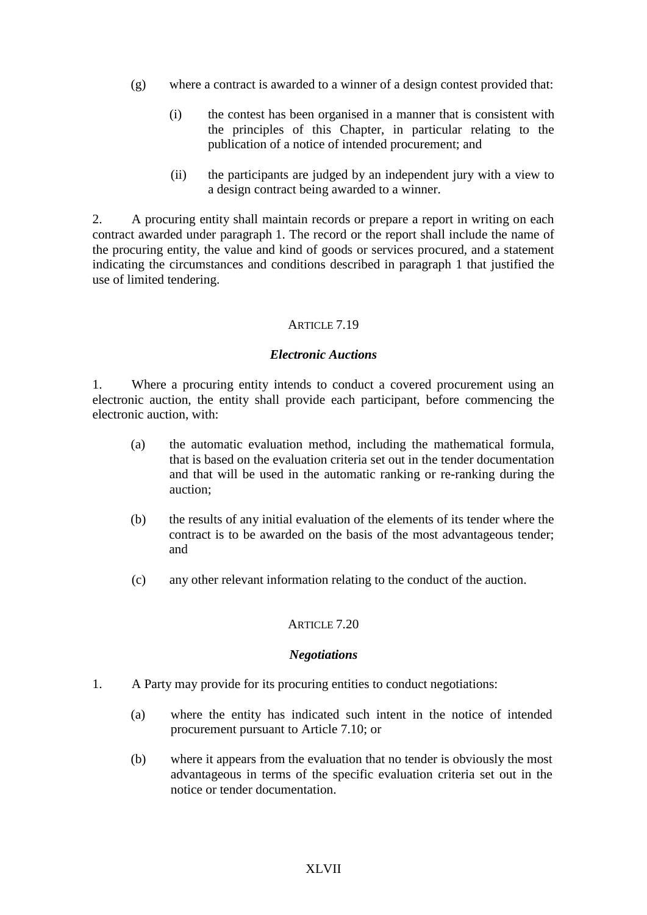(g) where a contract is awarded to a winner of a design contest provided that:

(i) the contest has been organised in a manner that is consistent with the principles of this Chapter, in particular relating to the publication of a notice of intended procurement; and

(ii) the participants are judged by an independent jury with a view to a design contract being awarded to a winner.

2. A procuring entity shall maintain records or prepare a report in writing on each contract awarded under paragraph 1. The record or the report shall include the name of the procuring entity, the value and kind of goods or services procured, and a statement indicating the circumstances and conditions described in paragraph 1 that justified the use of limited tendering.

## ARTICLE 7.19

### *Electronic Auctions*

1. Where a procuring entity intends to conduct a covered procurement using an electronic auction, the entity shall provide each participant, before commencing the electronic auction, with:

(a) the automatic evaluation method, including the mathematical formula, that is based on the evaluation criteria set out in the tender documentation and that will be used in the automatic ranking or re-ranking during the auction;

(b) the results of any initial evaluation of the elements of its tender where the contract is to be awarded on the basis of the most advantageous tender; and

(c) any other relevant information relating to the conduct of the auction.

## ARTICLE 7.20

### *Negotiations*

1. A Party may provide for its procuring entities to conduct negotiations:

(a) where the entity has indicated such intent in the notice of intended procurement pursuant to Article 7.10; or

(b) where it appears from the evaluation that no tender is obviously the most advantageous in terms of the specific evaluation criteria set out in the notice or tender documentation.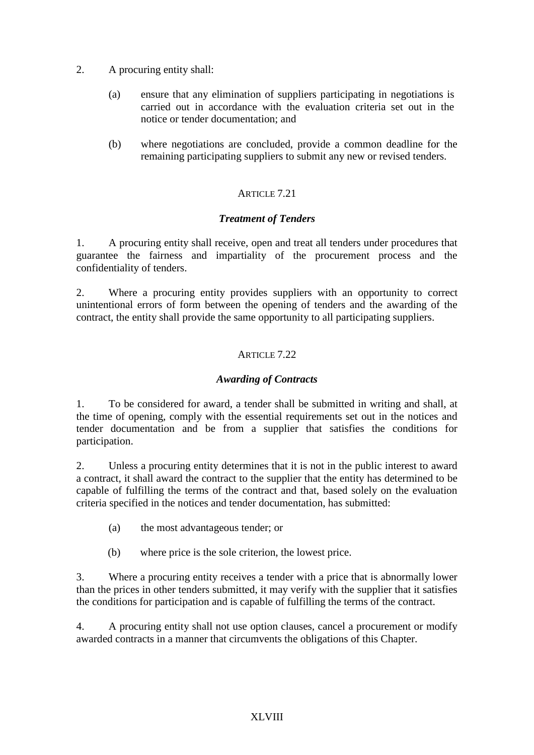2. A procuring entity shall:

   (a) ensure that any elimination of suppliers participating in negotiations is carried out in accordance with the evaluation criteria set out in the notice or tender documentation; and

   (b) where negotiations are concluded, provide a common deadline for the remaining participating suppliers to submit any new or revised tenders.

## ARTICLE 7.21

### *Treatment of Tenders*

1. A procuring entity shall receive, open and treat all tenders under procedures that guarantee the fairness and impartiality of the procurement process and the confidentiality of tenders.

2. Where a procuring entity provides suppliers with an opportunity to correct unintentional errors of form between the opening of tenders and the awarding of the contract, the entity shall provide the same opportunity to all participating suppliers.

## ARTICLE 7.22

### *Awarding of Contracts*

1. To be considered for award, a tender shall be submitted in writing and shall, at the time of opening, comply with the essential requirements set out in the notices and tender documentation and be from a supplier that satisfies the conditions for participation.

2. Unless a procuring entity determines that it is not in the public interest to award a contract, it shall award the contract to the supplier that the entity has determined to be capable of fulfilling the terms of the contract and that, based solely on the evaluation criteria specified in the notices and tender documentation, has submitted:

   (a) the most advantageous tender; or

   (b) where price is the sole criterion, the lowest price.

3. Where a procuring entity receives a tender with a price that is abnormally lower than the prices in other tenders submitted, it may verify with the supplier that it satisfies the conditions for participation and is capable of fulfilling the terms of the contract.

4. A procuring entity shall not use option clauses, cancel a procurement or modify awarded contracts in a manner that circumvents the obligations of this Chapter.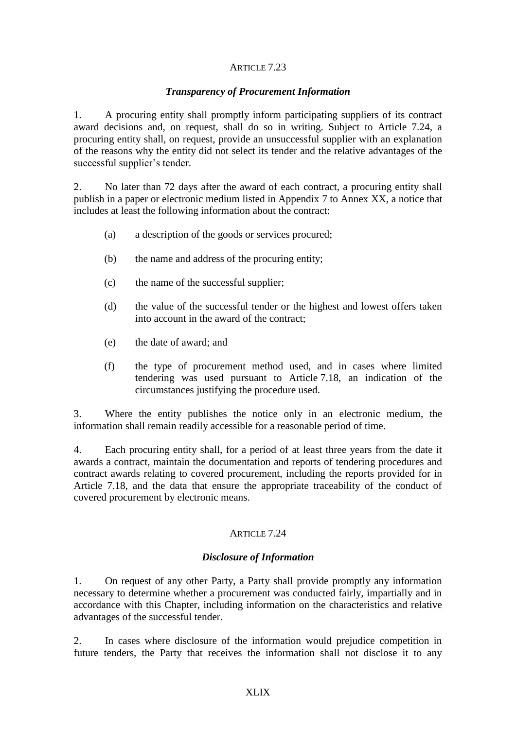## ARTICLE 7.23

### *Transparency of Procurement Information*

1. A procuring entity shall promptly inform participating suppliers of its contract award decisions and, on request, shall do so in writing. Subject to Article 7.24, a procuring entity shall, on request, provide an unsuccessful supplier with an explanation of the reasons why the entity did not select its tender and the relative advantages of the successful supplier's tender.

2. No later than 72 days after the award of each contract, a procuring entity shall publish in a paper or electronic medium listed in Appendix 7 to Annex XX, a notice that includes at least the following information about the contract:

   (a) a description of the goods or services procured;

   (b) the name and address of the procuring entity;

   (c) the name of the successful supplier;

   (d) the value of the successful tender or the highest and lowest offers taken into account in the award of the contract;

   (e) the date of award; and

   (f) the type of procurement method used, and in cases where limited tendering was used pursuant to Article 7.18, an indication of the circumstances justifying the procedure used.

3. Where the entity publishes the notice only in an electronic medium, the information shall remain readily accessible for a reasonable period of time.

4. Each procuring entity shall, for a period of at least three years from the date it awards a contract, maintain the documentation and reports of tendering procedures and contract awards relating to covered procurement, including the reports provided for in Article 7.18, and the data that ensure the appropriate traceability of the conduct of covered procurement by electronic means.

## ARTICLE 7.24

### *Disclosure of Information*

1. On request of any other Party, a Party shall provide promptly any information necessary to determine whether a procurement was conducted fairly, impartially and in accordance with this Chapter, including information on the characteristics and relative advantages of the successful tender.

2. In cases where disclosure of the information would prejudice competition in future tenders, the Party that receives the information shall not disclose it to any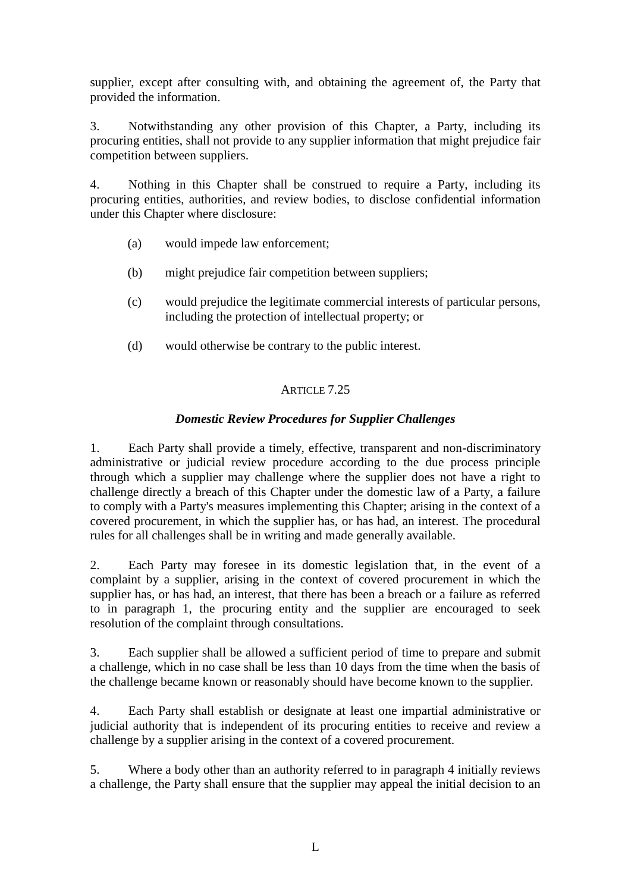supplier, except after consulting with, and obtaining the agreement of, the Party that provided the information.

3. Notwithstanding any other provision of this Chapter, a Party, including its procuring entities, shall not provide to any supplier information that might prejudice fair competition between suppliers.

4. Nothing in this Chapter shall be construed to require a Party, including its procuring entities, authorities, and review bodies, to disclose confidential information under this Chapter where disclosure:

(a) would impede law enforcement;

(b) might prejudice fair competition between suppliers;

(c) would prejudice the legitimate commercial interests of particular persons, including the protection of intellectual property; or

(d) would otherwise be contrary to the public interest.

## ARTICLE 7.25

### *Domestic Review Procedures for Supplier Challenges*

1. Each Party shall provide a timely, effective, transparent and non-discriminatory administrative or judicial review procedure according to the due process principle through which a supplier may challenge where the supplier does not have a right to challenge directly a breach of this Chapter under the domestic law of a Party, a failure to comply with a Party's measures implementing this Chapter; arising in the context of a covered procurement, in which the supplier has, or has had, an interest. The procedural rules for all challenges shall be in writing and made generally available.

2. Each Party may foresee in its domestic legislation that, in the event of a complaint by a supplier, arising in the context of covered procurement in which the supplier has, or has had, an interest, that there has been a breach or a failure as referred to in paragraph 1, the procuring entity and the supplier are encouraged to seek resolution of the complaint through consultations.

3. Each supplier shall be allowed a sufficient period of time to prepare and submit a challenge, which in no case shall be less than 10 days from the time when the basis of the challenge became known or reasonably should have become known to the supplier.

4. Each Party shall establish or designate at least one impartial administrative or judicial authority that is independent of its procuring entities to receive and review a challenge by a supplier arising in the context of a covered procurement.

5. Where a body other than an authority referred to in paragraph 4 initially reviews a challenge, the Party shall ensure that the supplier may appeal the initial decision to an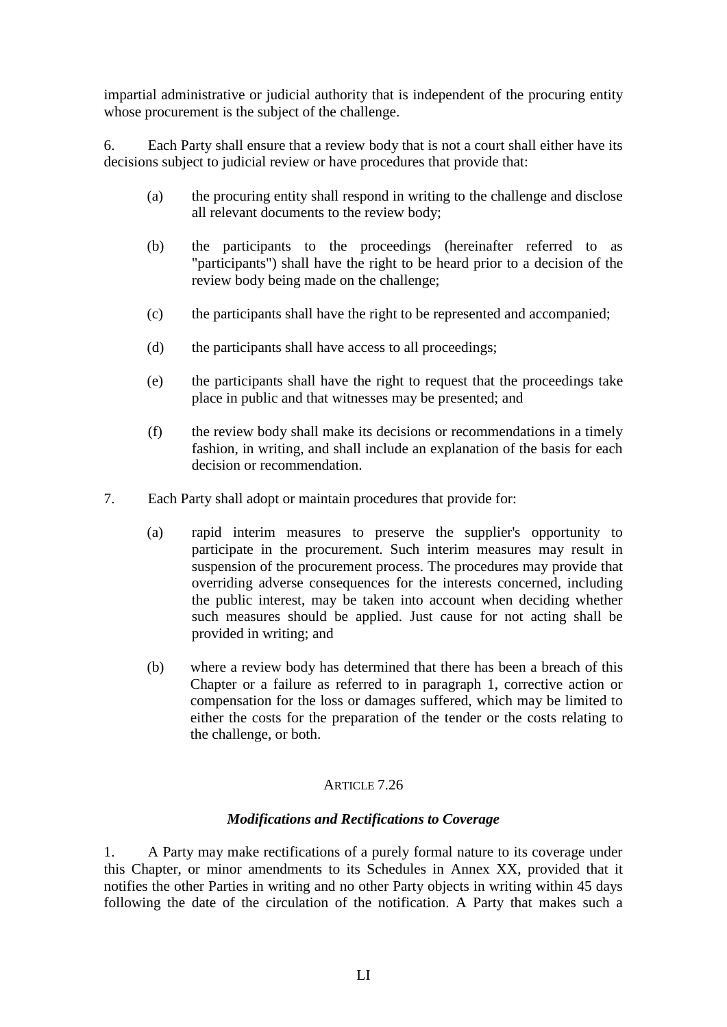impartial administrative or judicial authority that is independent of the procuring entity whose procurement is the subject of the challenge.

6. Each Party shall ensure that a review body that is not a court shall either have its decisions subject to judicial review or have procedures that provide that:

(a) the procuring entity shall respond in writing to the challenge and disclose all relevant documents to the review body;

(b) the participants to the proceedings (hereinafter referred to as "participants") shall have the right to be heard prior to a decision of the review body being made on the challenge;

(c) the participants shall have the right to be represented and accompanied;

(d) the participants shall have access to all proceedings;

(e) the participants shall have the right to request that the proceedings take place in public and that witnesses may be presented; and

(f) the review body shall make its decisions or recommendations in a timely fashion, in writing, and shall include an explanation of the basis for each decision or recommendation.

7. Each Party shall adopt or maintain procedures that provide for:

(a) rapid interim measures to preserve the supplier's opportunity to participate in the procurement. Such interim measures may result in suspension of the procurement process. The procedures may provide that overriding adverse consequences for the interests concerned, including the public interest, may be taken into account when deciding whether such measures should be applied. Just cause for not acting shall be provided in writing; and

(b) where a review body has determined that there has been a breach of this Chapter or a failure as referred to in paragraph 1, corrective action or compensation for the loss or damages suffered, which may be limited to either the costs for the preparation of the tender or the costs relating to the challenge, or both.

## ARTICLE 7.26

### *Modifications and Rectifications to Coverage*

1. A Party may make rectifications of a purely formal nature to its coverage under this Chapter, or minor amendments to its Schedules in Annex XX, provided that it notifies the other Parties in writing and no other Party objects in writing within 45 days following the date of the circulation of the notification. A Party that makes such a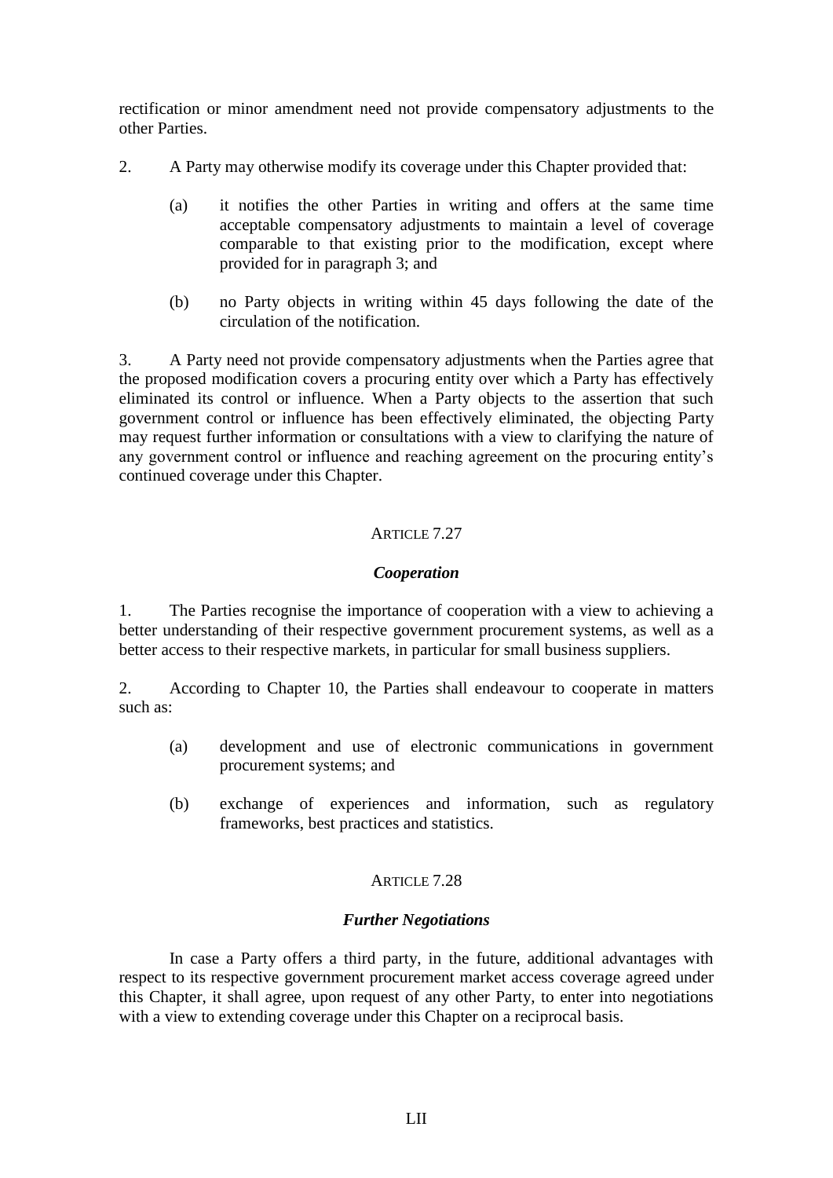rectification or minor amendment need not provide compensatory adjustments to the other Parties.

2. A Party may otherwise modify its coverage under this Chapter provided that:

   (a) it notifies the other Parties in writing and offers at the same time acceptable compensatory adjustments to maintain a level of coverage comparable to that existing prior to the modification, except where provided for in paragraph 3; and

   (b) no Party objects in writing within 45 days following the date of the circulation of the notification.

3. A Party need not provide compensatory adjustments when the Parties agree that the proposed modification covers a procuring entity over which a Party has effectively eliminated its control or influence. When a Party objects to the assertion that such government control or influence has been effectively eliminated, the objecting Party may request further information or consultations with a view to clarifying the nature of any government control or influence and reaching agreement on the procuring entity's continued coverage under this Chapter.

## ARTICLE 7.27

### *Cooperation*

1. The Parties recognise the importance of cooperation with a view to achieving a better understanding of their respective government procurement systems, as well as a better access to their respective markets, in particular for small business suppliers.

2. According to Chapter 10, the Parties shall endeavour to cooperate in matters such as:

   (a) development and use of electronic communications in government procurement systems; and

   (b) exchange of experiences and information, such as regulatory frameworks, best practices and statistics.

## ARTICLE 7.28

### *Further Negotiations*

In case a Party offers a third party, in the future, additional advantages with respect to its respective government procurement market access coverage agreed under this Chapter, it shall agree, upon request of any other Party, to enter into negotiations with a view to extending coverage under this Chapter on a reciprocal basis.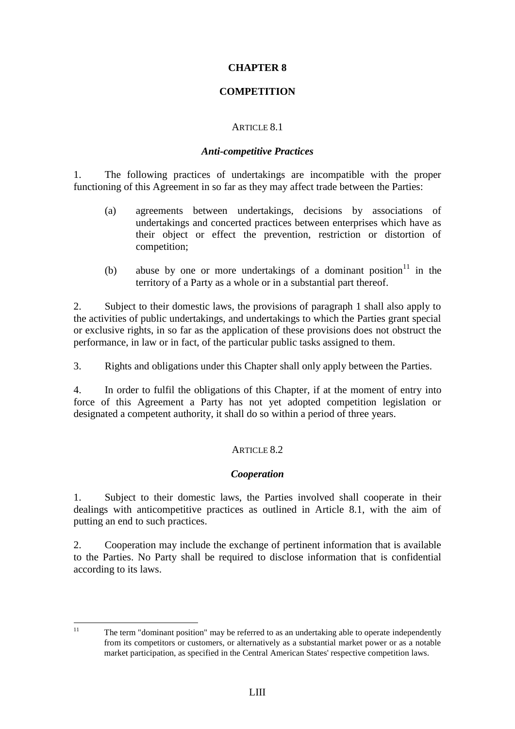# CHAPTER 8

# COMPETITION

## ARTICLE 8.1

### *Anti-competitive Practices*

1. The following practices of undertakings are incompatible with the proper functioning of this Agreement in so far as they may affect trade between the Parties:

   (a) agreements between undertakings, decisions by associations of undertakings and concerted practices between enterprises which have as their object or effect the prevention, restriction or distortion of competition;

   (b) abuse by one or more undertakings of a dominant position[11] in the territory of a Party as a whole or in a substantial part thereof.

2. Subject to their domestic laws, the provisions of paragraph 1 shall also apply to the activities of public undertakings, and undertakings to which the Parties grant special or exclusive rights, in so far as the application of these provisions does not obstruct the performance, in law or in fact, of the particular public tasks assigned to them.

3. Rights and obligations under this Chapter shall only apply between the Parties.

4. In order to fulfil the obligations of this Chapter, if at the moment of entry into force of this Agreement a Party has not yet adopted competition legislation or designated a competent authority, it shall do so within a period of three years.

## ARTICLE 8.2

### *Cooperation*

1. Subject to their domestic laws, the Parties involved shall cooperate in their dealings with anticompetitive practices as outlined in Article 8.1, with the aim of putting an end to such practices.

2. Cooperation may include the exchange of pertinent information that is available to the Parties. No Party shall be required to disclose information that is confidential according to its laws.

---

[11] The term "dominant position" may be referred to as an undertaking able to operate independently from its competitors or customers, or alternatively as a substantial market power or as a notable market participation, as specified in the Central American States' respective competition laws.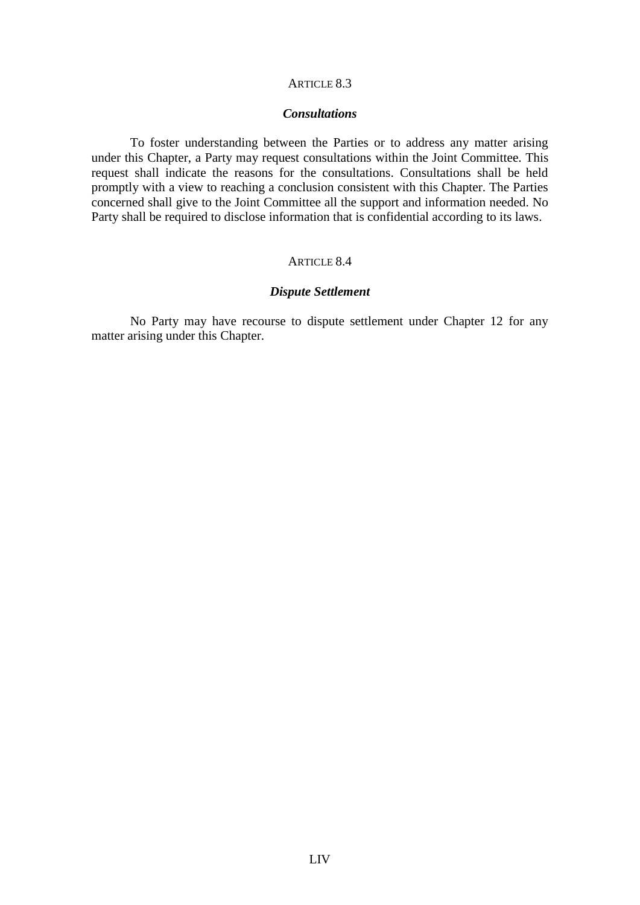ARTICLE 8.3

***Consultations***

To foster understanding between the Parties or to address any matter arising under this Chapter, a Party may request consultations within the Joint Committee. This request shall indicate the reasons for the consultations. Consultations shall be held promptly with a view to reaching a conclusion consistent with this Chapter. The Parties concerned shall give to the Joint Committee all the support and information needed. No Party shall be required to disclose information that is confidential according to its laws.

ARTICLE 8.4

***Dispute Settlement***

No Party may have recourse to dispute settlement under Chapter 12 for any matter arising under this Chapter.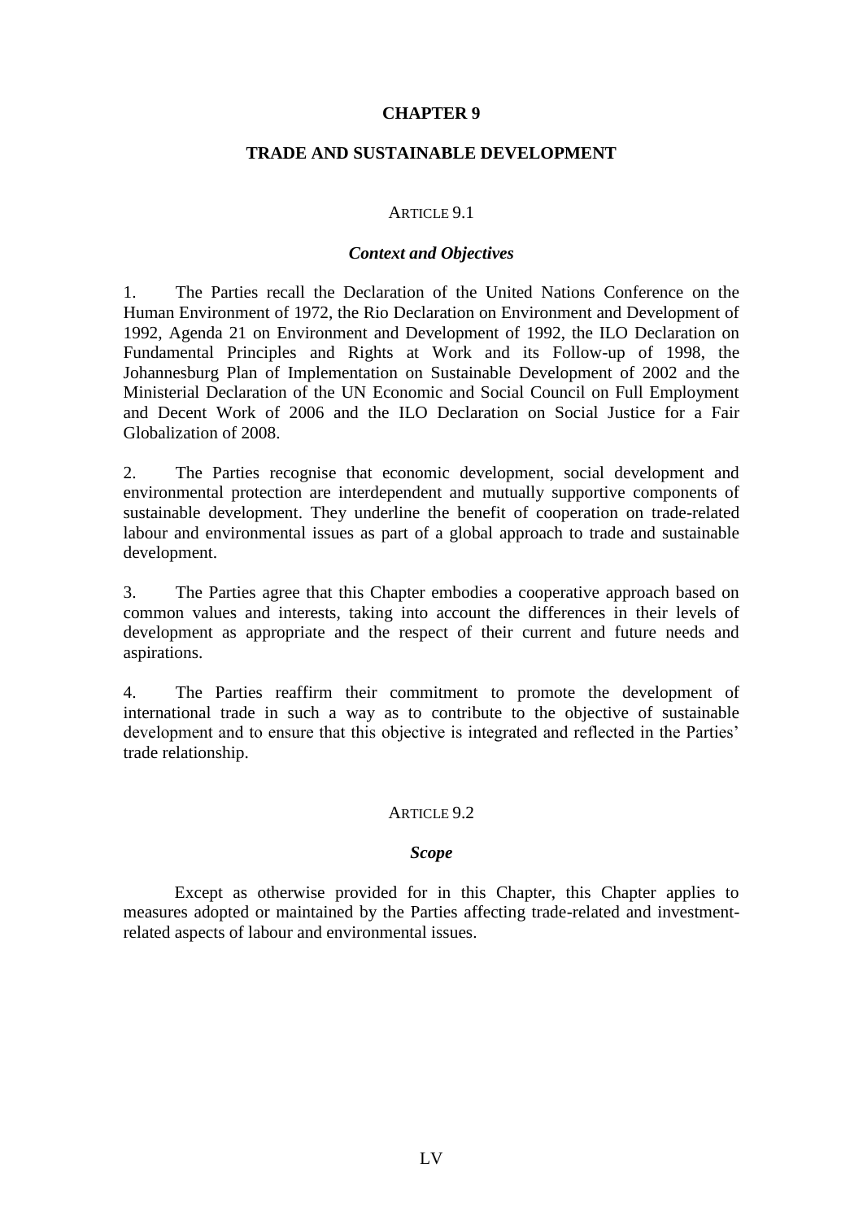# CHAPTER 9

## TRADE AND SUSTAINABLE DEVELOPMENT

### ARTICLE 9.1

***Context and Objectives***

1. The Parties recall the Declaration of the United Nations Conference on the Human Environment of 1972, the Rio Declaration on Environment and Development of 1992, Agenda 21 on Environment and Development of 1992, the ILO Declaration on Fundamental Principles and Rights at Work and its Follow-up of 1998, the Johannesburg Plan of Implementation on Sustainable Development of 2002 and the Ministerial Declaration of the UN Economic and Social Council on Full Employment and Decent Work of 2006 and the ILO Declaration on Social Justice for a Fair Globalization of 2008.

2. The Parties recognise that economic development, social development and environmental protection are interdependent and mutually supportive components of sustainable development. They underline the benefit of cooperation on trade-related labour and environmental issues as part of a global approach to trade and sustainable development.

3. The Parties agree that this Chapter embodies a cooperative approach based on common values and interests, taking into account the differences in their levels of development as appropriate and the respect of their current and future needs and aspirations.

4. The Parties reaffirm their commitment to promote the development of international trade in such a way as to contribute to the objective of sustainable development and to ensure that this objective is integrated and reflected in the Parties' trade relationship.

### ARTICLE 9.2

***Scope***

Except as otherwise provided for in this Chapter, this Chapter applies to measures adopted or maintained by the Parties affecting trade-related and investment-related aspects of labour and environmental issues.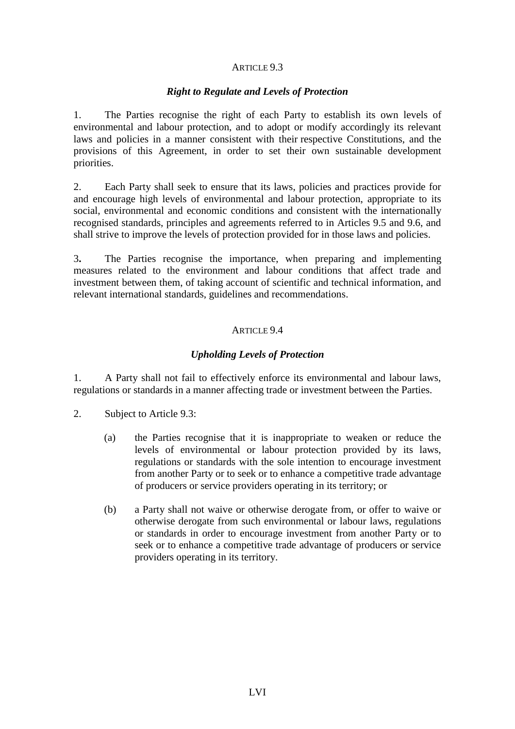## ARTICLE 9.3

### *Right to Regulate and Levels of Protection*

1. The Parties recognise the right of each Party to establish its own levels of environmental and labour protection, and to adopt or modify accordingly its relevant laws and policies in a manner consistent with their respective Constitutions, and the provisions of this Agreement, in order to set their own sustainable development priorities.

2. Each Party shall seek to ensure that its laws, policies and practices provide for and encourage high levels of environmental and labour protection, appropriate to its social, environmental and economic conditions and consistent with the internationally recognised standards, principles and agreements referred to in Articles 9.5 and 9.6, and shall strive to improve the levels of protection provided for in those laws and policies.

3**.** The Parties recognise the importance, when preparing and implementing measures related to the environment and labour conditions that affect trade and investment between them, of taking account of scientific and technical information, and relevant international standards, guidelines and recommendations.

## ARTICLE 9.4

### *Upholding Levels of Protection*

1. A Party shall not fail to effectively enforce its environmental and labour laws, regulations or standards in a manner affecting trade or investment between the Parties.

2. Subject to Article 9.3:

(a) the Parties recognise that it is inappropriate to weaken or reduce the levels of environmental or labour protection provided by its laws, regulations or standards with the sole intention to encourage investment from another Party or to seek or to enhance a competitive trade advantage of producers or service providers operating in its territory; or

(b) a Party shall not waive or otherwise derogate from, or offer to waive or otherwise derogate from such environmental or labour laws, regulations or standards in order to encourage investment from another Party or to seek or to enhance a competitive trade advantage of producers or service providers operating in its territory.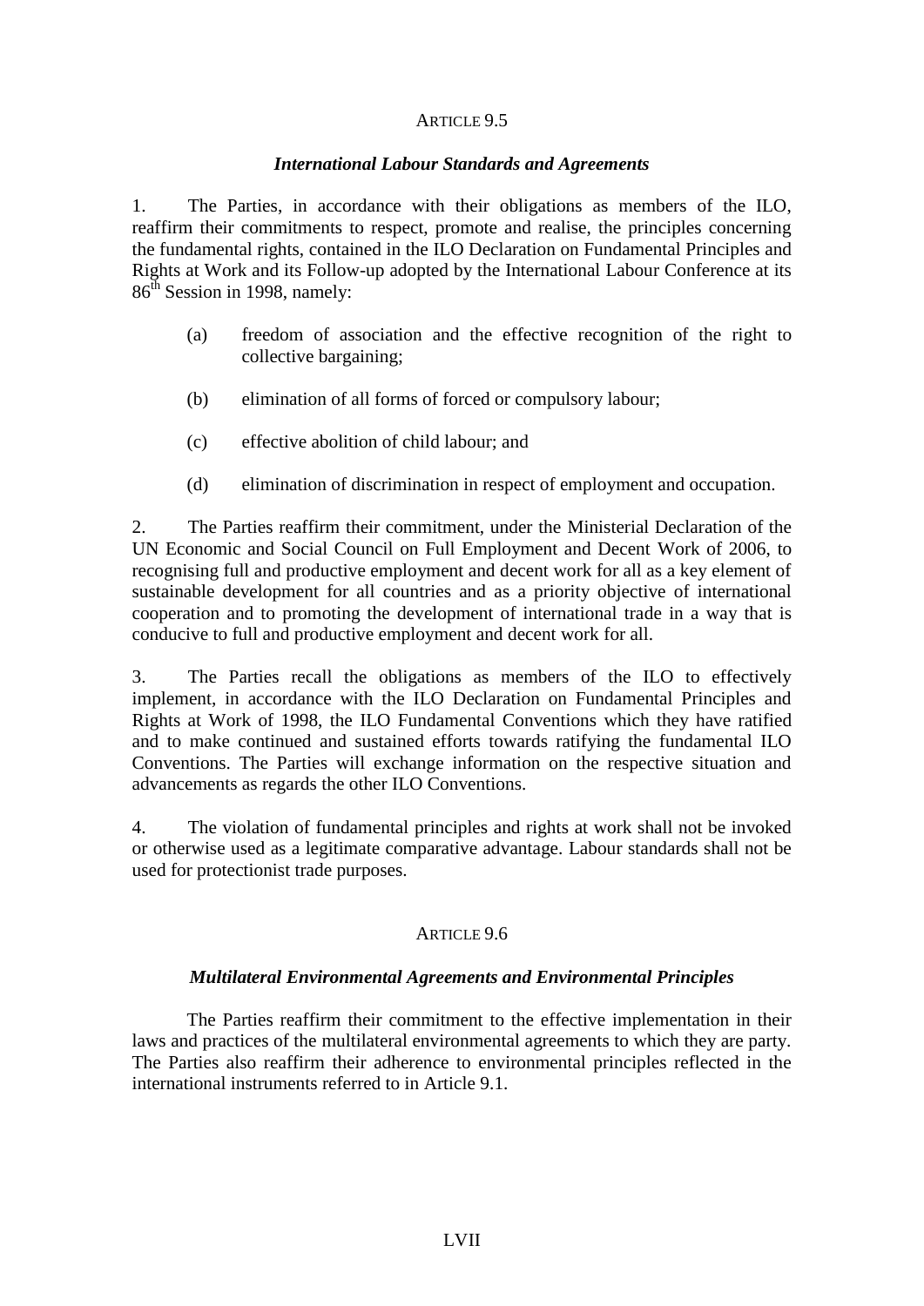## ARTICLE 9.5

### *International Labour Standards and Agreements*

1. The Parties, in accordance with their obligations as members of the ILO, reaffirm their commitments to respect, promote and realise, the principles concerning the fundamental rights, contained in the ILO Declaration on Fundamental Principles and Rights at Work and its Follow-up adopted by the International Labour Conference at its 86th Session in 1998, namely:

   (a) freedom of association and the effective recognition of the right to collective bargaining;

   (b) elimination of all forms of forced or compulsory labour;

   (c) effective abolition of child labour; and

   (d) elimination of discrimination in respect of employment and occupation.

2. The Parties reaffirm their commitment, under the Ministerial Declaration of the UN Economic and Social Council on Full Employment and Decent Work of 2006, to recognising full and productive employment and decent work for all as a key element of sustainable development for all countries and as a priority objective of international cooperation and to promoting the development of international trade in a way that is conducive to full and productive employment and decent work for all.

3. The Parties recall the obligations as members of the ILO to effectively implement, in accordance with the ILO Declaration on Fundamental Principles and Rights at Work of 1998, the ILO Fundamental Conventions which they have ratified and to make continued and sustained efforts towards ratifying the fundamental ILO Conventions. The Parties will exchange information on the respective situation and advancements as regards the other ILO Conventions.

4. The violation of fundamental principles and rights at work shall not be invoked or otherwise used as a legitimate comparative advantage. Labour standards shall not be used for protectionist trade purposes.

## ARTICLE 9.6

### *Multilateral Environmental Agreements and Environmental Principles*

The Parties reaffirm their commitment to the effective implementation in their laws and practices of the multilateral environmental agreements to which they are party. The Parties also reaffirm their adherence to environmental principles reflected in the international instruments referred to in Article 9.1.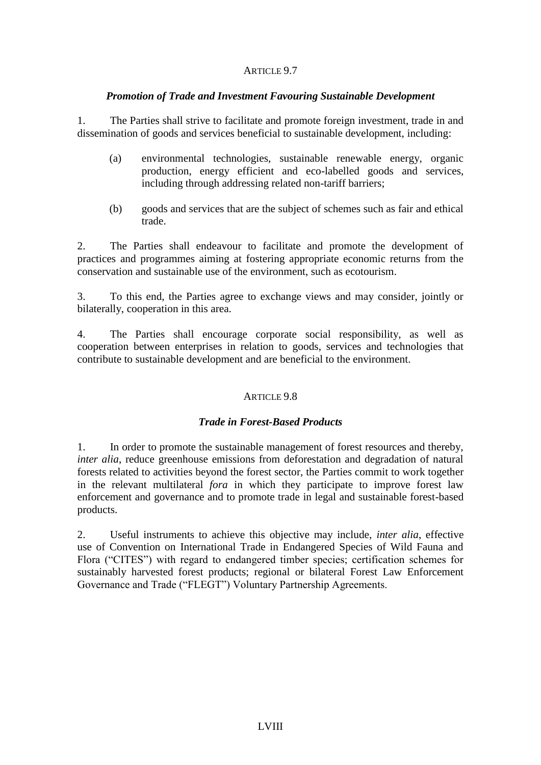## ARTICLE 9.7

### *Promotion of Trade and Investment Favouring Sustainable Development*

1. The Parties shall strive to facilitate and promote foreign investment, trade in and dissemination of goods and services beneficial to sustainable development, including:

   (a) environmental technologies, sustainable renewable energy, organic production, energy efficient and eco-labelled goods and services, including through addressing related non-tariff barriers;

   (b) goods and services that are the subject of schemes such as fair and ethical trade.

2. The Parties shall endeavour to facilitate and promote the development of practices and programmes aiming at fostering appropriate economic returns from the conservation and sustainable use of the environment, such as ecotourism.

3. To this end, the Parties agree to exchange views and may consider, jointly or bilaterally, cooperation in this area.

4. The Parties shall encourage corporate social responsibility, as well as cooperation between enterprises in relation to goods, services and technologies that contribute to sustainable development and are beneficial to the environment.

## ARTICLE 9.8

### *Trade in Forest-Based Products*

1. In order to promote the sustainable management of forest resources and thereby, *inter alia*, reduce greenhouse emissions from deforestation and degradation of natural forests related to activities beyond the forest sector, the Parties commit to work together in the relevant multilateral *fora* in which they participate to improve forest law enforcement and governance and to promote trade in legal and sustainable forest-based products.

2. Useful instruments to achieve this objective may include, *inter alia*, effective use of Convention on International Trade in Endangered Species of Wild Fauna and Flora ("CITES") with regard to endangered timber species; certification schemes for sustainably harvested forest products; regional or bilateral Forest Law Enforcement Governance and Trade ("FLEGT") Voluntary Partnership Agreements.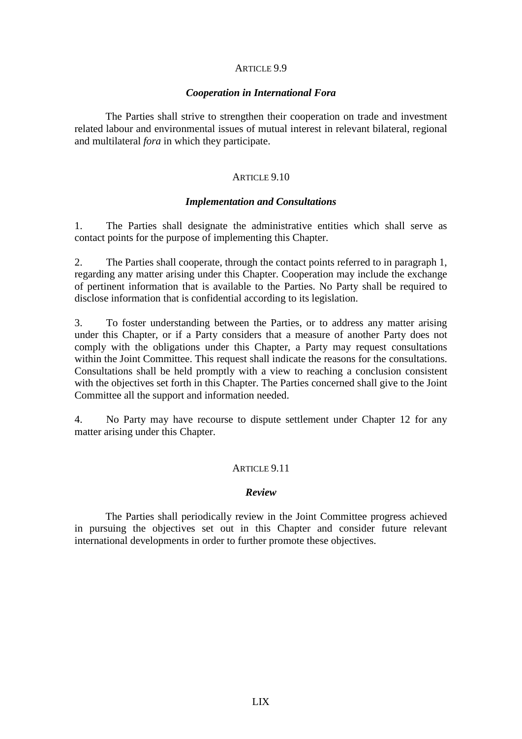### ARTICLE 9.9

#### *Cooperation in International Fora*

The Parties shall strive to strengthen their cooperation on trade and investment related labour and environmental issues of mutual interest in relevant bilateral, regional and multilateral *fora* in which they participate.

### ARTICLE 9.10

#### *Implementation and Consultations*

1. The Parties shall designate the administrative entities which shall serve as contact points for the purpose of implementing this Chapter.

2. The Parties shall cooperate, through the contact points referred to in paragraph 1, regarding any matter arising under this Chapter. Cooperation may include the exchange of pertinent information that is available to the Parties. No Party shall be required to disclose information that is confidential according to its legislation.

3. To foster understanding between the Parties, or to address any matter arising under this Chapter, or if a Party considers that a measure of another Party does not comply with the obligations under this Chapter, a Party may request consultations within the Joint Committee. This request shall indicate the reasons for the consultations. Consultations shall be held promptly with a view to reaching a conclusion consistent with the objectives set forth in this Chapter. The Parties concerned shall give to the Joint Committee all the support and information needed.

4. No Party may have recourse to dispute settlement under Chapter 12 for any matter arising under this Chapter.

### ARTICLE 9.11

#### *Review*

The Parties shall periodically review in the Joint Committee progress achieved in pursuing the objectives set out in this Chapter and consider future relevant international developments in order to further promote these objectives.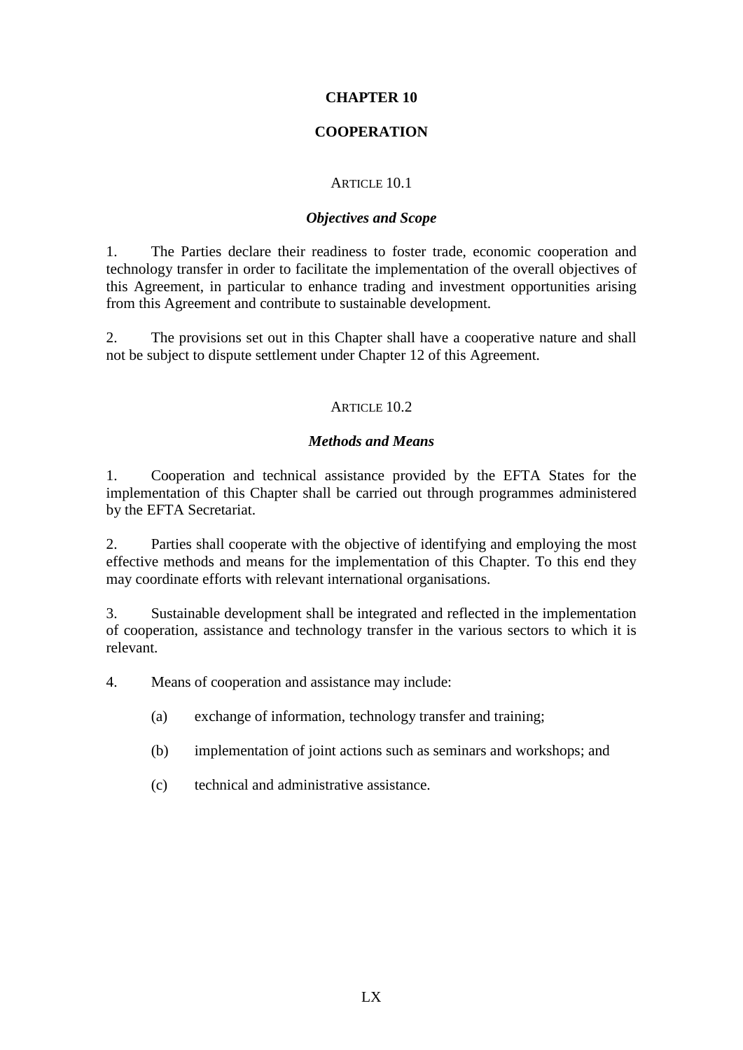# CHAPTER 10

# COOPERATION

## ARTICLE 10.1

### *Objectives and Scope*

1. The Parties declare their readiness to foster trade, economic cooperation and technology transfer in order to facilitate the implementation of the overall objectives of this Agreement, in particular to enhance trading and investment opportunities arising from this Agreement and contribute to sustainable development.

2. The provisions set out in this Chapter shall have a cooperative nature and shall not be subject to dispute settlement under Chapter 12 of this Agreement.

## ARTICLE 10.2

### *Methods and Means*

1. Cooperation and technical assistance provided by the EFTA States for the implementation of this Chapter shall be carried out through programmes administered by the EFTA Secretariat.

2. Parties shall cooperate with the objective of identifying and employing the most effective methods and means for the implementation of this Chapter. To this end they may coordinate efforts with relevant international organisations.

3. Sustainable development shall be integrated and reflected in the implementation of cooperation, assistance and technology transfer in the various sectors to which it is relevant.

4. Means of cooperation and assistance may include:

   (a) exchange of information, technology transfer and training;

   (b) implementation of joint actions such as seminars and workshops; and

   (c) technical and administrative assistance.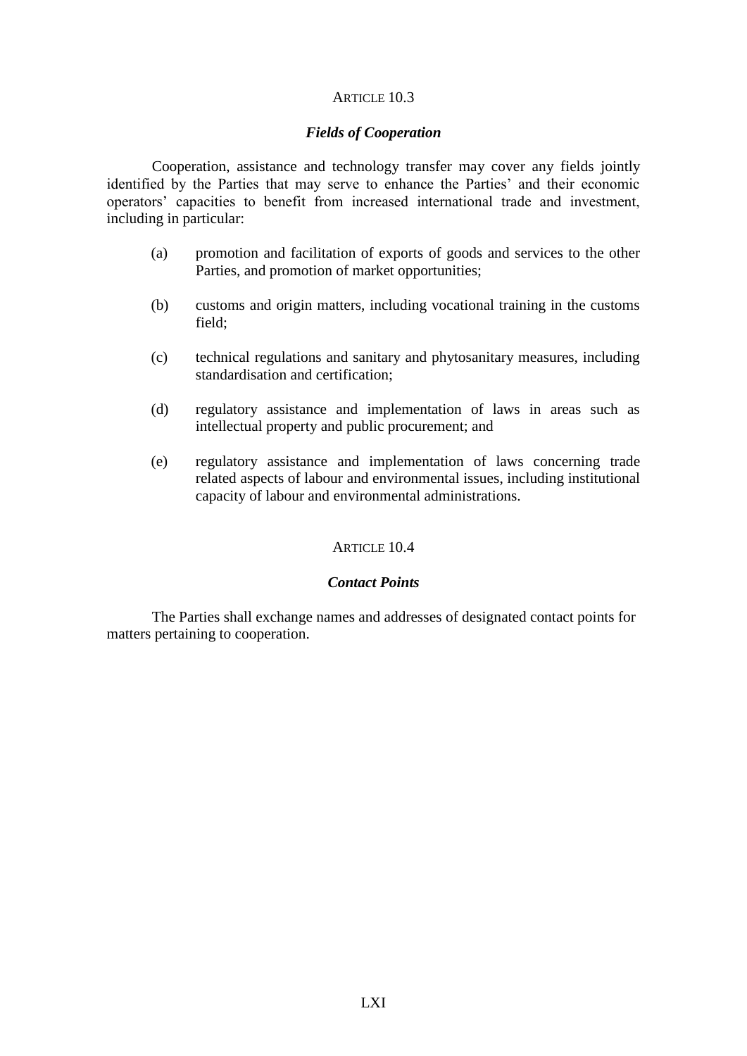## ARTICLE 10.3

### *Fields of Cooperation*

Cooperation, assistance and technology transfer may cover any fields jointly identified by the Parties that may serve to enhance the Parties' and their economic operators' capacities to benefit from increased international trade and investment, including in particular:

(a) promotion and facilitation of exports of goods and services to the other Parties, and promotion of market opportunities;

(b) customs and origin matters, including vocational training in the customs field;

(c) technical regulations and sanitary and phytosanitary measures, including standardisation and certification;

(d) regulatory assistance and implementation of laws in areas such as intellectual property and public procurement; and

(e) regulatory assistance and implementation of laws concerning trade related aspects of labour and environmental issues, including institutional capacity of labour and environmental administrations.

## ARTICLE 10.4

### *Contact Points*

The Parties shall exchange names and addresses of designated contact points for matters pertaining to cooperation.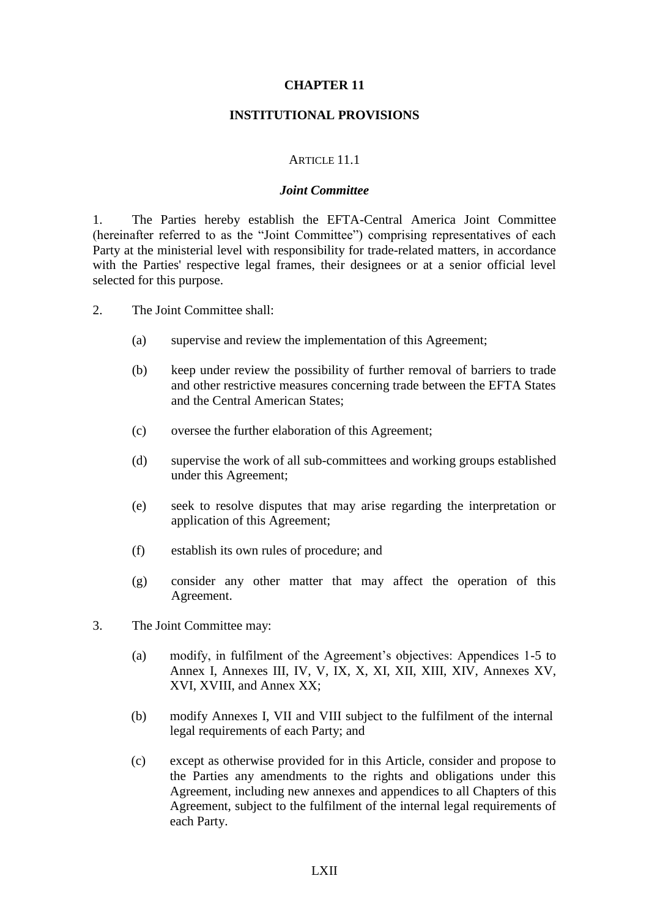# CHAPTER 11

## INSTITUTIONAL PROVISIONS

### ARTICLE 11.1

### *Joint Committee*

1. The Parties hereby establish the EFTA-Central America Joint Committee (hereinafter referred to as the "Joint Committee") comprising representatives of each Party at the ministerial level with responsibility for trade-related matters, in accordance with the Parties' respective legal frames, their designees or at a senior official level selected for this purpose.

2. The Joint Committee shall:

   (a) supervise and review the implementation of this Agreement;

   (b) keep under review the possibility of further removal of barriers to trade and other restrictive measures concerning trade between the EFTA States and the Central American States;

   (c) oversee the further elaboration of this Agreement;

   (d) supervise the work of all sub-committees and working groups established under this Agreement;

   (e) seek to resolve disputes that may arise regarding the interpretation or application of this Agreement;

   (f) establish its own rules of procedure; and

   (g) consider any other matter that may affect the operation of this Agreement.

3. The Joint Committee may:

   (a) modify, in fulfilment of the Agreement's objectives: Appendices 1-5 to Annex I, Annexes III, IV, V, IX, X, XI, XII, XIII, XIV, Annexes XV, XVI, XVIII, and Annex XX;

   (b) modify Annexes I, VII and VIII subject to the fulfilment of the internal legal requirements of each Party; and

   (c) except as otherwise provided for in this Article, consider and propose to the Parties any amendments to the rights and obligations under this Agreement, including new annexes and appendices to all Chapters of this Agreement, subject to the fulfilment of the internal legal requirements of each Party.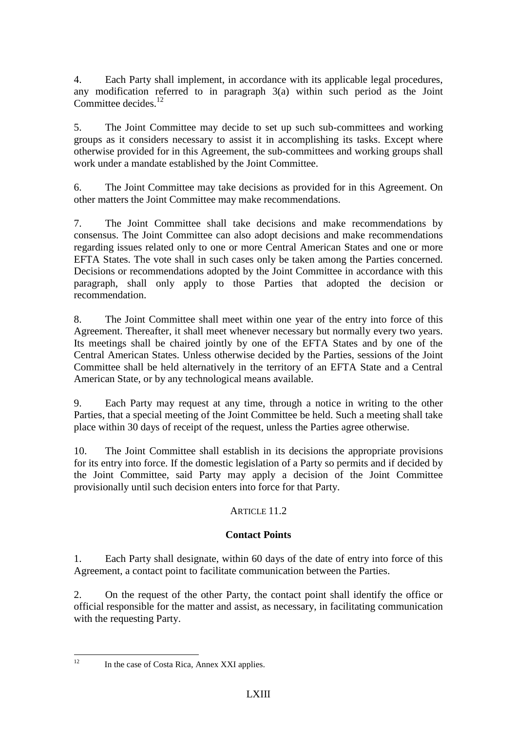4. Each Party shall implement, in accordance with its applicable legal procedures, any modification referred to in paragraph 3(a) within such period as the Joint Committee decides.[12]

5. The Joint Committee may decide to set up such sub-committees and working groups as it considers necessary to assist it in accomplishing its tasks. Except where otherwise provided for in this Agreement, the sub-committees and working groups shall work under a mandate established by the Joint Committee.

6. The Joint Committee may take decisions as provided for in this Agreement. On other matters the Joint Committee may make recommendations.

7. The Joint Committee shall take decisions and make recommendations by consensus. The Joint Committee can also adopt decisions and make recommendations regarding issues related only to one or more Central American States and one or more EFTA States. The vote shall in such cases only be taken among the Parties concerned. Decisions or recommendations adopted by the Joint Committee in accordance with this paragraph, shall only apply to those Parties that adopted the decision or recommendation.

8. The Joint Committee shall meet within one year of the entry into force of this Agreement. Thereafter, it shall meet whenever necessary but normally every two years. Its meetings shall be chaired jointly by one of the EFTA States and by one of the Central American States. Unless otherwise decided by the Parties, sessions of the Joint Committee shall be held alternatively in the territory of an EFTA State and a Central American State, or by any technological means available.

9. Each Party may request at any time, through a notice in writing to the other Parties, that a special meeting of the Joint Committee be held. Such a meeting shall take place within 30 days of receipt of the request, unless the Parties agree otherwise.

10. The Joint Committee shall establish in its decisions the appropriate provisions for its entry into force. If the domestic legislation of a Party so permits and if decided by the Joint Committee, said Party may apply a decision of the Joint Committee provisionally until such decision enters into force for that Party.

## ARTICLE 11.2

### Contact Points

1. Each Party shall designate, within 60 days of the date of entry into force of this Agreement, a contact point to facilitate communication between the Parties.

2. On the request of the other Party, the contact point shall identify the office or official responsible for the matter and assist, as necessary, in facilitating communication with the requesting Party.

---

[12] In the case of Costa Rica, Annex XXI applies.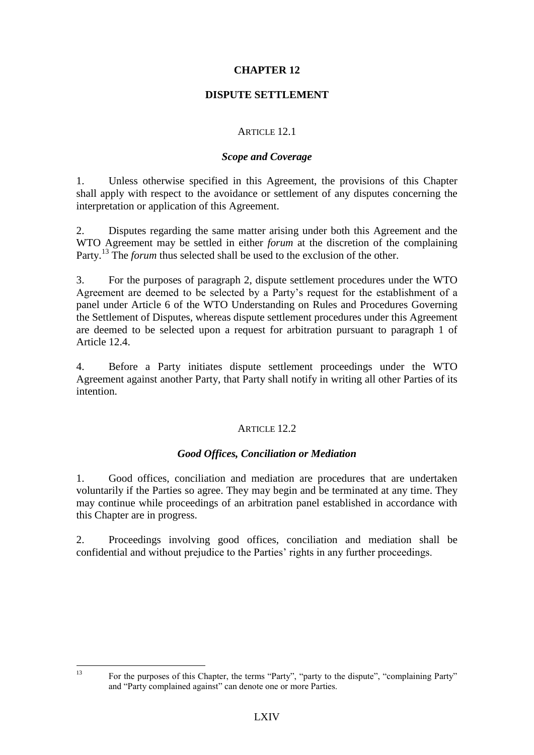# CHAPTER 12

## DISPUTE SETTLEMENT

### ARTICLE 12.1

#### *Scope and Coverage*

1. Unless otherwise specified in this Agreement, the provisions of this Chapter shall apply with respect to the avoidance or settlement of any disputes concerning the interpretation or application of this Agreement.

2. Disputes regarding the same matter arising under both this Agreement and the WTO Agreement may be settled in either *forum* at the discretion of the complaining Party.[13] The *forum* thus selected shall be used to the exclusion of the other.

3. For the purposes of paragraph 2, dispute settlement procedures under the WTO Agreement are deemed to be selected by a Party's request for the establishment of a panel under Article 6 of the WTO Understanding on Rules and Procedures Governing the Settlement of Disputes, whereas dispute settlement procedures under this Agreement are deemed to be selected upon a request for arbitration pursuant to paragraph 1 of Article 12.4.

4. Before a Party initiates dispute settlement proceedings under the WTO Agreement against another Party, that Party shall notify in writing all other Parties of its intention.

### ARTICLE 12.2

#### *Good Offices, Conciliation or Mediation*

1. Good offices, conciliation and mediation are procedures that are undertaken voluntarily if the Parties so agree. They may begin and be terminated at any time. They may continue while proceedings of an arbitration panel established in accordance with this Chapter are in progress.

2. Proceedings involving good offices, conciliation and mediation shall be confidential and without prejudice to the Parties' rights in any further proceedings.

---

[13] For the purposes of this Chapter, the terms "Party", "party to the dispute", "complaining Party" and "Party complained against" can denote one or more Parties.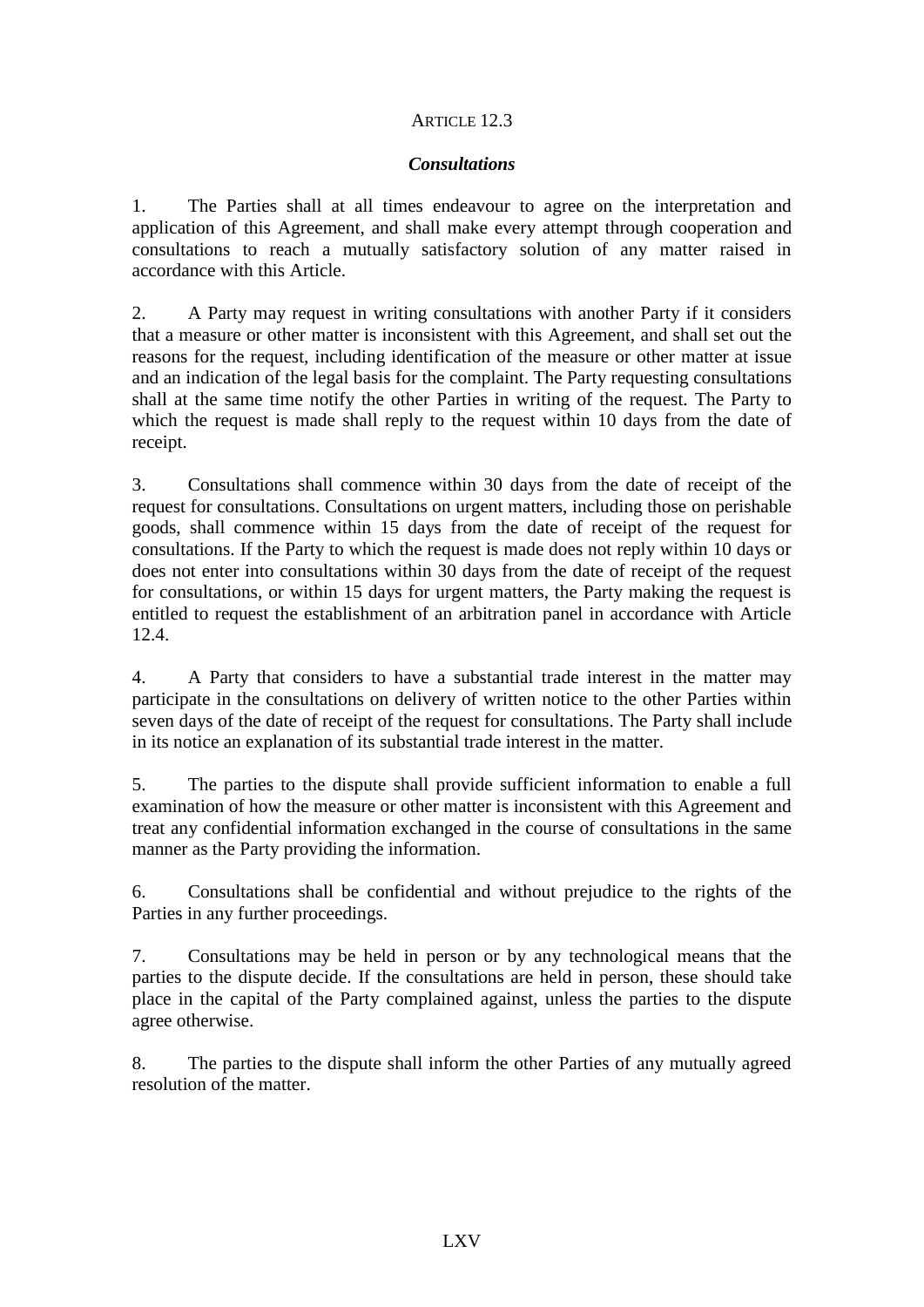ARTICLE 12.3

***Consultations***

1. The Parties shall at all times endeavour to agree on the interpretation and application of this Agreement, and shall make every attempt through cooperation and consultations to reach a mutually satisfactory solution of any matter raised in accordance with this Article.

2. A Party may request in writing consultations with another Party if it considers that a measure or other matter is inconsistent with this Agreement, and shall set out the reasons for the request, including identification of the measure or other matter at issue and an indication of the legal basis for the complaint. The Party requesting consultations shall at the same time notify the other Parties in writing of the request. The Party to which the request is made shall reply to the request within 10 days from the date of receipt.

3. Consultations shall commence within 30 days from the date of receipt of the request for consultations. Consultations on urgent matters, including those on perishable goods, shall commence within 15 days from the date of receipt of the request for consultations. If the Party to which the request is made does not reply within 10 days or does not enter into consultations within 30 days from the date of receipt of the request for consultations, or within 15 days for urgent matters, the Party making the request is entitled to request the establishment of an arbitration panel in accordance with Article 12.4.

4. A Party that considers to have a substantial trade interest in the matter may participate in the consultations on delivery of written notice to the other Parties within seven days of the date of receipt of the request for consultations. The Party shall include in its notice an explanation of its substantial trade interest in the matter.

5. The parties to the dispute shall provide sufficient information to enable a full examination of how the measure or other matter is inconsistent with this Agreement and treat any confidential information exchanged in the course of consultations in the same manner as the Party providing the information.

6. Consultations shall be confidential and without prejudice to the rights of the Parties in any further proceedings.

7. Consultations may be held in person or by any technological means that the parties to the dispute decide. If the consultations are held in person, these should take place in the capital of the Party complained against, unless the parties to the dispute agree otherwise.

8. The parties to the dispute shall inform the other Parties of any mutually agreed resolution of the matter.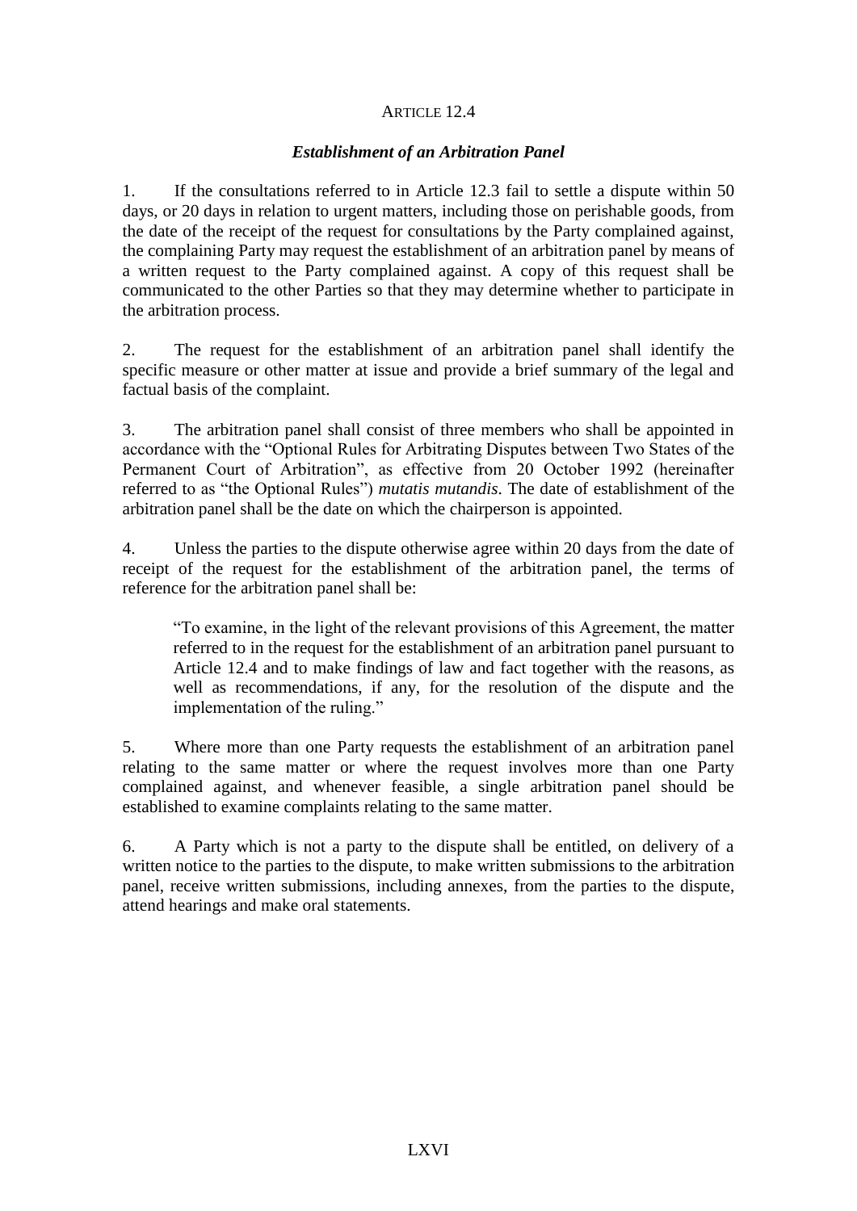## ARTICLE 12.4

### *Establishment of an Arbitration Panel*

1. If the consultations referred to in Article 12.3 fail to settle a dispute within 50 days, or 20 days in relation to urgent matters, including those on perishable goods, from the date of the receipt of the request for consultations by the Party complained against, the complaining Party may request the establishment of an arbitration panel by means of a written request to the Party complained against. A copy of this request shall be communicated to the other Parties so that they may determine whether to participate in the arbitration process.

2. The request for the establishment of an arbitration panel shall identify the specific measure or other matter at issue and provide a brief summary of the legal and factual basis of the complaint.

3. The arbitration panel shall consist of three members who shall be appointed in accordance with the "Optional Rules for Arbitrating Disputes between Two States of the Permanent Court of Arbitration", as effective from 20 October 1992 (hereinafter referred to as "the Optional Rules") *mutatis mutandis*. The date of establishment of the arbitration panel shall be the date on which the chairperson is appointed.

4. Unless the parties to the dispute otherwise agree within 20 days from the date of receipt of the request for the establishment of the arbitration panel, the terms of reference for the arbitration panel shall be:

> "To examine, in the light of the relevant provisions of this Agreement, the matter referred to in the request for the establishment of an arbitration panel pursuant to Article 12.4 and to make findings of law and fact together with the reasons, as well as recommendations, if any, for the resolution of the dispute and the implementation of the ruling."

5. Where more than one Party requests the establishment of an arbitration panel relating to the same matter or where the request involves more than one Party complained against, and whenever feasible, a single arbitration panel should be established to examine complaints relating to the same matter.

6. A Party which is not a party to the dispute shall be entitled, on delivery of a written notice to the parties to the dispute, to make written submissions to the arbitration panel, receive written submissions, including annexes, from the parties to the dispute, attend hearings and make oral statements.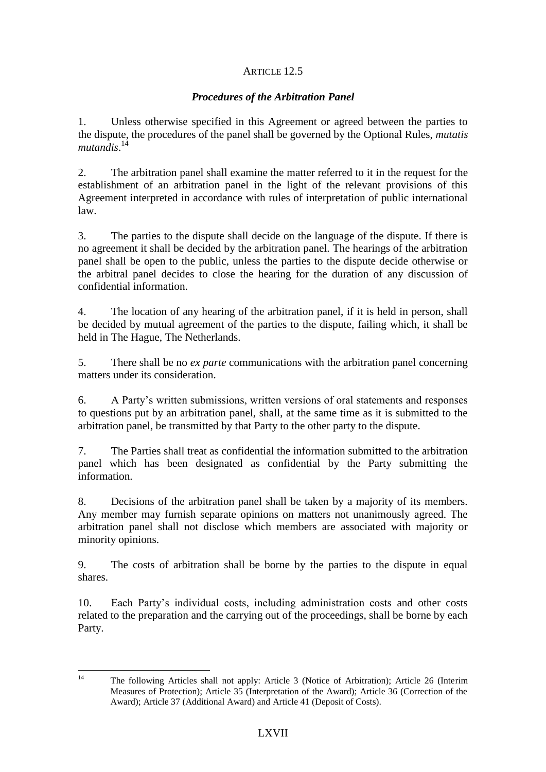## ARTICLE 12.5

### *Procedures of the Arbitration Panel*

1. Unless otherwise specified in this Agreement or agreed between the parties to the dispute, the procedures of the panel shall be governed by the Optional Rules, *mutatis mutandis*.[14]

2. The arbitration panel shall examine the matter referred to it in the request for the establishment of an arbitration panel in the light of the relevant provisions of this Agreement interpreted in accordance with rules of interpretation of public international law.

3. The parties to the dispute shall decide on the language of the dispute. If there is no agreement it shall be decided by the arbitration panel. The hearings of the arbitration panel shall be open to the public, unless the parties to the dispute decide otherwise or the arbitral panel decides to close the hearing for the duration of any discussion of confidential information.

4. The location of any hearing of the arbitration panel, if it is held in person, shall be decided by mutual agreement of the parties to the dispute, failing which, it shall be held in The Hague, The Netherlands.

5. There shall be no *ex parte* communications with the arbitration panel concerning matters under its consideration.

6. A Party's written submissions, written versions of oral statements and responses to questions put by an arbitration panel, shall, at the same time as it is submitted to the arbitration panel, be transmitted by that Party to the other party to the dispute.

7. The Parties shall treat as confidential the information submitted to the arbitration panel which has been designated as confidential by the Party submitting the information.

8. Decisions of the arbitration panel shall be taken by a majority of its members. Any member may furnish separate opinions on matters not unanimously agreed. The arbitration panel shall not disclose which members are associated with majority or minority opinions.

9. The costs of arbitration shall be borne by the parties to the dispute in equal shares.

10. Each Party's individual costs, including administration costs and other costs related to the preparation and the carrying out of the proceedings, shall be borne by each Party.

---

[14] The following Articles shall not apply: Article 3 (Notice of Arbitration); Article 26 (Interim Measures of Protection); Article 35 (Interpretation of the Award); Article 36 (Correction of the Award); Article 37 (Additional Award) and Article 41 (Deposit of Costs).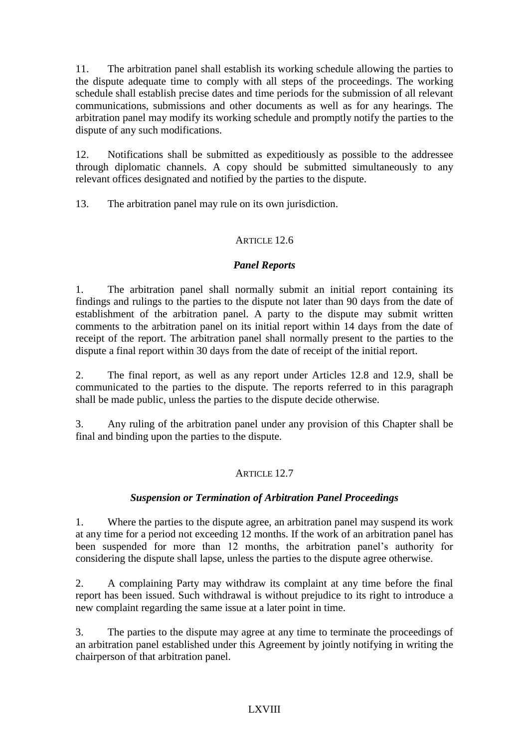11. The arbitration panel shall establish its working schedule allowing the parties to the dispute adequate time to comply with all steps of the proceedings. The working schedule shall establish precise dates and time periods for the submission of all relevant communications, submissions and other documents as well as for any hearings. The arbitration panel may modify its working schedule and promptly notify the parties to the dispute of any such modifications.

12. Notifications shall be submitted as expeditiously as possible to the addressee through diplomatic channels. A copy should be submitted simultaneously to any relevant offices designated and notified by the parties to the dispute.

13. The arbitration panel may rule on its own jurisdiction.

### ARTICLE 12.6

### *Panel Reports*

1. The arbitration panel shall normally submit an initial report containing its findings and rulings to the parties to the dispute not later than 90 days from the date of establishment of the arbitration panel. A party to the dispute may submit written comments to the arbitration panel on its initial report within 14 days from the date of receipt of the report. The arbitration panel shall normally present to the parties to the dispute a final report within 30 days from the date of receipt of the initial report.

2. The final report, as well as any report under Articles 12.8 and 12.9, shall be communicated to the parties to the dispute. The reports referred to in this paragraph shall be made public, unless the parties to the dispute decide otherwise.

3. Any ruling of the arbitration panel under any provision of this Chapter shall be final and binding upon the parties to the dispute.

### ARTICLE 12.7

### *Suspension or Termination of Arbitration Panel Proceedings*

1. Where the parties to the dispute agree, an arbitration panel may suspend its work at any time for a period not exceeding 12 months. If the work of an arbitration panel has been suspended for more than 12 months, the arbitration panel's authority for considering the dispute shall lapse, unless the parties to the dispute agree otherwise.

2. A complaining Party may withdraw its complaint at any time before the final report has been issued. Such withdrawal is without prejudice to its right to introduce a new complaint regarding the same issue at a later point in time.

3. The parties to the dispute may agree at any time to terminate the proceedings of an arbitration panel established under this Agreement by jointly notifying in writing the chairperson of that arbitration panel.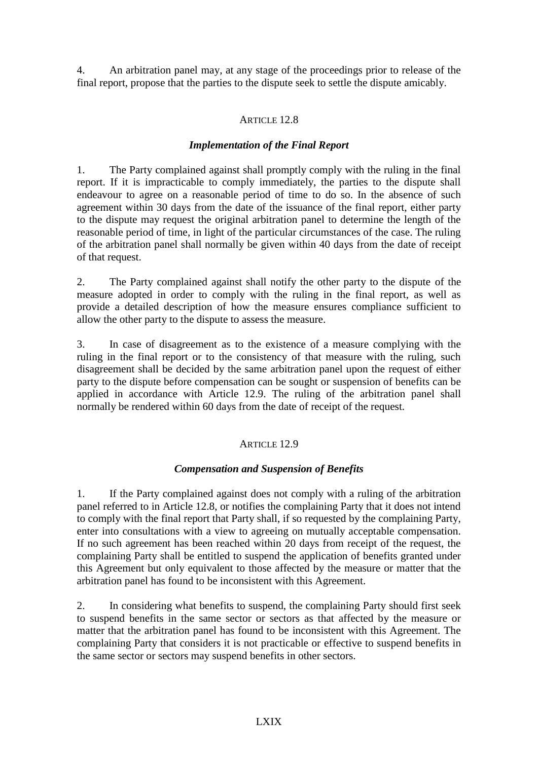4. An arbitration panel may, at any stage of the proceedings prior to release of the final report, propose that the parties to the dispute seek to settle the dispute amicably.

## ARTICLE 12.8

### *Implementation of the Final Report*

1. The Party complained against shall promptly comply with the ruling in the final report. If it is impracticable to comply immediately, the parties to the dispute shall endeavour to agree on a reasonable period of time to do so. In the absence of such agreement within 30 days from the date of the issuance of the final report, either party to the dispute may request the original arbitration panel to determine the length of the reasonable period of time, in light of the particular circumstances of the case. The ruling of the arbitration panel shall normally be given within 40 days from the date of receipt of that request.

2. The Party complained against shall notify the other party to the dispute of the measure adopted in order to comply with the ruling in the final report, as well as provide a detailed description of how the measure ensures compliance sufficient to allow the other party to the dispute to assess the measure.

3. In case of disagreement as to the existence of a measure complying with the ruling in the final report or to the consistency of that measure with the ruling, such disagreement shall be decided by the same arbitration panel upon the request of either party to the dispute before compensation can be sought or suspension of benefits can be applied in accordance with Article 12.9. The ruling of the arbitration panel shall normally be rendered within 60 days from the date of receipt of the request.

## ARTICLE 12.9

### *Compensation and Suspension of Benefits*

1. If the Party complained against does not comply with a ruling of the arbitration panel referred to in Article 12.8, or notifies the complaining Party that it does not intend to comply with the final report that Party shall, if so requested by the complaining Party, enter into consultations with a view to agreeing on mutually acceptable compensation. If no such agreement has been reached within 20 days from receipt of the request, the complaining Party shall be entitled to suspend the application of benefits granted under this Agreement but only equivalent to those affected by the measure or matter that the arbitration panel has found to be inconsistent with this Agreement.

2. In considering what benefits to suspend, the complaining Party should first seek to suspend benefits in the same sector or sectors as that affected by the measure or matter that the arbitration panel has found to be inconsistent with this Agreement. The complaining Party that considers it is not practicable or effective to suspend benefits in the same sector or sectors may suspend benefits in other sectors.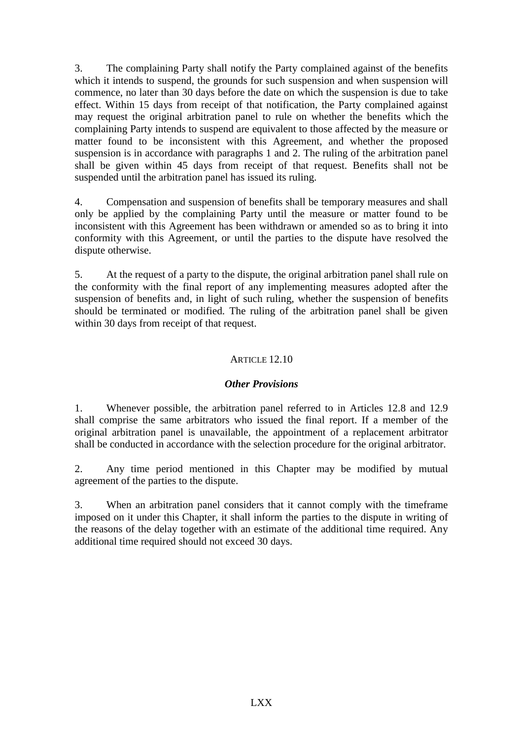3. The complaining Party shall notify the Party complained against of the benefits which it intends to suspend, the grounds for such suspension and when suspension will commence, no later than 30 days before the date on which the suspension is due to take effect. Within 15 days from receipt of that notification, the Party complained against may request the original arbitration panel to rule on whether the benefits which the complaining Party intends to suspend are equivalent to those affected by the measure or matter found to be inconsistent with this Agreement, and whether the proposed suspension is in accordance with paragraphs 1 and 2. The ruling of the arbitration panel shall be given within 45 days from receipt of that request. Benefits shall not be suspended until the arbitration panel has issued its ruling.

4. Compensation and suspension of benefits shall be temporary measures and shall only be applied by the complaining Party until the measure or matter found to be inconsistent with this Agreement has been withdrawn or amended so as to bring it into conformity with this Agreement, or until the parties to the dispute have resolved the dispute otherwise.

5. At the request of a party to the dispute, the original arbitration panel shall rule on the conformity with the final report of any implementing measures adopted after the suspension of benefits and, in light of such ruling, whether the suspension of benefits should be terminated or modified. The ruling of the arbitration panel shall be given within 30 days from receipt of that request.

## ARTICLE 12.10

### *Other Provisions*

1. Whenever possible, the arbitration panel referred to in Articles 12.8 and 12.9 shall comprise the same arbitrators who issued the final report. If a member of the original arbitration panel is unavailable, the appointment of a replacement arbitrator shall be conducted in accordance with the selection procedure for the original arbitrator.

2. Any time period mentioned in this Chapter may be modified by mutual agreement of the parties to the dispute.

3. When an arbitration panel considers that it cannot comply with the timeframe imposed on it under this Chapter, it shall inform the parties to the dispute in writing of the reasons of the delay together with an estimate of the additional time required. Any additional time required should not exceed 30 days.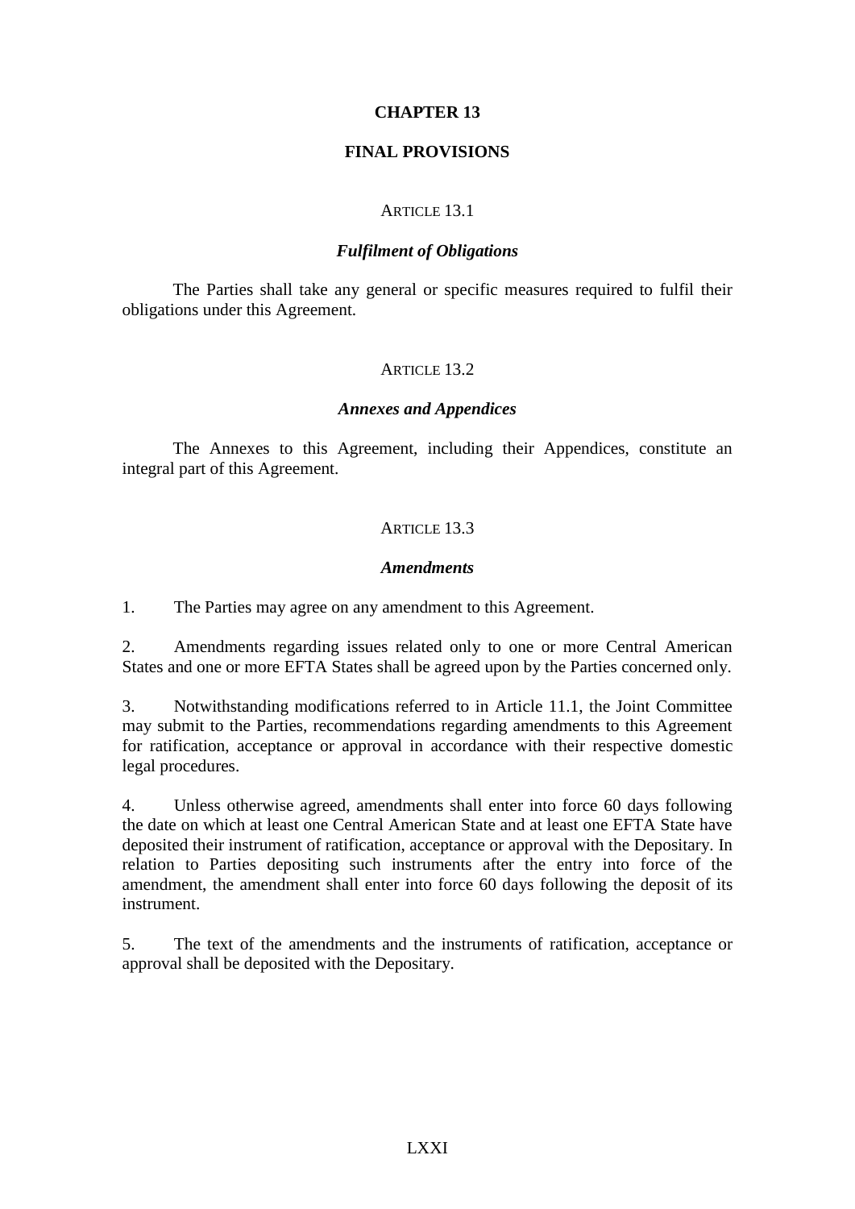# CHAPTER 13

# FINAL PROVISIONS

## ARTICLE 13.1

### *Fulfilment of Obligations*

The Parties shall take any general or specific measures required to fulfil their obligations under this Agreement.

## ARTICLE 13.2

### *Annexes and Appendices*

The Annexes to this Agreement, including their Appendices, constitute an integral part of this Agreement.

## ARTICLE 13.3

### *Amendments*

1. The Parties may agree on any amendment to this Agreement.

2. Amendments regarding issues related only to one or more Central American States and one or more EFTA States shall be agreed upon by the Parties concerned only.

3. Notwithstanding modifications referred to in Article 11.1, the Joint Committee may submit to the Parties, recommendations regarding amendments to this Agreement for ratification, acceptance or approval in accordance with their respective domestic legal procedures.

4. Unless otherwise agreed, amendments shall enter into force 60 days following the date on which at least one Central American State and at least one EFTA State have deposited their instrument of ratification, acceptance or approval with the Depositary. In relation to Parties depositing such instruments after the entry into force of the amendment, the amendment shall enter into force 60 days following the deposit of its instrument.

5. The text of the amendments and the instruments of ratification, acceptance or approval shall be deposited with the Depositary.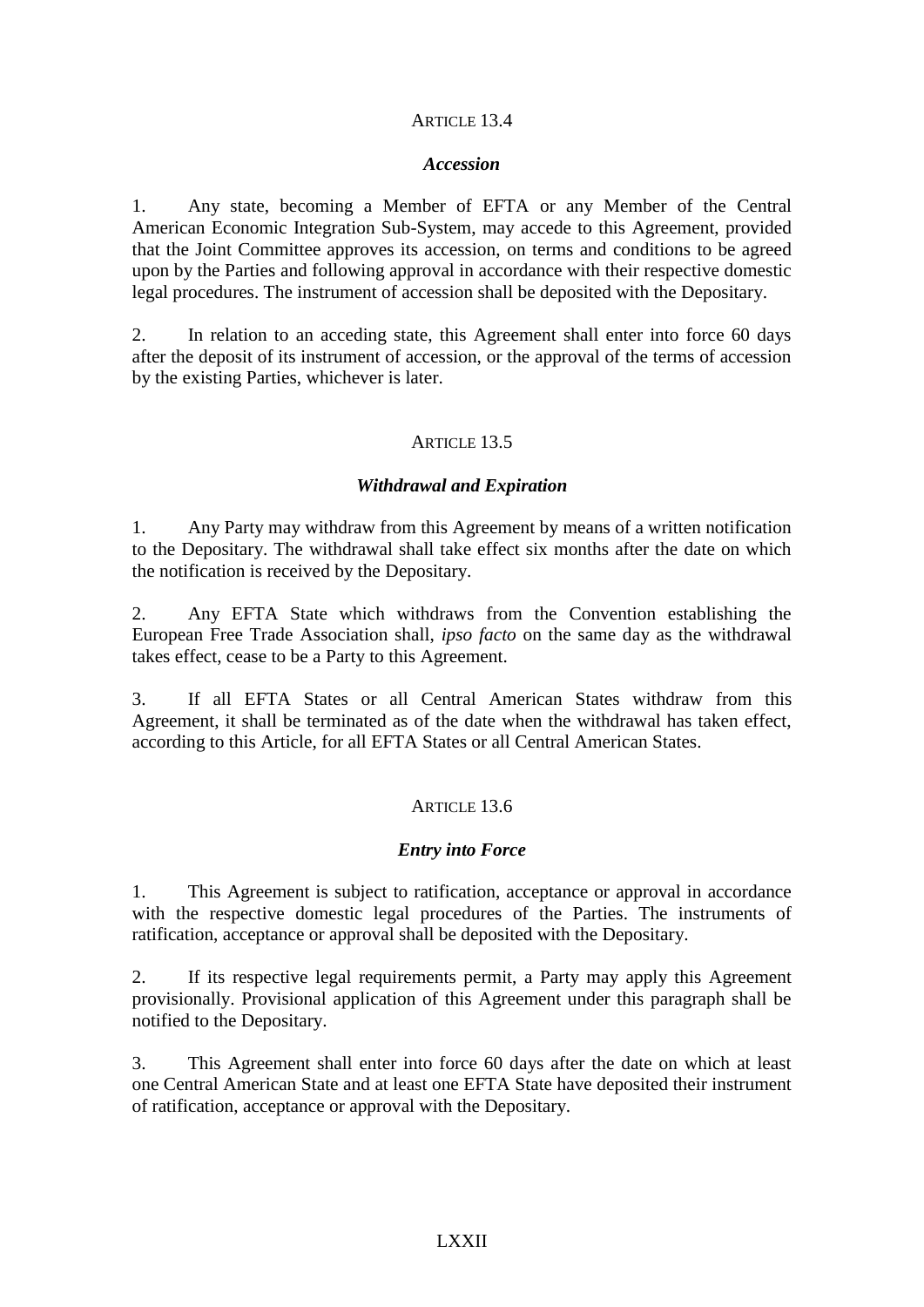### ARTICLE 13.4

***Accession***

1. Any state, becoming a Member of EFTA or any Member of the Central American Economic Integration Sub-System, may accede to this Agreement, provided that the Joint Committee approves its accession, on terms and conditions to be agreed upon by the Parties and following approval in accordance with their respective domestic legal procedures. The instrument of accession shall be deposited with the Depositary.

2. In relation to an acceding state, this Agreement shall enter into force 60 days after the deposit of its instrument of accession, or the approval of the terms of accession by the existing Parties, whichever is later.

### ARTICLE 13.5

***Withdrawal and Expiration***

1. Any Party may withdraw from this Agreement by means of a written notification to the Depositary. The withdrawal shall take effect six months after the date on which the notification is received by the Depositary.

2. Any EFTA State which withdraws from the Convention establishing the European Free Trade Association shall, *ipso facto* on the same day as the withdrawal takes effect, cease to be a Party to this Agreement.

3. If all EFTA States or all Central American States withdraw from this Agreement, it shall be terminated as of the date when the withdrawal has taken effect, according to this Article, for all EFTA States or all Central American States.

### ARTICLE 13.6

***Entry into Force***

1. This Agreement is subject to ratification, acceptance or approval in accordance with the respective domestic legal procedures of the Parties. The instruments of ratification, acceptance or approval shall be deposited with the Depositary.

2. If its respective legal requirements permit, a Party may apply this Agreement provisionally. Provisional application of this Agreement under this paragraph shall be notified to the Depositary.

3. This Agreement shall enter into force 60 days after the date on which at least one Central American State and at least one EFTA State have deposited their instrument of ratification, acceptance or approval with the Depositary.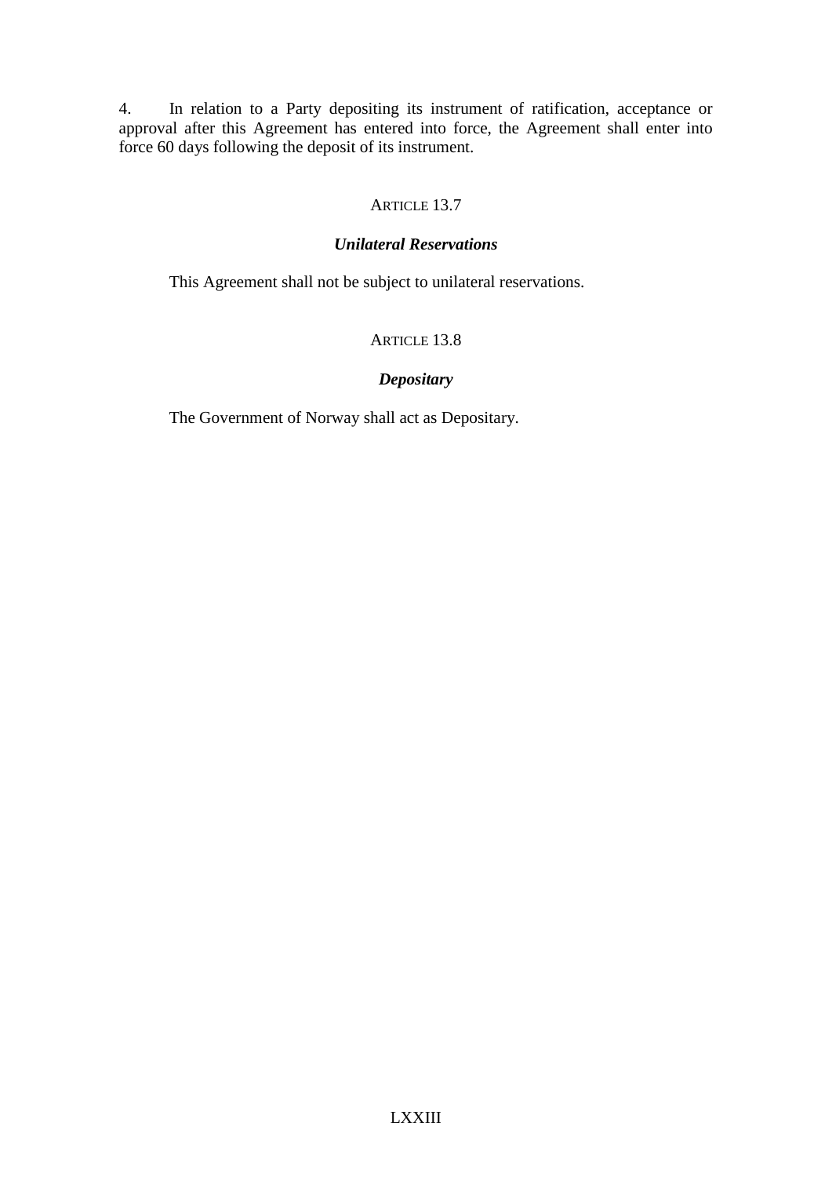4. In relation to a Party depositing its instrument of ratification, acceptance or approval after this Agreement has entered into force, the Agreement shall enter into force 60 days following the deposit of its instrument.

### ARTICLE 13.7

***Unilateral Reservations***

This Agreement shall not be subject to unilateral reservations.

### ARTICLE 13.8

***Depositary***

The Government of Norway shall act as Depositary.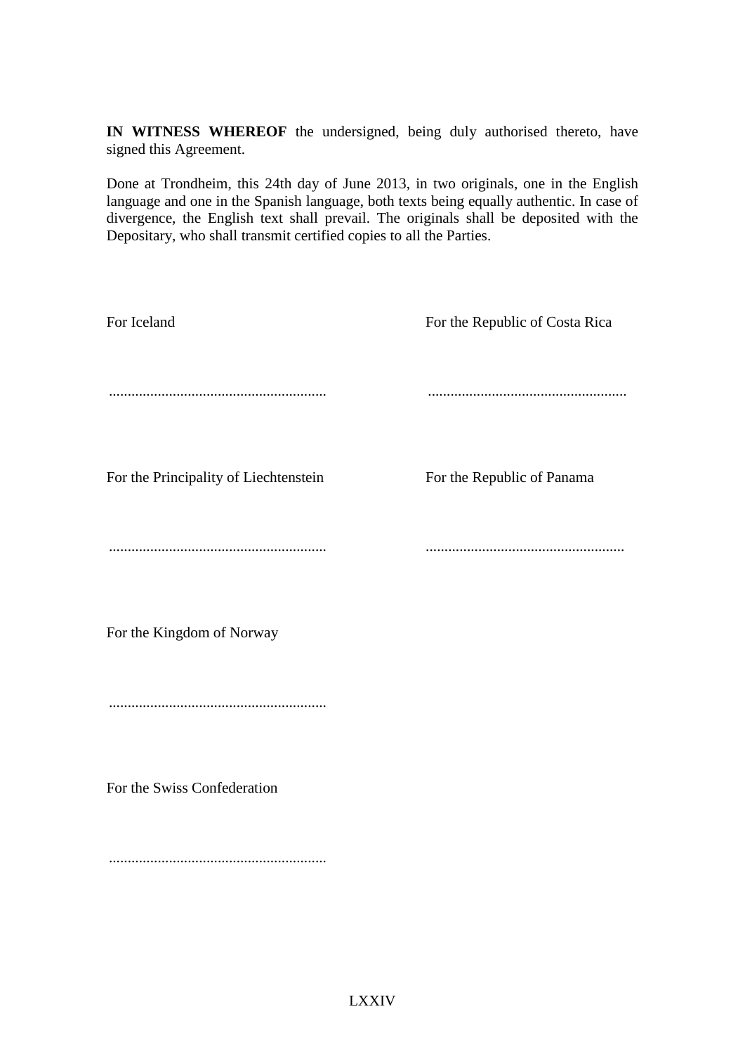**IN WITNESS WHEREOF** the undersigned, being duly authorised thereto, have signed this Agreement.

Done at Trondheim, this 24th day of June 2013, in two originals, one in the English language and one in the Spanish language, both texts being equally authentic. In case of divergence, the English text shall prevail. The originals shall be deposited with the Depositary, who shall transmit certified copies to all the Parties.

| | |
|---|---|
| For Iceland | For the Republic of Costa Rica |
| .......................................................... | ..................................................... |
| For the Principality of Liechtenstein | For the Republic of Panama |
| .......................................................... | ..................................................... |
| For the Kingdom of Norway | |
| .......................................................... | |
| For the Swiss Confederation | |
| .......................................................... | |